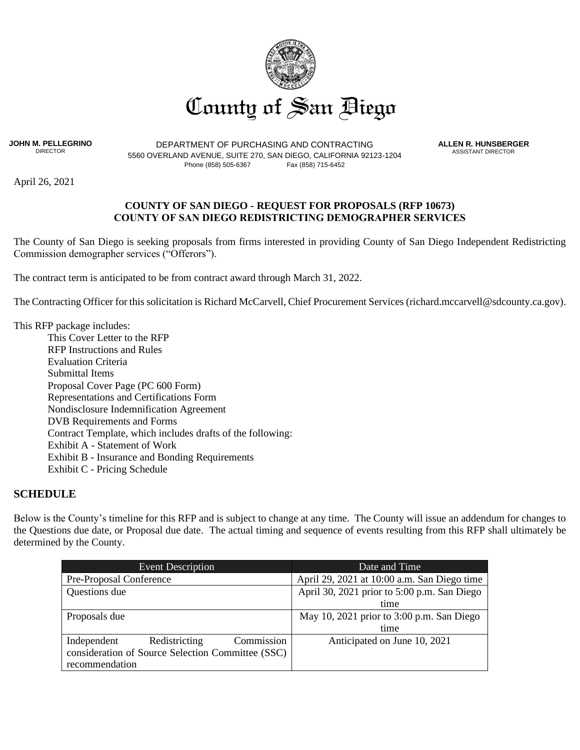# County of San Diego

**JOHN M. PELLEGRINO**
DIRECTOR

DEPARTMENT OF PURCHASING AND CONTRACTING
5560 OVERLAND AVENUE, SUITE 270, SAN DIEGO, CALIFORNIA 92123-1204
Phone (858) 505-6367 Fax (858) 715-6452

**ALLEN R. HUNSBERGER**
ASSISTANT DIRECTOR

April 26, 2021

**COUNTY OF SAN DIEGO - REQUEST FOR PROPOSALS (RFP 10673)**
**COUNTY OF SAN DIEGO REDISTRICTING DEMOGRAPHER SERVICES**

The County of San Diego is seeking proposals from firms interested in providing County of San Diego Independent Redistricting Commission demographer services ("Offerors").

The contract term is anticipated to be from contract award through March 31, 2022.

The Contracting Officer for this solicitation is Richard McCarvell, Chief Procurement Services (richard.mccarvell@sdcounty.ca.gov).

This RFP package includes:

- This Cover Letter to the RFP
- RFP Instructions and Rules
- Evaluation Criteria
- Submittal Items
- Proposal Cover Page (PC 600 Form)
- Representations and Certifications Form
- Nondisclosure Indemnification Agreement
- DVB Requirements and Forms
- Contract Template, which includes drafts of the following:
- Exhibit A - Statement of Work
- Exhibit B - Insurance and Bonding Requirements
- Exhibit C - Pricing Schedule

## SCHEDULE

Below is the County's timeline for this RFP and is subject to change at any time. The County will issue an addendum for changes to the Questions due date, or Proposal due date. The actual timing and sequence of events resulting from this RFP shall ultimately be determined by the County.

| Event Description | Date and Time |
|---|---|
| Pre-Proposal Conference | April 29, 2021 at 10:00 a.m. San Diego time |
| Questions due | April 30, 2021 prior to 5:00 p.m. San Diego time |
| Proposals due | May 10, 2021 prior to 3:00 p.m. San Diego time |
| Independent Redistricting Commission consideration of Source Selection Committee (SSC) recommendation | Anticipated on June 10, 2021 |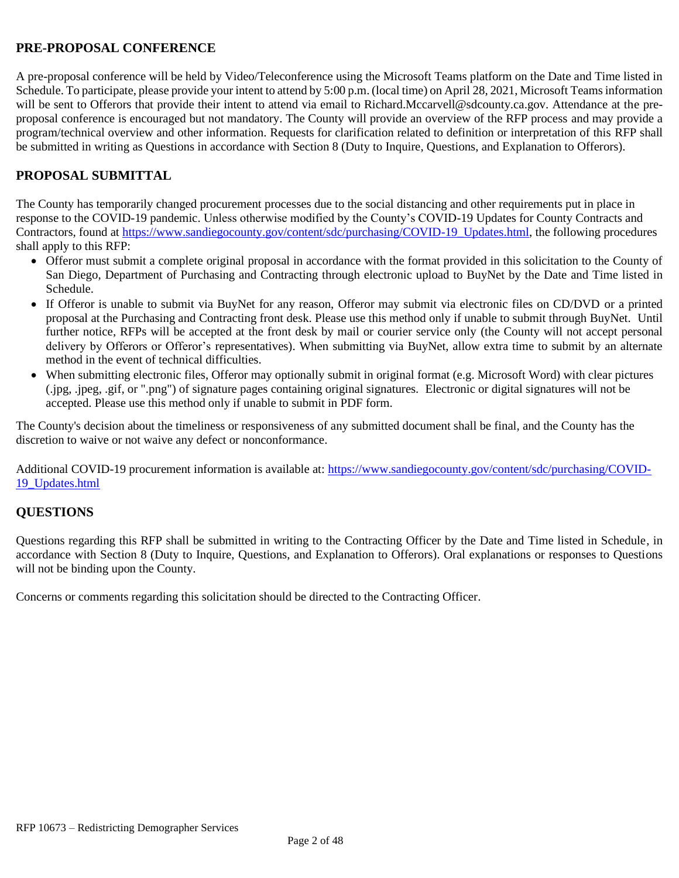## PRE-PROPOSAL CONFERENCE

A pre-proposal conference will be held by Video/Teleconference using the Microsoft Teams platform on the Date and Time listed in Schedule. To participate, please provide your intent to attend by 5:00 p.m. (local time) on April 28, 2021, Microsoft Teams information will be sent to Offerors that provide their intent to attend via email to Richard.Mccarvell@sdcounty.ca.gov. Attendance at the pre-proposal conference is encouraged but not mandatory. The County will provide an overview of the RFP process and may provide a program/technical overview and other information. Requests for clarification related to definition or interpretation of this RFP shall be submitted in writing as Questions in accordance with Section 8 (Duty to Inquire, Questions, and Explanation to Offerors).

## PROPOSAL SUBMITTAL

The County has temporarily changed procurement processes due to the social distancing and other requirements put in place in response to the COVID-19 pandemic. Unless otherwise modified by the County's COVID-19 Updates for County Contracts and Contractors, found at https://www.sandiegocounty.gov/content/sdc/purchasing/COVID-19_Updates.html, the following procedures shall apply to this RFP:

- Offeror must submit a complete original proposal in accordance with the format provided in this solicitation to the County of San Diego, Department of Purchasing and Contracting through electronic upload to BuyNet by the Date and Time listed in Schedule.
- If Offeror is unable to submit via BuyNet for any reason, Offeror may submit via electronic files on CD/DVD or a printed proposal at the Purchasing and Contracting front desk. Please use this method only if unable to submit through BuyNet. Until further notice, RFPs will be accepted at the front desk by mail or courier service only (the County will not accept personal delivery by Offerors or Offeror's representatives). When submitting via BuyNet, allow extra time to submit by an alternate method in the event of technical difficulties.
- When submitting electronic files, Offeror may optionally submit in original format (e.g. Microsoft Word) with clear pictures (.jpg, .jpeg, .gif, or ".png") of signature pages containing original signatures. Electronic or digital signatures will not be accepted. Please use this method only if unable to submit in PDF form.

The County's decision about the timeliness or responsiveness of any submitted document shall be final, and the County has the discretion to waive or not waive any defect or nonconformance.

Additional COVID-19 procurement information is available at: https://www.sandiegocounty.gov/content/sdc/purchasing/COVID-19_Updates.html

## QUESTIONS

Questions regarding this RFP shall be submitted in writing to the Contracting Officer by the Date and Time listed in Schedule, in accordance with Section 8 (Duty to Inquire, Questions, and Explanation to Offerors). Oral explanations or responses to Questions will not be binding upon the County.

Concerns or comments regarding this solicitation should be directed to the Contracting Officer.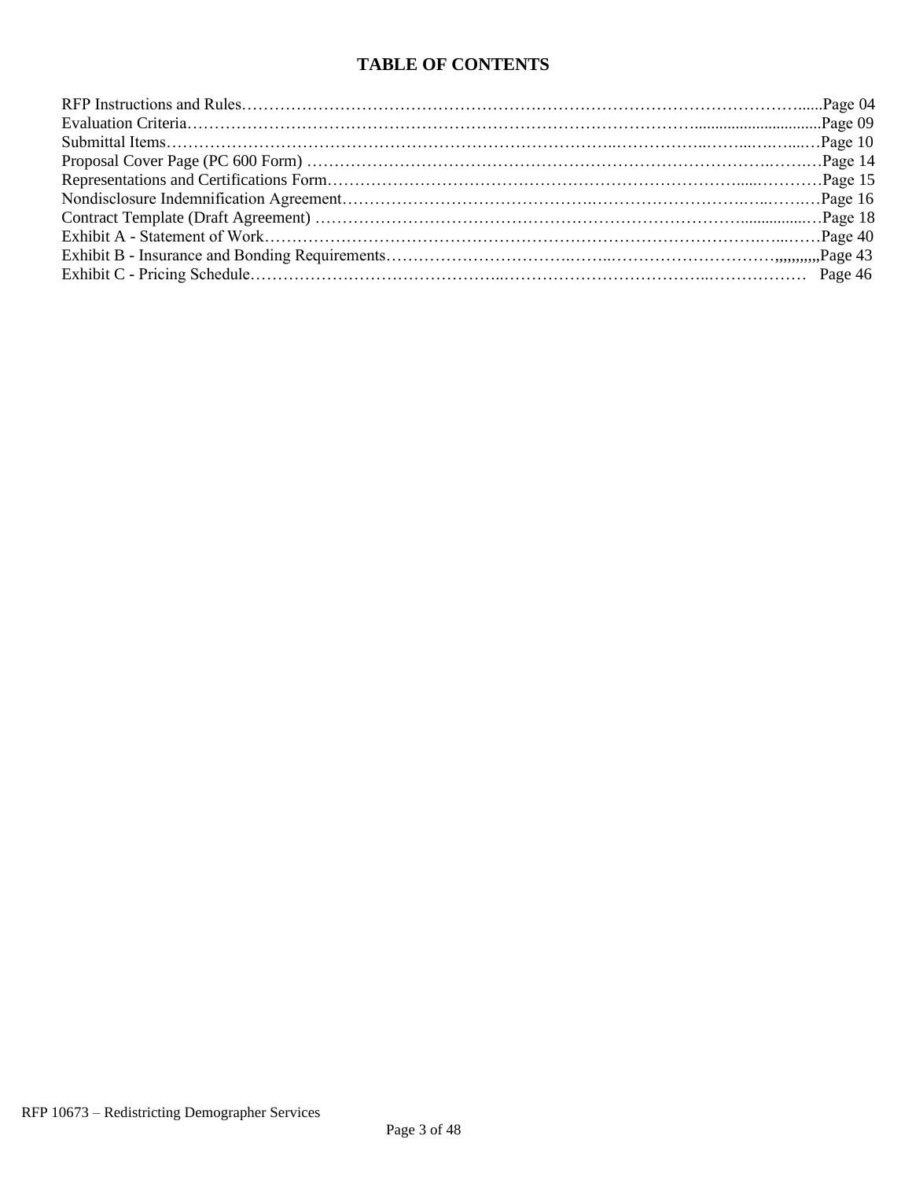# TABLE OF CONTENTS

| | |
|---|---|
| RFP Instructions and Rules | Page 04 |
| Evaluation Criteria | Page 09 |
| Submittal Items | Page 10 |
| Proposal Cover Page (PC 600 Form) | Page 14 |
| Representations and Certifications Form | Page 15 |
| Nondisclosure Indemnification Agreement | Page 16 |
| Contract Template (Draft Agreement) | Page 18 |
| Exhibit A - Statement of Work | Page 40 |
| Exhibit B - Insurance and Bonding Requirements | Page 43 |
| Exhibit C - Pricing Schedule | Page 46 |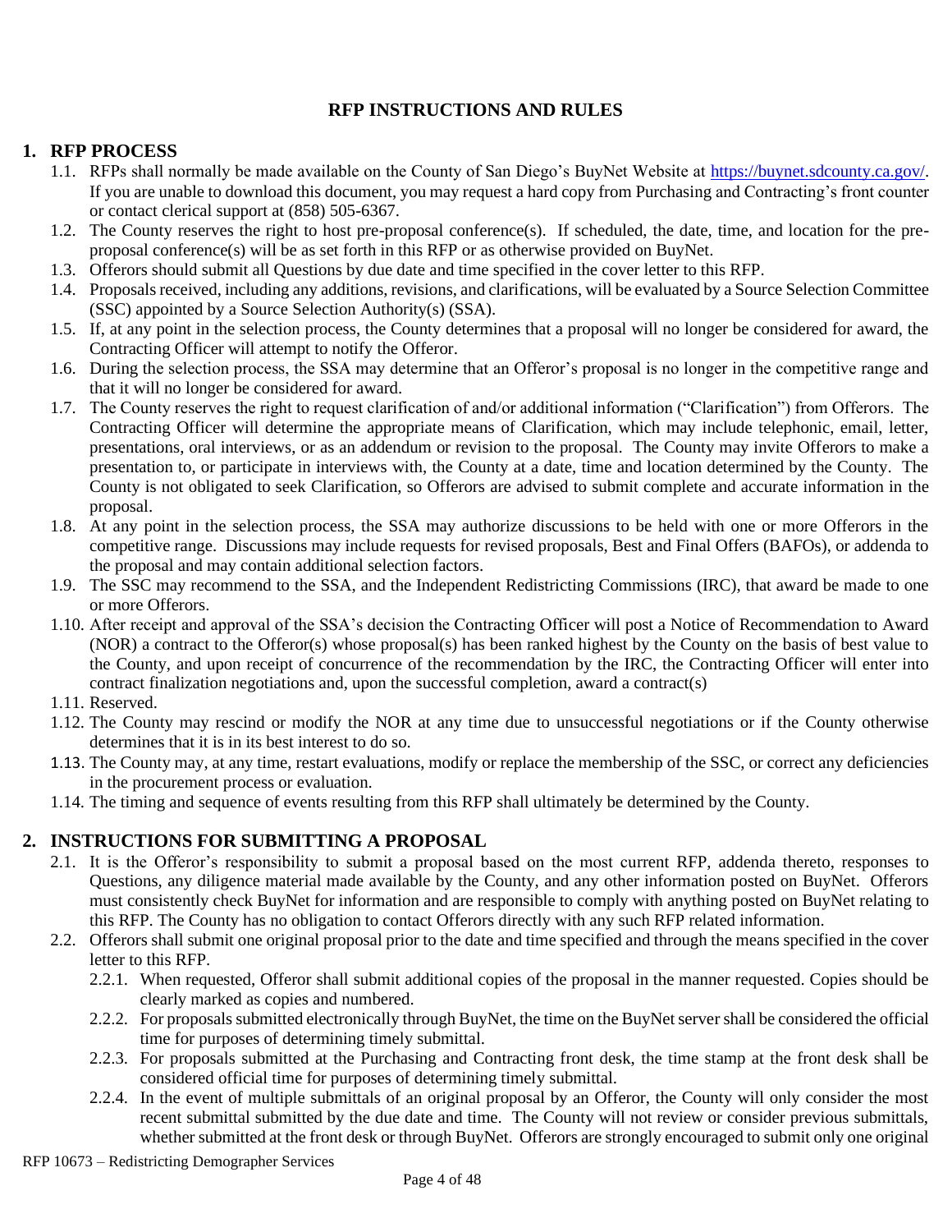# RFP INSTRUCTIONS AND RULES

## 1. RFP PROCESS

1.1. RFPs shall normally be made available on the County of San Diego's BuyNet Website at https://buynet.sdcounty.ca.gov/. If you are unable to download this document, you may request a hard copy from Purchasing and Contracting's front counter or contact clerical support at (858) 505-6367.

1.2. The County reserves the right to host pre-proposal conference(s). If scheduled, the date, time, and location for the pre-proposal conference(s) will be as set forth in this RFP or as otherwise provided on BuyNet.

1.3. Offerors should submit all Questions by due date and time specified in the cover letter to this RFP.

1.4. Proposals received, including any additions, revisions, and clarifications, will be evaluated by a Source Selection Committee (SSC) appointed by a Source Selection Authority(s) (SSA).

1.5. If, at any point in the selection process, the County determines that a proposal will no longer be considered for award, the Contracting Officer will attempt to notify the Offeror.

1.6. During the selection process, the SSA may determine that an Offeror's proposal is no longer in the competitive range and that it will no longer be considered for award.

1.7. The County reserves the right to request clarification of and/or additional information ("Clarification") from Offerors. The Contracting Officer will determine the appropriate means of Clarification, which may include telephonic, email, letter, presentations, oral interviews, or as an addendum or revision to the proposal. The County may invite Offerors to make a presentation to, or participate in interviews with, the County at a date, time and location determined by the County. The County is not obligated to seek Clarification, so Offerors are advised to submit complete and accurate information in the proposal.

1.8. At any point in the selection process, the SSA may authorize discussions to be held with one or more Offerors in the competitive range. Discussions may include requests for revised proposals, Best and Final Offers (BAFOs), or addenda to the proposal and may contain additional selection factors.

1.9. The SSC may recommend to the SSA, and the Independent Redistricting Commissions (IRC), that award be made to one or more Offerors.

1.10. After receipt and approval of the SSA's decision the Contracting Officer will post a Notice of Recommendation to Award (NOR) a contract to the Offeror(s) whose proposal(s) has been ranked highest by the County on the basis of best value to the County, and upon receipt of concurrence of the recommendation by the IRC, the Contracting Officer will enter into contract finalization negotiations and, upon the successful completion, award a contract(s)

1.11. Reserved.

1.12. The County may rescind or modify the NOR at any time due to unsuccessful negotiations or if the County otherwise determines that it is in its best interest to do so.

1.13. The County may, at any time, restart evaluations, modify or replace the membership of the SSC, or correct any deficiencies in the procurement process or evaluation.

1.14. The timing and sequence of events resulting from this RFP shall ultimately be determined by the County.

## 2. INSTRUCTIONS FOR SUBMITTING A PROPOSAL

2.1. It is the Offeror's responsibility to submit a proposal based on the most current RFP, addenda thereto, responses to Questions, any diligence material made available by the County, and any other information posted on BuyNet. Offerors must consistently check BuyNet for information and are responsible to comply with anything posted on BuyNet relating to this RFP. The County has no obligation to contact Offerors directly with any such RFP related information.

2.2. Offerors shall submit one original proposal prior to the date and time specified and through the means specified in the cover letter to this RFP.

2.2.1. When requested, Offeror shall submit additional copies of the proposal in the manner requested. Copies should be clearly marked as copies and numbered.

2.2.2. For proposals submitted electronically through BuyNet, the time on the BuyNet server shall be considered the official time for purposes of determining timely submittal.

2.2.3. For proposals submitted at the Purchasing and Contracting front desk, the time stamp at the front desk shall be considered official time for purposes of determining timely submittal.

2.2.4. In the event of multiple submittals of an original proposal by an Offeror, the County will only consider the most recent submittal submitted by the due date and time. The County will not review or consider previous submittals, whether submitted at the front desk or through BuyNet. Offerors are strongly encouraged to submit only one original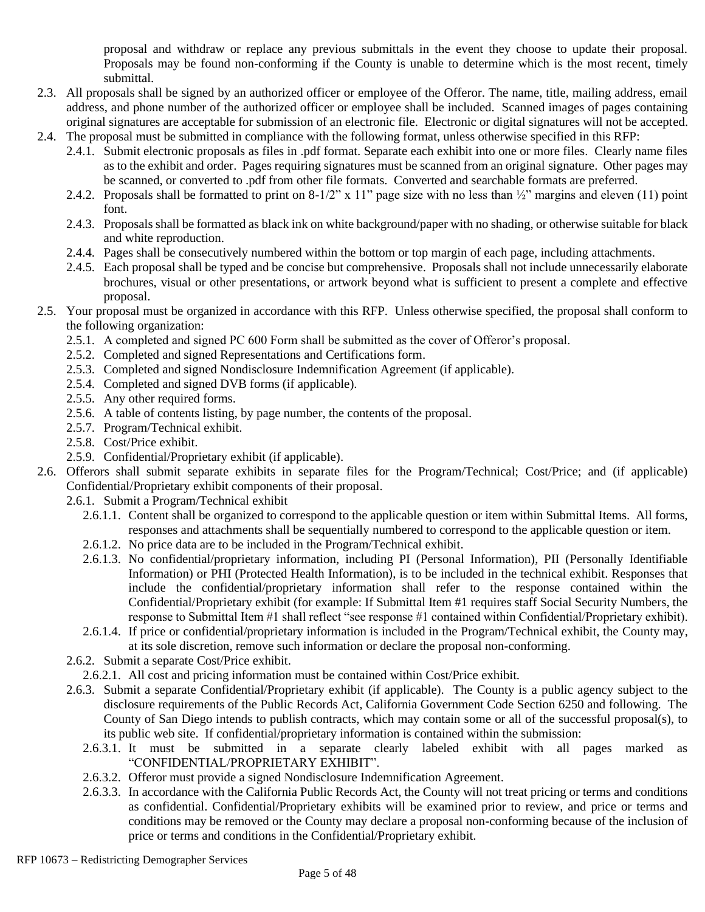proposal and withdraw or replace any previous submittals in the event they choose to update their proposal. Proposals may be found non-conforming if the County is unable to determine which is the most recent, timely submittal.

2.3. All proposals shall be signed by an authorized officer or employee of the Offeror. The name, title, mailing address, email address, and phone number of the authorized officer or employee shall be included. Scanned images of pages containing original signatures are acceptable for submission of an electronic file. Electronic or digital signatures will not be accepted.

2.4. The proposal must be submitted in compliance with the following format, unless otherwise specified in this RFP:

- 2.4.1. Submit electronic proposals as files in .pdf format. Separate each exhibit into one or more files. Clearly name files as to the exhibit and order. Pages requiring signatures must be scanned from an original signature. Other pages may be scanned, or converted to .pdf from other file formats. Converted and searchable formats are preferred.
- 2.4.2. Proposals shall be formatted to print on 8-1/2" x 11" page size with no less than ½" margins and eleven (11) point font.
- 2.4.3. Proposals shall be formatted as black ink on white background/paper with no shading, or otherwise suitable for black and white reproduction.
- 2.4.4. Pages shall be consecutively numbered within the bottom or top margin of each page, including attachments.
- 2.4.5. Each proposal shall be typed and be concise but comprehensive. Proposals shall not include unnecessarily elaborate brochures, visual or other presentations, or artwork beyond what is sufficient to present a complete and effective proposal.

2.5. Your proposal must be organized in accordance with this RFP. Unless otherwise specified, the proposal shall conform to the following organization:

- 2.5.1. A completed and signed PC 600 Form shall be submitted as the cover of Offeror's proposal.
- 2.5.2. Completed and signed Representations and Certifications form.
- 2.5.3. Completed and signed Nondisclosure Indemnification Agreement (if applicable).
- 2.5.4. Completed and signed DVB forms (if applicable).
- 2.5.5. Any other required forms.
- 2.5.6. A table of contents listing, by page number, the contents of the proposal.
- 2.5.7. Program/Technical exhibit.
- 2.5.8. Cost/Price exhibit.
- 2.5.9. Confidential/Proprietary exhibit (if applicable).

2.6. Offerors shall submit separate exhibits in separate files for the Program/Technical; Cost/Price; and (if applicable) Confidential/Proprietary exhibit components of their proposal.

- 2.6.1. Submit a Program/Technical exhibit
  - 2.6.1.1. Content shall be organized to correspond to the applicable question or item within Submittal Items. All forms, responses and attachments shall be sequentially numbered to correspond to the applicable question or item.
  - 2.6.1.2. No price data are to be included in the Program/Technical exhibit.
  - 2.6.1.3. No confidential/proprietary information, including PI (Personal Information), PII (Personally Identifiable Information) or PHI (Protected Health Information), is to be included in the technical exhibit. Responses that include the confidential/proprietary information shall refer to the response contained within the Confidential/Proprietary exhibit (for example: If Submittal Item #1 requires staff Social Security Numbers, the response to Submittal Item #1 shall reflect "see response #1 contained within Confidential/Proprietary exhibit).
  - 2.6.1.4. If price or confidential/proprietary information is included in the Program/Technical exhibit, the County may, at its sole discretion, remove such information or declare the proposal non-conforming.
- 2.6.2. Submit a separate Cost/Price exhibit.
  - 2.6.2.1. All cost and pricing information must be contained within Cost/Price exhibit.
- 2.6.3. Submit a separate Confidential/Proprietary exhibit (if applicable). The County is a public agency subject to the disclosure requirements of the Public Records Act, California Government Code Section 6250 and following. The County of San Diego intends to publish contracts, which may contain some or all of the successful proposal(s), to its public web site. If confidential/proprietary information is contained within the submission:
  - 2.6.3.1. It must be submitted in a separate clearly labeled exhibit with all pages marked as "CONFIDENTIAL/PROPRIETARY EXHIBIT".
  - 2.6.3.2. Offeror must provide a signed Nondisclosure Indemnification Agreement.
  - 2.6.3.3. In accordance with the California Public Records Act, the County will not treat pricing or terms and conditions as confidential. Confidential/Proprietary exhibits will be examined prior to review, and price or terms and conditions may be removed or the County may declare a proposal non-conforming because of the inclusion of price or terms and conditions in the Confidential/Proprietary exhibit.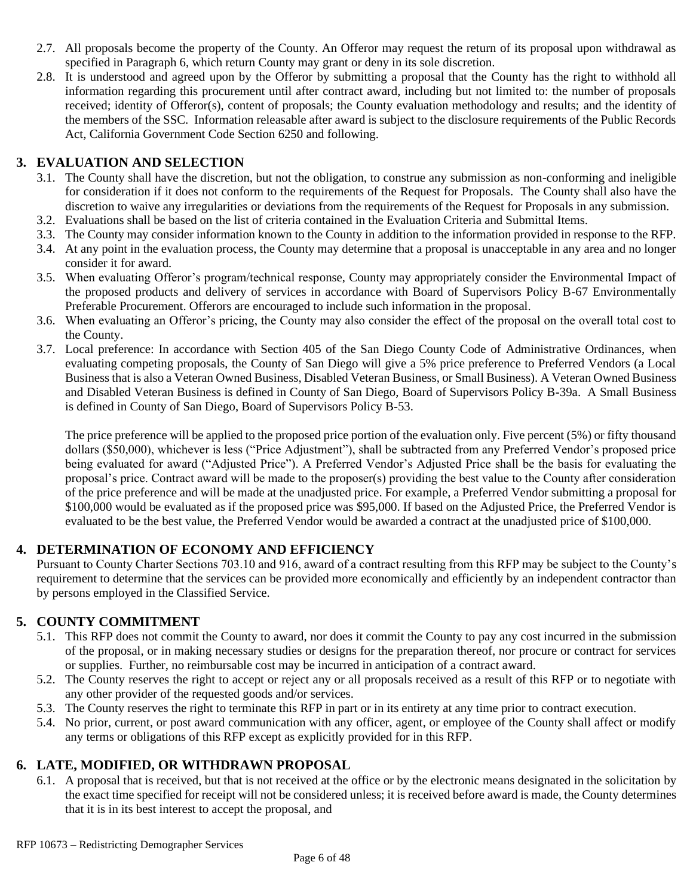2.7. All proposals become the property of the County. An Offeror may request the return of its proposal upon withdrawal as specified in Paragraph 6, which return County may grant or deny in its sole discretion.

2.8. It is understood and agreed upon by the Offeror by submitting a proposal that the County has the right to withhold all information regarding this procurement until after contract award, including but not limited to: the number of proposals received; identity of Offeror(s), content of proposals; the County evaluation methodology and results; and the identity of the members of the SSC. Information releasable after award is subject to the disclosure requirements of the Public Records Act, California Government Code Section 6250 and following.

## 3. EVALUATION AND SELECTION

3.1. The County shall have the discretion, but not the obligation, to construe any submission as non-conforming and ineligible for consideration if it does not conform to the requirements of the Request for Proposals. The County shall also have the discretion to waive any irregularities or deviations from the requirements of the Request for Proposals in any submission.

3.2. Evaluations shall be based on the list of criteria contained in the Evaluation Criteria and Submittal Items.

3.3. The County may consider information known to the County in addition to the information provided in response to the RFP.

3.4. At any point in the evaluation process, the County may determine that a proposal is unacceptable in any area and no longer consider it for award.

3.5. When evaluating Offeror's program/technical response, County may appropriately consider the Environmental Impact of the proposed products and delivery of services in accordance with Board of Supervisors Policy B-67 Environmentally Preferable Procurement. Offerors are encouraged to include such information in the proposal.

3.6. When evaluating an Offeror's pricing, the County may also consider the effect of the proposal on the overall total cost to the County.

3.7. Local preference: In accordance with Section 405 of the San Diego County Code of Administrative Ordinances, when evaluating competing proposals, the County of San Diego will give a 5% price preference to Preferred Vendors (a Local Business that is also a Veteran Owned Business, Disabled Veteran Business, or Small Business). A Veteran Owned Business and Disabled Veteran Business is defined in County of San Diego, Board of Supervisors Policy B-39a. A Small Business is defined in County of San Diego, Board of Supervisors Policy B-53.

The price preference will be applied to the proposed price portion of the evaluation only. Five percent (5%) or fifty thousand dollars ($50,000), whichever is less ("Price Adjustment"), shall be subtracted from any Preferred Vendor's proposed price being evaluated for award ("Adjusted Price"). A Preferred Vendor's Adjusted Price shall be the basis for evaluating the proposal's price. Contract award will be made to the proposer(s) providing the best value to the County after consideration of the price preference and will be made at the unadjusted price. For example, a Preferred Vendor submitting a proposal for $100,000 would be evaluated as if the proposed price was $95,000. If based on the Adjusted Price, the Preferred Vendor is evaluated to be the best value, the Preferred Vendor would be awarded a contract at the unadjusted price of $100,000.

## 4. DETERMINATION OF ECONOMY AND EFFICIENCY

Pursuant to County Charter Sections 703.10 and 916, award of a contract resulting from this RFP may be subject to the County's requirement to determine that the services can be provided more economically and efficiently by an independent contractor than by persons employed in the Classified Service.

## 5. COUNTY COMMITMENT

5.1. This RFP does not commit the County to award, nor does it commit the County to pay any cost incurred in the submission of the proposal, or in making necessary studies or designs for the preparation thereof, nor procure or contract for services or supplies. Further, no reimbursable cost may be incurred in anticipation of a contract award.

5.2. The County reserves the right to accept or reject any or all proposals received as a result of this RFP or to negotiate with any other provider of the requested goods and/or services.

5.3. The County reserves the right to terminate this RFP in part or in its entirety at any time prior to contract execution.

5.4. No prior, current, or post award communication with any officer, agent, or employee of the County shall affect or modify any terms or obligations of this RFP except as explicitly provided for in this RFP.

## 6. LATE, MODIFIED, OR WITHDRAWN PROPOSAL

6.1. A proposal that is received, but that is not received at the office or by the electronic means designated in the solicitation by the exact time specified for receipt will not be considered unless; it is received before award is made, the County determines that it is in its best interest to accept the proposal, and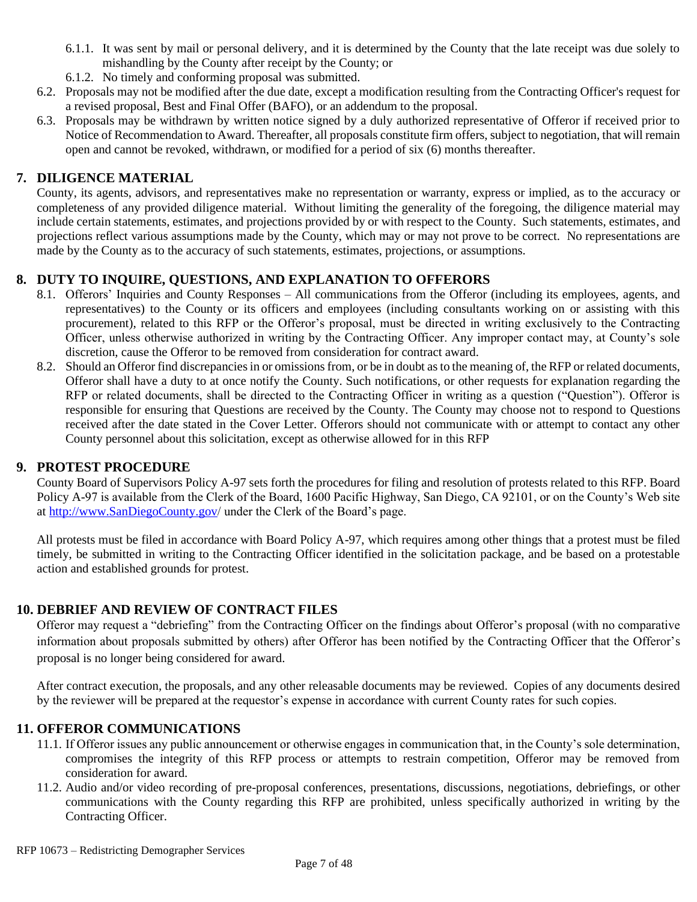6.1.1. It was sent by mail or personal delivery, and it is determined by the County that the late receipt was due solely to mishandling by the County after receipt by the County; or

6.1.2. No timely and conforming proposal was submitted.

6.2. Proposals may not be modified after the due date, except a modification resulting from the Contracting Officer's request for a revised proposal, Best and Final Offer (BAFO), or an addendum to the proposal.

6.3. Proposals may be withdrawn by written notice signed by a duly authorized representative of Offeror if received prior to Notice of Recommendation to Award. Thereafter, all proposals constitute firm offers, subject to negotiation, that will remain open and cannot be revoked, withdrawn, or modified for a period of six (6) months thereafter.

## 7. DILIGENCE MATERIAL

County, its agents, advisors, and representatives make no representation or warranty, express or implied, as to the accuracy or completeness of any provided diligence material. Without limiting the generality of the foregoing, the diligence material may include certain statements, estimates, and projections provided by or with respect to the County. Such statements, estimates, and projections reflect various assumptions made by the County, which may or may not prove to be correct. No representations are made by the County as to the accuracy of such statements, estimates, projections, or assumptions.

## 8. DUTY TO INQUIRE, QUESTIONS, AND EXPLANATION TO OFFERORS

8.1. Offerors' Inquiries and County Responses – All communications from the Offeror (including its employees, agents, and representatives) to the County or its officers and employees (including consultants working on or assisting with this procurement), related to this RFP or the Offeror's proposal, must be directed in writing exclusively to the Contracting Officer, unless otherwise authorized in writing by the Contracting Officer. Any improper contact may, at County's sole discretion, cause the Offeror to be removed from consideration for contract award.

8.2. Should an Offeror find discrepancies in or omissions from, or be in doubt as to the meaning of, the RFP or related documents, Offeror shall have a duty to at once notify the County. Such notifications, or other requests for explanation regarding the RFP or related documents, shall be directed to the Contracting Officer in writing as a question ("Question"). Offeror is responsible for ensuring that Questions are received by the County. The County may choose not to respond to Questions received after the date stated in the Cover Letter. Offerors should not communicate with or attempt to contact any other County personnel about this solicitation, except as otherwise allowed for in this RFP

## 9. PROTEST PROCEDURE

County Board of Supervisors Policy A-97 sets forth the procedures for filing and resolution of protests related to this RFP. Board Policy A-97 is available from the Clerk of the Board, 1600 Pacific Highway, San Diego, CA 92101, or on the County's Web site at http://www.SanDiegoCounty.gov/ under the Clerk of the Board's page.

All protests must be filed in accordance with Board Policy A-97, which requires among other things that a protest must be filed timely, be submitted in writing to the Contracting Officer identified in the solicitation package, and be based on a protestable action and established grounds for protest.

## 10. DEBRIEF AND REVIEW OF CONTRACT FILES

Offeror may request a "debriefing" from the Contracting Officer on the findings about Offeror's proposal (with no comparative information about proposals submitted by others) after Offeror has been notified by the Contracting Officer that the Offeror's proposal is no longer being considered for award.

After contract execution, the proposals, and any other releasable documents may be reviewed. Copies of any documents desired by the reviewer will be prepared at the requestor's expense in accordance with current County rates for such copies.

## 11. OFFEROR COMMUNICATIONS

11.1. If Offeror issues any public announcement or otherwise engages in communication that, in the County's sole determination, compromises the integrity of this RFP process or attempts to restrain competition, Offeror may be removed from consideration for award.

11.2. Audio and/or video recording of pre-proposal conferences, presentations, discussions, negotiations, debriefings, or other communications with the County regarding this RFP are prohibited, unless specifically authorized in writing by the Contracting Officer.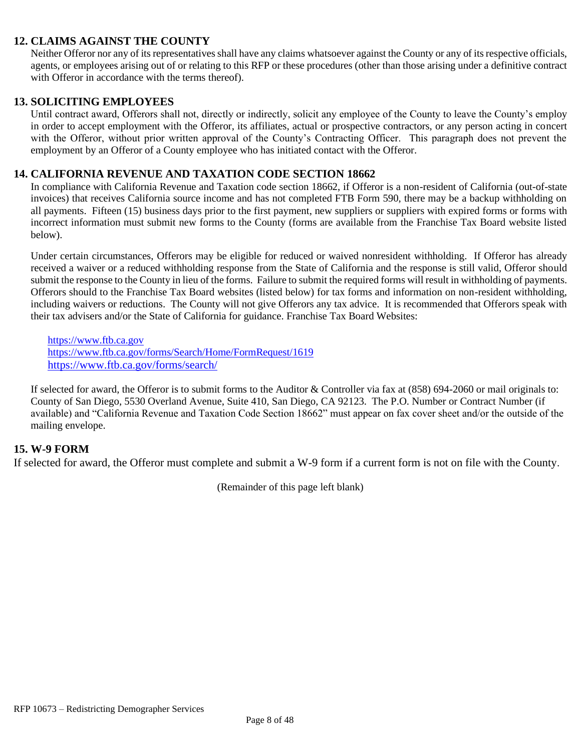## 12. CLAIMS AGAINST THE COUNTY

Neither Offeror nor any of its representatives shall have any claims whatsoever against the County or any of its respective officials, agents, or employees arising out of or relating to this RFP or these procedures (other than those arising under a definitive contract with Offeror in accordance with the terms thereof).

## 13. SOLICITING EMPLOYEES

Until contract award, Offerors shall not, directly or indirectly, solicit any employee of the County to leave the County's employ in order to accept employment with the Offeror, its affiliates, actual or prospective contractors, or any person acting in concert with the Offeror, without prior written approval of the County's Contracting Officer. This paragraph does not prevent the employment by an Offeror of a County employee who has initiated contact with the Offeror.

## 14. CALIFORNIA REVENUE AND TAXATION CODE SECTION 18662

In compliance with California Revenue and Taxation code section 18662, if Offeror is a non-resident of California (out-of-state invoices) that receives California source income and has not completed FTB Form 590, there may be a backup withholding on all payments. Fifteen (15) business days prior to the first payment, new suppliers or suppliers with expired forms or forms with incorrect information must submit new forms to the County (forms are available from the Franchise Tax Board website listed below).

Under certain circumstances, Offerors may be eligible for reduced or waived nonresident withholding. If Offeror has already received a waiver or a reduced withholding response from the State of California and the response is still valid, Offeror should submit the response to the County in lieu of the forms. Failure to submit the required forms will result in withholding of payments. Offerors should to the Franchise Tax Board websites (listed below) for tax forms and information on non-resident withholding, including waivers or reductions. The County will not give Offerors any tax advice. It is recommended that Offerors speak with their tax advisers and/or the State of California for guidance. Franchise Tax Board Websites:

https://www.ftb.ca.gov
https://www.ftb.ca.gov/forms/Search/Home/FormRequest/1619
https://www.ftb.ca.gov/forms/search/

If selected for award, the Offeror is to submit forms to the Auditor & Controller via fax at (858) 694-2060 or mail originals to: County of San Diego, 5530 Overland Avenue, Suite 410, San Diego, CA 92123. The P.O. Number or Contract Number (if available) and "California Revenue and Taxation Code Section 18662" must appear on fax cover sheet and/or the outside of the mailing envelope.

## 15. W-9 FORM

If selected for award, the Offeror must complete and submit a W-9 form if a current form is not on file with the County.

(Remainder of this page left blank)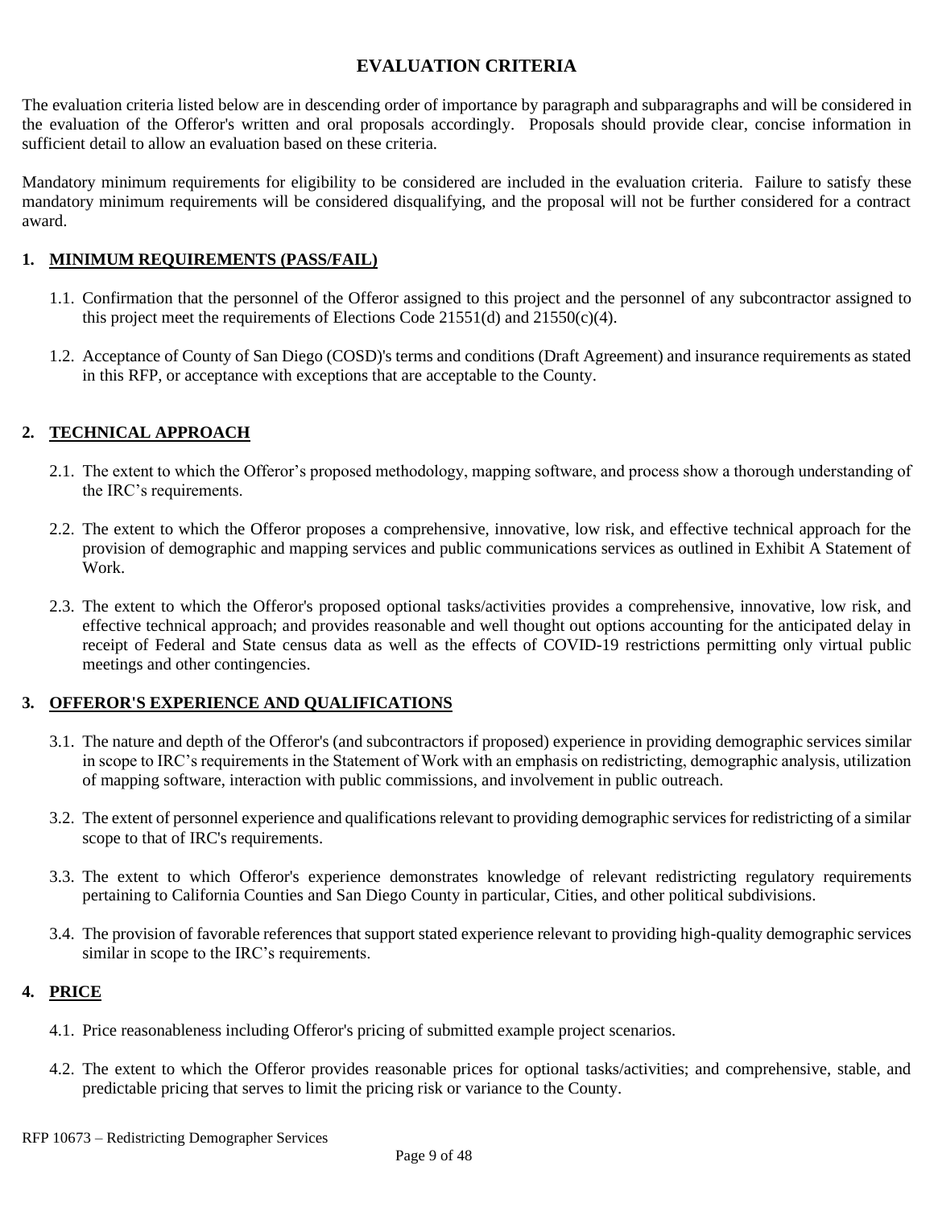# EVALUATION CRITERIA

The evaluation criteria listed below are in descending order of importance by paragraph and subparagraphs and will be considered in the evaluation of the Offeror's written and oral proposals accordingly. Proposals should provide clear, concise information in sufficient detail to allow an evaluation based on these criteria.

Mandatory minimum requirements for eligibility to be considered are included in the evaluation criteria. Failure to satisfy these mandatory minimum requirements will be considered disqualifying, and the proposal will not be further considered for a contract award.

## 1. MINIMUM REQUIREMENTS (PASS/FAIL)

1.1. Confirmation that the personnel of the Offeror assigned to this project and the personnel of any subcontractor assigned to this project meet the requirements of Elections Code 21551(d) and 21550(c)(4).

1.2. Acceptance of County of San Diego (COSD)'s terms and conditions (Draft Agreement) and insurance requirements as stated in this RFP, or acceptance with exceptions that are acceptable to the County.

## 2. TECHNICAL APPROACH

2.1. The extent to which the Offeror's proposed methodology, mapping software, and process show a thorough understanding of the IRC's requirements.

2.2. The extent to which the Offeror proposes a comprehensive, innovative, low risk, and effective technical approach for the provision of demographic and mapping services and public communications services as outlined in Exhibit A Statement of Work.

2.3. The extent to which the Offeror's proposed optional tasks/activities provides a comprehensive, innovative, low risk, and effective technical approach; and provides reasonable and well thought out options accounting for the anticipated delay in receipt of Federal and State census data as well as the effects of COVID-19 restrictions permitting only virtual public meetings and other contingencies.

## 3. OFFEROR'S EXPERIENCE AND QUALIFICATIONS

3.1. The nature and depth of the Offeror's (and subcontractors if proposed) experience in providing demographic services similar in scope to IRC's requirements in the Statement of Work with an emphasis on redistricting, demographic analysis, utilization of mapping software, interaction with public commissions, and involvement in public outreach.

3.2. The extent of personnel experience and qualifications relevant to providing demographic services for redistricting of a similar scope to that of IRC's requirements.

3.3. The extent to which Offeror's experience demonstrates knowledge of relevant redistricting regulatory requirements pertaining to California Counties and San Diego County in particular, Cities, and other political subdivisions.

3.4. The provision of favorable references that support stated experience relevant to providing high-quality demographic services similar in scope to the IRC's requirements.

## 4. PRICE

4.1. Price reasonableness including Offeror's pricing of submitted example project scenarios.

4.2. The extent to which the Offeror provides reasonable prices for optional tasks/activities; and comprehensive, stable, and predictable pricing that serves to limit the pricing risk or variance to the County.

RFP 10673 – Redistricting Demographer Services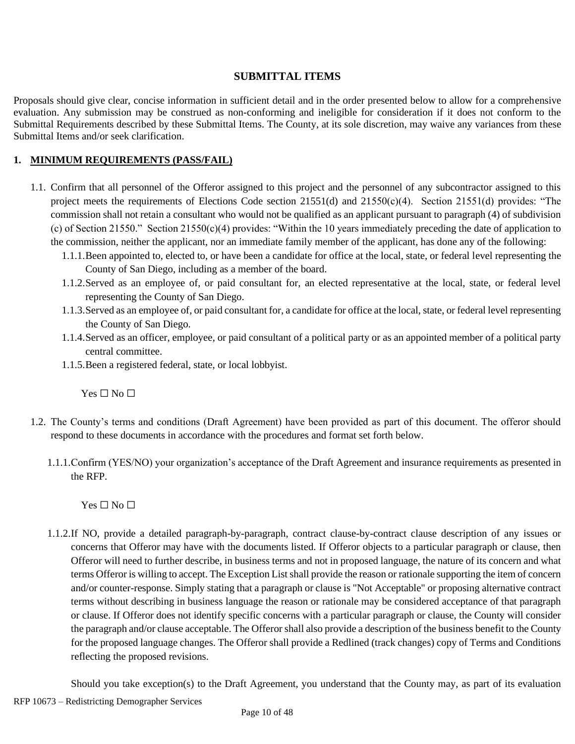## SUBMITTAL ITEMS

Proposals should give clear, concise information in sufficient detail and in the order presented below to allow for a comprehensive evaluation. Any submission may be construed as non-conforming and ineligible for consideration if it does not conform to the Submittal Requirements described by these Submittal Items. The County, at its sole discretion, may waive any variances from these Submittal Items and/or seek clarification.

### 1. MINIMUM REQUIREMENTS (PASS/FAIL)

1.1. Confirm that all personnel of the Offeror assigned to this project and the personnel of any subcontractor assigned to this project meets the requirements of Elections Code section 21551(d) and 21550(c)(4). Section 21551(d) provides: "The commission shall not retain a consultant who would not be qualified as an applicant pursuant to paragraph (4) of subdivision (c) of Section 21550." Section 21550(c)(4) provides: "Within the 10 years immediately preceding the date of application to the commission, neither the applicant, nor an immediate family member of the applicant, has done any of the following:

   1.1.1. Been appointed to, elected to, or have been a candidate for office at the local, state, or federal level representing the County of San Diego, including as a member of the board.

   1.1.2. Served as an employee of, or paid consultant for, an elected representative at the local, state, or federal level representing the County of San Diego.

   1.1.3. Served as an employee of, or paid consultant for, a candidate for office at the local, state, or federal level representing the County of San Diego.

   1.1.4. Served as an officer, employee, or paid consultant of a political party or as an appointed member of a political party central committee.

   1.1.5. Been a registered federal, state, or local lobbyist.

   Yes ☐ No ☐

1.2. The County's terms and conditions (Draft Agreement) have been provided as part of this document. The offeror should respond to these documents in accordance with the procedures and format set forth below.

   1.1.1. Confirm (YES/NO) your organization's acceptance of the Draft Agreement and insurance requirements as presented in the RFP.

   Yes ☐ No ☐

   1.1.2. If NO, provide a detailed paragraph-by-paragraph, contract clause-by-contract clause description of any issues or concerns that Offeror may have with the documents listed. If Offeror objects to a particular paragraph or clause, then Offeror will need to further describe, in business terms and not in proposed language, the nature of its concern and what terms Offeror is willing to accept. The Exception List shall provide the reason or rationale supporting the item of concern and/or counter-response. Simply stating that a paragraph or clause is "Not Acceptable" or proposing alternative contract terms without describing in business language the reason or rationale may be considered acceptance of that paragraph or clause. If Offeror does not identify specific concerns with a particular paragraph or clause, the County will consider the paragraph and/or clause acceptable. The Offeror shall also provide a description of the business benefit to the County for the proposed language changes. The Offeror shall provide a Redlined (track changes) copy of Terms and Conditions reflecting the proposed revisions.

   Should you take exception(s) to the Draft Agreement, you understand that the County may, as part of its evaluation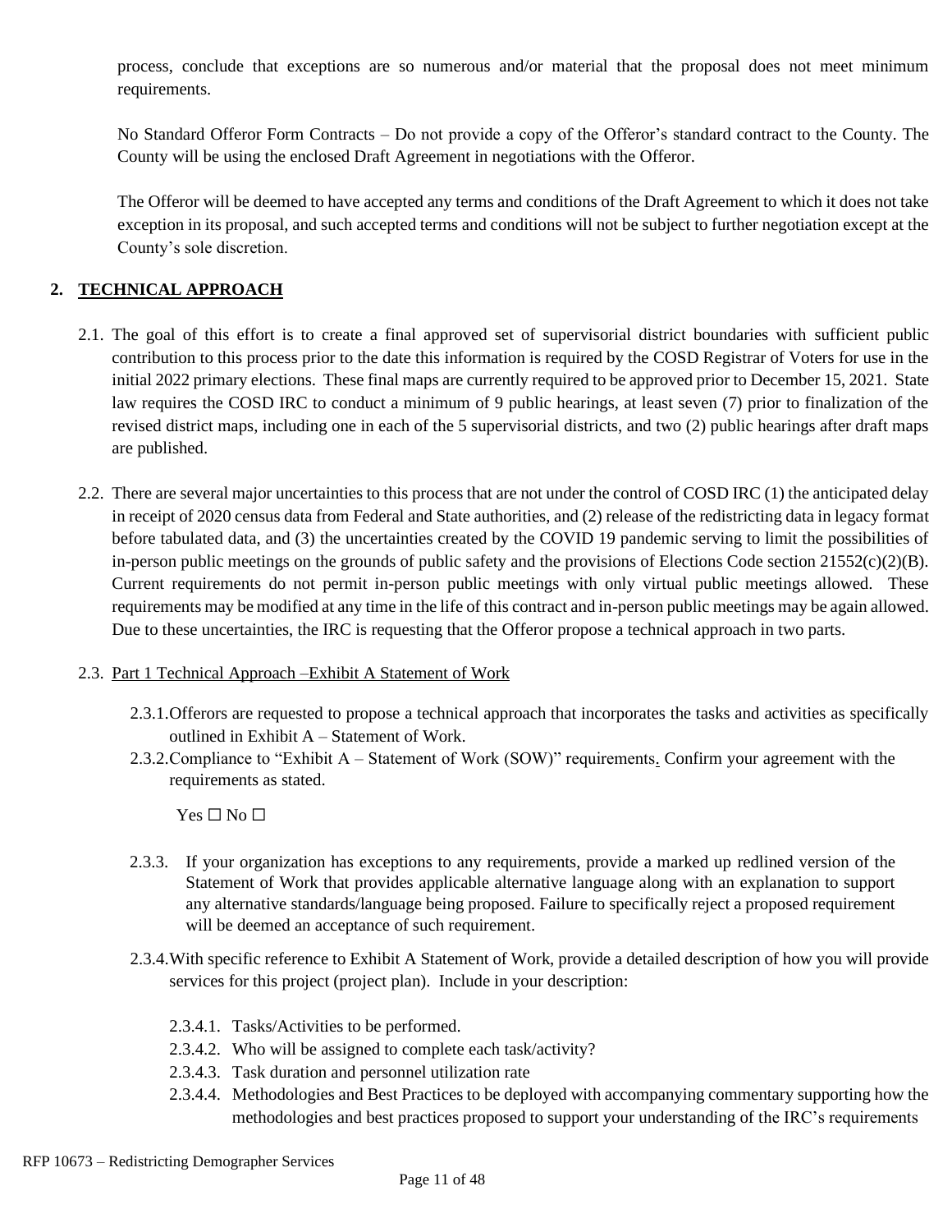process, conclude that exceptions are so numerous and/or material that the proposal does not meet minimum requirements.

No Standard Offeror Form Contracts – Do not provide a copy of the Offeror's standard contract to the County. The County will be using the enclosed Draft Agreement in negotiations with the Offeror.

The Offeror will be deemed to have accepted any terms and conditions of the Draft Agreement to which it does not take exception in its proposal, and such accepted terms and conditions will not be subject to further negotiation except at the County's sole discretion.

## 2. TECHNICAL APPROACH

2.1. The goal of this effort is to create a final approved set of supervisorial district boundaries with sufficient public contribution to this process prior to the date this information is required by the COSD Registrar of Voters for use in the initial 2022 primary elections. These final maps are currently required to be approved prior to December 15, 2021. State law requires the COSD IRC to conduct a minimum of 9 public hearings, at least seven (7) prior to finalization of the revised district maps, including one in each of the 5 supervisorial districts, and two (2) public hearings after draft maps are published.

2.2. There are several major uncertainties to this process that are not under the control of COSD IRC (1) the anticipated delay in receipt of 2020 census data from Federal and State authorities, and (2) release of the redistricting data in legacy format before tabulated data, and (3) the uncertainties created by the COVID 19 pandemic serving to limit the possibilities of in-person public meetings on the grounds of public safety and the provisions of Elections Code section 21552(c)(2)(B). Current requirements do not permit in-person public meetings with only virtual public meetings allowed. These requirements may be modified at any time in the life of this contract and in-person public meetings may be again allowed. Due to these uncertainties, the IRC is requesting that the Offeror propose a technical approach in two parts.

2.3. Part 1 Technical Approach –Exhibit A Statement of Work

2.3.1. Offerors are requested to propose a technical approach that incorporates the tasks and activities as specifically outlined in Exhibit A – Statement of Work.

2.3.2. Compliance to "Exhibit A – Statement of Work (SOW)" requirements. Confirm your agreement with the requirements as stated.

Yes ☐ No ☐

2.3.3. If your organization has exceptions to any requirements, provide a marked up redlined version of the Statement of Work that provides applicable alternative language along with an explanation to support any alternative standards/language being proposed. Failure to specifically reject a proposed requirement will be deemed an acceptance of such requirement.

2.3.4. With specific reference to Exhibit A Statement of Work, provide a detailed description of how you will provide services for this project (project plan). Include in your description:

2.3.4.1. Tasks/Activities to be performed.

2.3.4.2. Who will be assigned to complete each task/activity?

2.3.4.3. Task duration and personnel utilization rate

2.3.4.4. Methodologies and Best Practices to be deployed with accompanying commentary supporting how the methodologies and best practices proposed to support your understanding of the IRC's requirements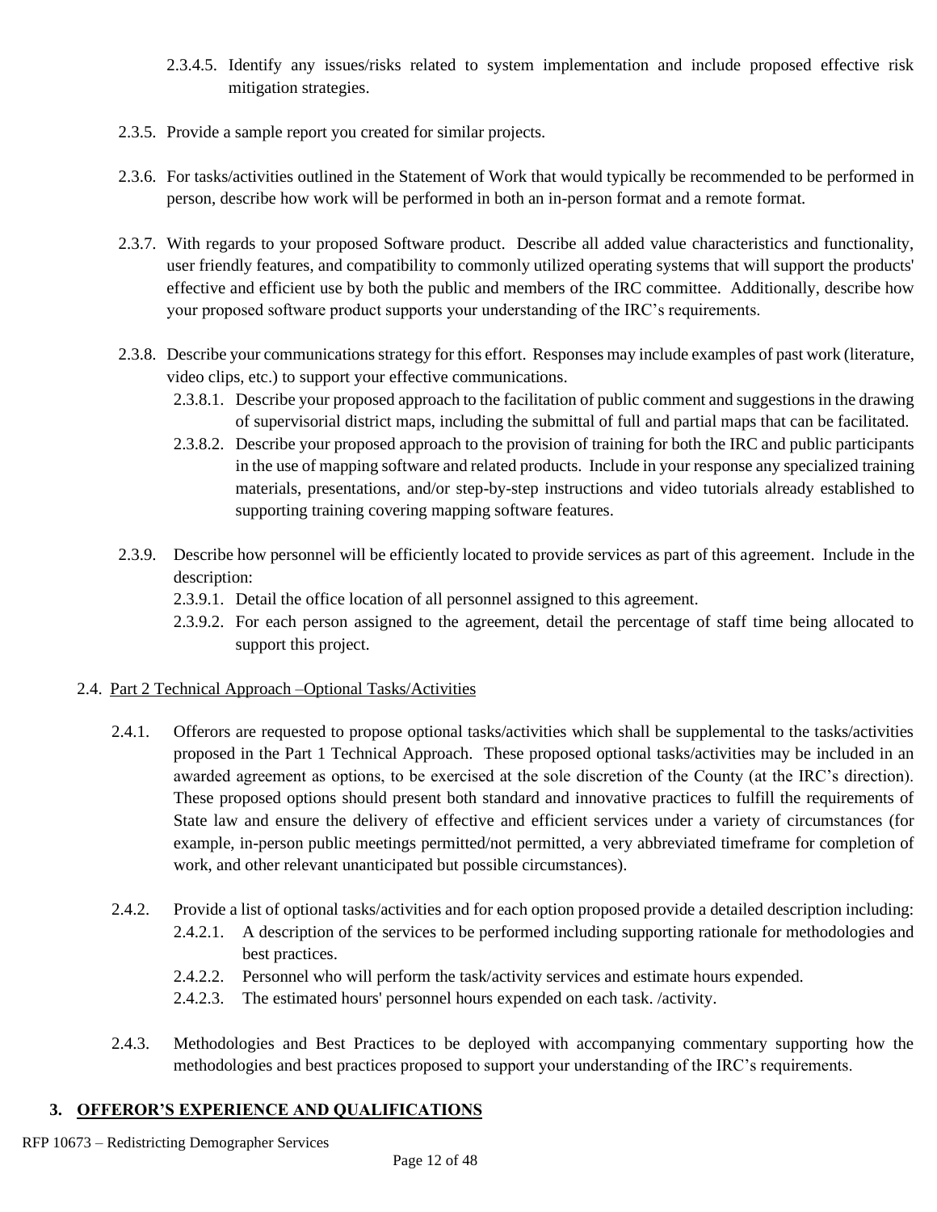2.3.4.5. Identify any issues/risks related to system implementation and include proposed effective risk mitigation strategies.

2.3.5. Provide a sample report you created for similar projects.

2.3.6. For tasks/activities outlined in the Statement of Work that would typically be recommended to be performed in person, describe how work will be performed in both an in-person format and a remote format.

2.3.7. With regards to your proposed Software product. Describe all added value characteristics and functionality, user friendly features, and compatibility to commonly utilized operating systems that will support the products' effective and efficient use by both the public and members of the IRC committee. Additionally, describe how your proposed software product supports your understanding of the IRC's requirements.

2.3.8. Describe your communications strategy for this effort. Responses may include examples of past work (literature, video clips, etc.) to support your effective communications.

2.3.8.1. Describe your proposed approach to the facilitation of public comment and suggestions in the drawing of supervisorial district maps, including the submittal of full and partial maps that can be facilitated.

2.3.8.2. Describe your proposed approach to the provision of training for both the IRC and public participants in the use of mapping software and related products. Include in your response any specialized training materials, presentations, and/or step-by-step instructions and video tutorials already established to supporting training covering mapping software features.

2.3.9. Describe how personnel will be efficiently located to provide services as part of this agreement. Include in the description:

2.3.9.1. Detail the office location of all personnel assigned to this agreement.

2.3.9.2. For each person assigned to the agreement, detail the percentage of staff time being allocated to support this project.

2.4. Part 2 Technical Approach –Optional Tasks/Activities

2.4.1. Offerors are requested to propose optional tasks/activities which shall be supplemental to the tasks/activities proposed in the Part 1 Technical Approach. These proposed optional tasks/activities may be included in an awarded agreement as options, to be exercised at the sole discretion of the County (at the IRC's direction). These proposed options should present both standard and innovative practices to fulfill the requirements of State law and ensure the delivery of effective and efficient services under a variety of circumstances (for example, in-person public meetings permitted/not permitted, a very abbreviated timeframe for completion of work, and other relevant unanticipated but possible circumstances).

2.4.2. Provide a list of optional tasks/activities and for each option proposed provide a detailed description including:

2.4.2.1. A description of the services to be performed including supporting rationale for methodologies and best practices.

2.4.2.2. Personnel who will perform the task/activity services and estimate hours expended.

2.4.2.3. The estimated hours' personnel hours expended on each task. /activity.

2.4.3. Methodologies and Best Practices to be deployed with accompanying commentary supporting how the methodologies and best practices proposed to support your understanding of the IRC's requirements.

## 3. OFFEROR'S EXPERIENCE AND QUALIFICATIONS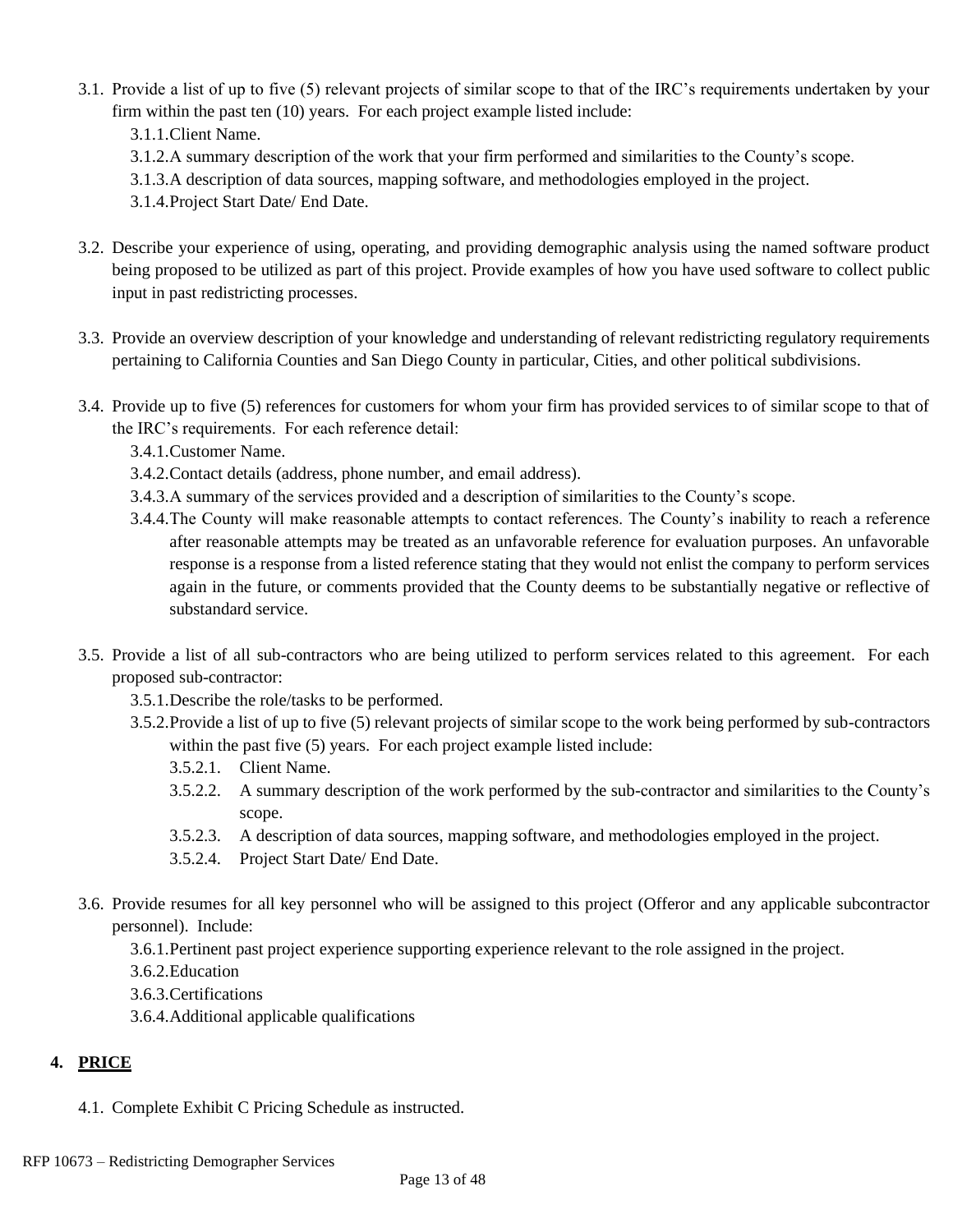3.1. Provide a list of up to five (5) relevant projects of similar scope to that of the IRC's requirements undertaken by your firm within the past ten (10) years. For each project example listed include:

- 3.1.1. Client Name.
- 3.1.2. A summary description of the work that your firm performed and similarities to the County's scope.
- 3.1.3. A description of data sources, mapping software, and methodologies employed in the project.
- 3.1.4. Project Start Date/ End Date.

3.2. Describe your experience of using, operating, and providing demographic analysis using the named software product being proposed to be utilized as part of this project. Provide examples of how you have used software to collect public input in past redistricting processes.

3.3. Provide an overview description of your knowledge and understanding of relevant redistricting regulatory requirements pertaining to California Counties and San Diego County in particular, Cities, and other political subdivisions.

3.4. Provide up to five (5) references for customers for whom your firm has provided services to of similar scope to that of the IRC's requirements. For each reference detail:

- 3.4.1. Customer Name.
- 3.4.2. Contact details (address, phone number, and email address).
- 3.4.3. A summary of the services provided and a description of similarities to the County's scope.
- 3.4.4. The County will make reasonable attempts to contact references. The County's inability to reach a reference after reasonable attempts may be treated as an unfavorable reference for evaluation purposes. An unfavorable response is a response from a listed reference stating that they would not enlist the company to perform services again in the future, or comments provided that the County deems to be substantially negative or reflective of substandard service.

3.5. Provide a list of all sub-contractors who are being utilized to perform services related to this agreement. For each proposed sub-contractor:

- 3.5.1. Describe the role/tasks to be performed.
- 3.5.2. Provide a list of up to five (5) relevant projects of similar scope to the work being performed by sub-contractors within the past five (5) years. For each project example listed include:
  - 3.5.2.1. Client Name.
  - 3.5.2.2. A summary description of the work performed by the sub-contractor and similarities to the County's scope.
  - 3.5.2.3. A description of data sources, mapping software, and methodologies employed in the project.
  - 3.5.2.4. Project Start Date/ End Date.

3.6. Provide resumes for all key personnel who will be assigned to this project (Offeror and any applicable subcontractor personnel). Include:

- 3.6.1. Pertinent past project experience supporting experience relevant to the role assigned in the project.
- 3.6.2. Education
- 3.6.3. Certifications
- 3.6.4. Additional applicable qualifications

## 4. PRICE

4.1. Complete Exhibit C Pricing Schedule as instructed.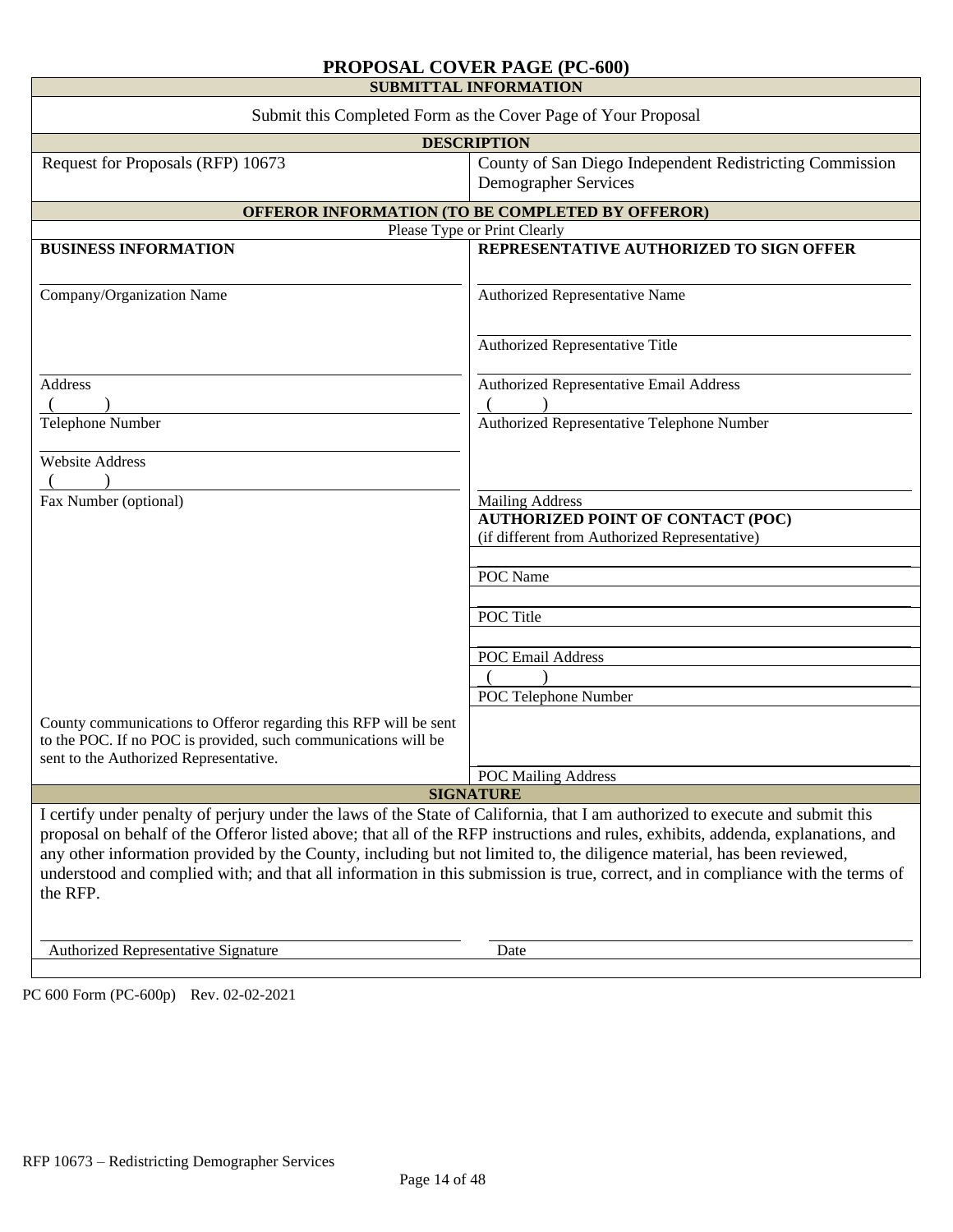# PROPOSAL COVER PAGE (PC-600)

| SUBMITTAL INFORMATION | |
|---|---|
| Submit this Completed Form as the Cover Page of Your Proposal | |
| **DESCRIPTION** | |
| Request for Proposals (RFP) 10673 | County of San Diego Independent Redistricting Commission Demographer Services |

**OFFEROR INFORMATION (TO BE COMPLETED BY OFFEROR)**

Please Type or Print Clearly

| **BUSINESS INFORMATION** | **REPRESENTATIVE AUTHORIZED TO SIGN OFFER** |
|---|---|
| Company/Organization Name | Authorized Representative Name |
| | Authorized Representative Title |
| Address | Authorized Representative Email Address |
| ( ) Telephone Number | ( ) Authorized Representative Telephone Number |
| Website Address | |
| ( ) Fax Number (optional) | Mailing Address |
| | **AUTHORIZED POINT OF CONTACT (POC)** (if different from Authorized Representative) |
| | POC Name |
| | POC Title |
| | POC Email Address |
| | ( ) POC Telephone Number |
| County communications to Offeror regarding this RFP will be sent to the POC. If no POC is provided, such communications will be sent to the Authorized Representative. | POC Mailing Address |

**SIGNATURE**

I certify under penalty of perjury under the laws of the State of California, that I am authorized to execute and submit this proposal on behalf of the Offeror listed above; that all of the RFP instructions and rules, exhibits, addenda, explanations, and any other information provided by the County, including but not limited to, the diligence material, has been reviewed, understood and complied with; and that all information in this submission is true, correct, and in compliance with the terms of the RFP.

| Authorized Representative Signature | Date |
|---|---|

PC 600 Form (PC-600p) Rev. 02-02-2021

RFP 10673 – Redistricting Demographer Services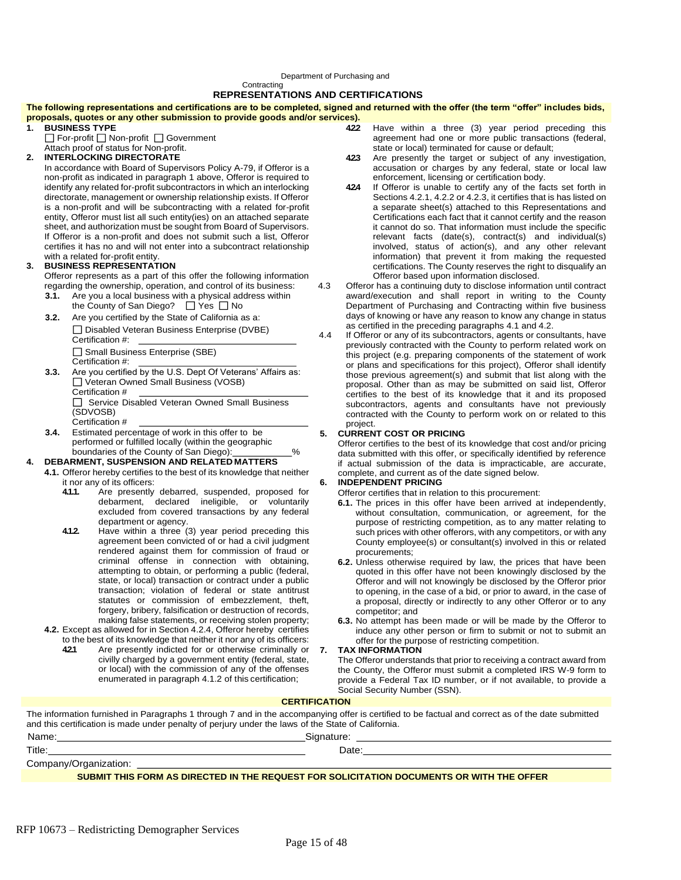Department of Purchasing and Contracting

# REPRESENTATIONS AND CERTIFICATIONS

**The following representations and certifications are to be completed, signed and returned with the offer (the term "offer" includes bids, proposals, quotes or any other submission to provide goods and/or services).**

**1. BUSINESS TYPE**

☐ For-profit ☐ Non-profit ☐ Government

Attach proof of status for Non-profit.

**2. INTERLOCKING DIRECTORATE**

In accordance with Board of Supervisors Policy A-79, if Offeror is a non-profit as indicated in paragraph 1 above, Offeror is required to identify any related for-profit subcontractors in which an interlocking directorate, management or ownership relationship exists. If Offeror is a non-profit and will be subcontracting with a related for-profit entity, Offeror must list all such entity(ies) on an attached separate sheet, and authorization must be sought from Board of Supervisors. If Offeror is a non-profit and does not submit such a list, Offeror certifies it has no and will not enter into a subcontract relationship with a related for-profit entity.

**3. BUSINESS REPRESENTATION**

Offeror represents as a part of this offer the following information regarding the ownership, operation, and control of its business:

**3.1.** Are you a local business with a physical address within the County of San Diego? ☐ Yes ☐ No

**3.2.** Are you certified by the State of California as a:

☐ Disabled Veteran Business Enterprise (DVBE) Certification #: ______________________

☐ Small Business Enterprise (SBE) Certification #: ______________________

**3.3.** Are you certified by the U.S. Dept Of Veterans' Affairs as:

☐ Veteran Owned Small Business (VOSB) Certification # ______________________

☐ Service Disabled Veteran Owned Small Business (SDVOSB) Certification # ______________________

**3.4.** Estimated percentage of work in this offer to be performed or fulfilled locally (within the geographic boundaries of the County of San Diego): __________%

**4. DEBARMENT, SUSPENSION AND RELATED MATTERS**

**4.1.** Offeror hereby certifies to the best of its knowledge that neither it nor any of its officers:

**4.1.1.** Are presently debarred, suspended, proposed for debarment, declared ineligible, or voluntarily excluded from covered transactions by any federal department or agency.

**4.1.2.** Have within a three (3) year period preceding this agreement been convicted of or had a civil judgment rendered against them for commission of fraud or criminal offense in connection with obtaining, attempting to obtain, or performing a public (federal, state, or local) transaction or contract under a public transaction; violation of federal or state antitrust statutes or commission of embezzlement, theft, forgery, bribery, falsification or destruction of records, making false statements, or receiving stolen property;

**4.2.** Except as allowed for in Section 4.2.4, Offeror hereby certifies to the best of its knowledge that neither it nor any of its officers:

**4.2.1** Are presently indicted for or otherwise criminally or civilly charged by a government entity (federal, state, or local) with the commission of any of the offenses enumerated in paragraph 4.1.2 of this certification;

**4.2.2** Have within a three (3) year period preceding this agreement had one or more public transactions (federal, state or local) terminated for cause or default;

**4.2.3** Are presently the target or subject of any investigation, accusation or charges by any federal, state or local law enforcement, licensing or certification body.

**4.2.4** If Offeror is unable to certify any of the facts set forth in Sections 4.2.1, 4.2.2 or 4.2.3, it certifies that is has listed on a separate sheet(s) attached to this Representations and Certifications each fact that it cannot certify and the reason it cannot do so. That information must include the specific relevant facts (date(s), contract(s) and individual(s) involved, status of action(s), and any other relevant information) that prevent it from making the requested certifications. The County reserves the right to disqualify an Offeror based upon information disclosed.

4.3 Offeror has a continuing duty to disclose information until contract award/execution and shall report in writing to the County Department of Purchasing and Contracting within five business days of knowing or have any reason to know any change in status as certified in the preceding paragraphs 4.1 and 4.2.

4.4 If Offeror or any of its subcontractors, agents or consultants, have previously contracted with the County to perform related work on this project (e.g. preparing components of the statement of work or plans and specifications for this project), Offeror shall identify those previous agreement(s) and submit that list along with the proposal. Other than as may be submitted on said list, Offeror certifies to the best of its knowledge that it and its proposed subcontractors, agents and consultants have not previously contracted with the County to perform work on or related to this project.

**5. CURRENT COST OR PRICING**

Offeror certifies to the best of its knowledge that cost and/or pricing data submitted with this offer, or specifically identified by reference if actual submission of the data is impracticable, are accurate, complete, and current as of the date signed below.

**6. INDEPENDENT PRICING**

Offeror certifies that in relation to this procurement:

**6.1.** The prices in this offer have been arrived at independently, without consultation, communication, or agreement, for the purpose of restricting competition, as to any matter relating to such prices with other offerors, with any competitors, or with any County employee(s) or consultant(s) involved in this or related procurements;

**6.2.** Unless otherwise required by law, the prices that have been quoted in this offer have not been knowingly disclosed by the Offeror and will not knowingly be disclosed by the Offeror prior to opening, in the case of a bid, or prior to award, in the case of a proposal, directly or indirectly to any other Offeror or to any competitor; and

**6.3.** No attempt has been made or will be made by the Offeror to induce any other person or firm to submit or not to submit an offer for the purpose of restricting competition.

**7. TAX INFORMATION**

The Offeror understands that prior to receiving a contract award from the County, the Offeror must submit a completed IRS W-9 form to provide a Federal Tax ID number, or if not available, to provide a Social Security Number (SSN).

**CERTIFICATION**

The information furnished in Paragraphs 1 through 7 and in the accompanying offer is certified to be factual and correct as of the date submitted and this certification is made under penalty of perjury under the laws of the State of California.

Name: ______________________ Signature: ______________________

Title: ______________________ Date: ______________________

Company/Organization: ______________________

**SUBMIT THIS FORM AS DIRECTED IN THE REQUEST FOR SOLICITATION DOCUMENTS OR WITH THE OFFER**

RFP 10673 – Redistricting Demographer Services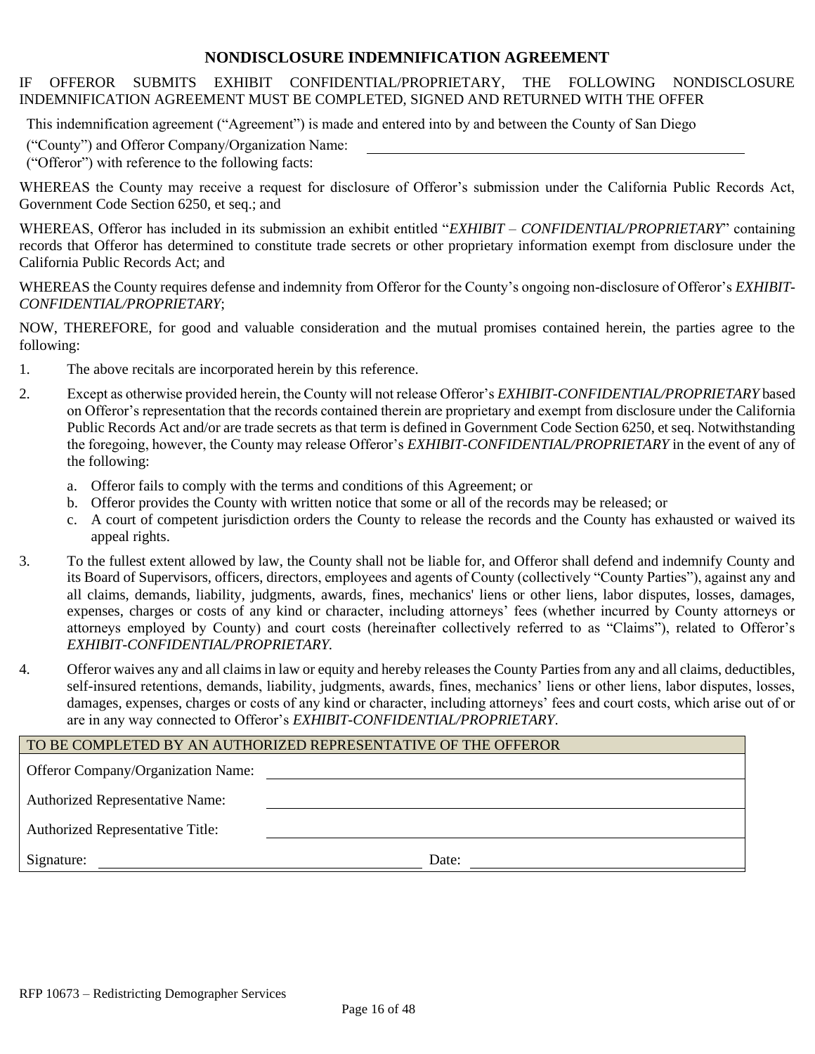# NONDISCLOSURE INDEMNIFICATION AGREEMENT

IF OFFEROR SUBMITS EXHIBIT CONFIDENTIAL/PROPRIETARY, THE FOLLOWING NONDISCLOSURE INDEMNIFICATION AGREEMENT MUST BE COMPLETED, SIGNED AND RETURNED WITH THE OFFER

This indemnification agreement ("Agreement") is made and entered into by and between the County of San Diego ("County") and Offeror Company/Organization Name: ______________________________ ("Offeror") with reference to the following facts:

WHEREAS the County may receive a request for disclosure of Offeror's submission under the California Public Records Act, Government Code Section 6250, et seq.; and

WHEREAS, Offeror has included in its submission an exhibit entitled "*EXHIBIT – CONFIDENTIAL/PROPRIETARY*" containing records that Offeror has determined to constitute trade secrets or other proprietary information exempt from disclosure under the California Public Records Act; and

WHEREAS the County requires defense and indemnity from Offeror for the County's ongoing non-disclosure of Offeror's *EXHIBIT-CONFIDENTIAL/PROPRIETARY*;

NOW, THEREFORE, for good and valuable consideration and the mutual promises contained herein, the parties agree to the following:

1. The above recitals are incorporated herein by this reference.
2. Except as otherwise provided herein, the County will not release Offeror's *EXHIBIT-CONFIDENTIAL/PROPRIETARY* based on Offeror's representation that the records contained therein are proprietary and exempt from disclosure under the California Public Records Act and/or are trade secrets as that term is defined in Government Code Section 6250, et seq. Notwithstanding the foregoing, however, the County may release Offeror's *EXHIBIT-CONFIDENTIAL/PROPRIETARY* in the event of any of the following:
   a. Offeror fails to comply with the terms and conditions of this Agreement; or
   b. Offeror provides the County with written notice that some or all of the records may be released; or
   c. A court of competent jurisdiction orders the County to release the records and the County has exhausted or waived its appeal rights.
3. To the fullest extent allowed by law, the County shall not be liable for, and Offeror shall defend and indemnify County and its Board of Supervisors, officers, directors, employees and agents of County (collectively "County Parties"), against any and all claims, demands, liability, judgments, awards, fines, mechanics' liens or other liens, labor disputes, losses, damages, expenses, charges or costs of any kind or character, including attorneys' fees (whether incurred by County attorneys or attorneys employed by County) and court costs (hereinafter collectively referred to as "Claims"), related to Offeror's *EXHIBIT-CONFIDENTIAL/PROPRIETARY.*
4. Offeror waives any and all claims in law or equity and hereby releases the County Parties from any and all claims, deductibles, self-insured retentions, demands, liability, judgments, awards, fines, mechanics' liens or other liens, labor disputes, losses, damages, expenses, charges or costs of any kind or character, including attorneys' fees and court costs, which arise out of or are in any way connected to Offeror's *EXHIBIT-CONFIDENTIAL/PROPRIETARY*.

| TO BE COMPLETED BY AN AUTHORIZED REPRESENTATIVE OF THE OFFEROR | | | |
|---|---|---|---|
| Offeror Company/Organization Name: | | | |
| Authorized Representative Name: | | | |
| Authorized Representative Title: | | | |
| Signature: | | Date: | |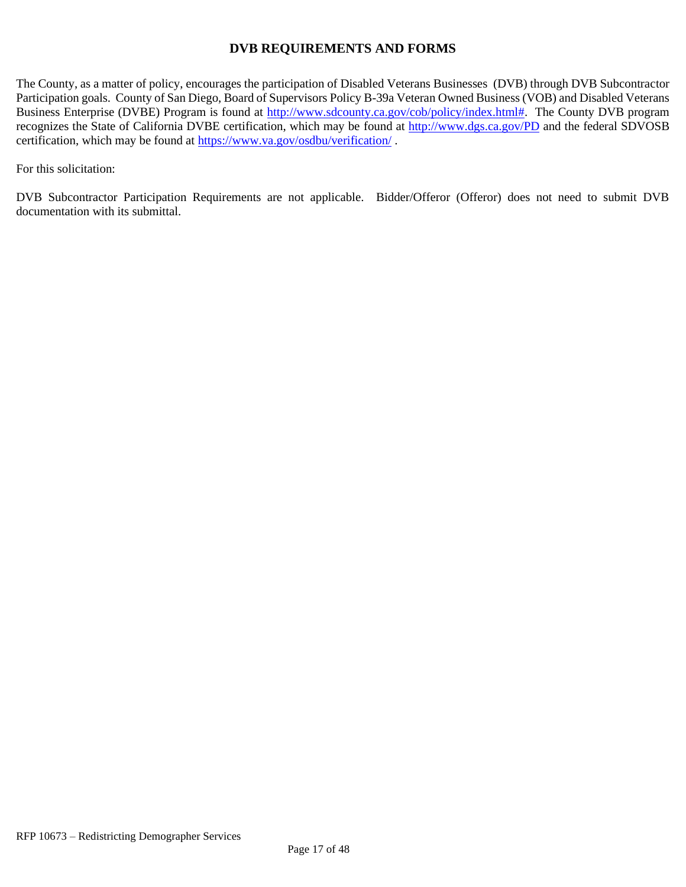## DVB REQUIREMENTS AND FORMS

The County, as a matter of policy, encourages the participation of Disabled Veterans Businesses (DVB) through DVB Subcontractor Participation goals. County of San Diego, Board of Supervisors Policy B-39a Veteran Owned Business (VOB) and Disabled Veterans Business Enterprise (DVBE) Program is found at http://www.sdcounty.ca.gov/cob/policy/index.html#. The County DVB program recognizes the State of California DVBE certification, which may be found at http://www.dgs.ca.gov/PD and the federal SDVOSB certification, which may be found at https://www.va.gov/osdbu/verification/ .

For this solicitation:

DVB Subcontractor Participation Requirements are not applicable. Bidder/Offeror (Offeror) does not need to submit DVB documentation with its submittal.

RFP 10673 – Redistricting Demographer Services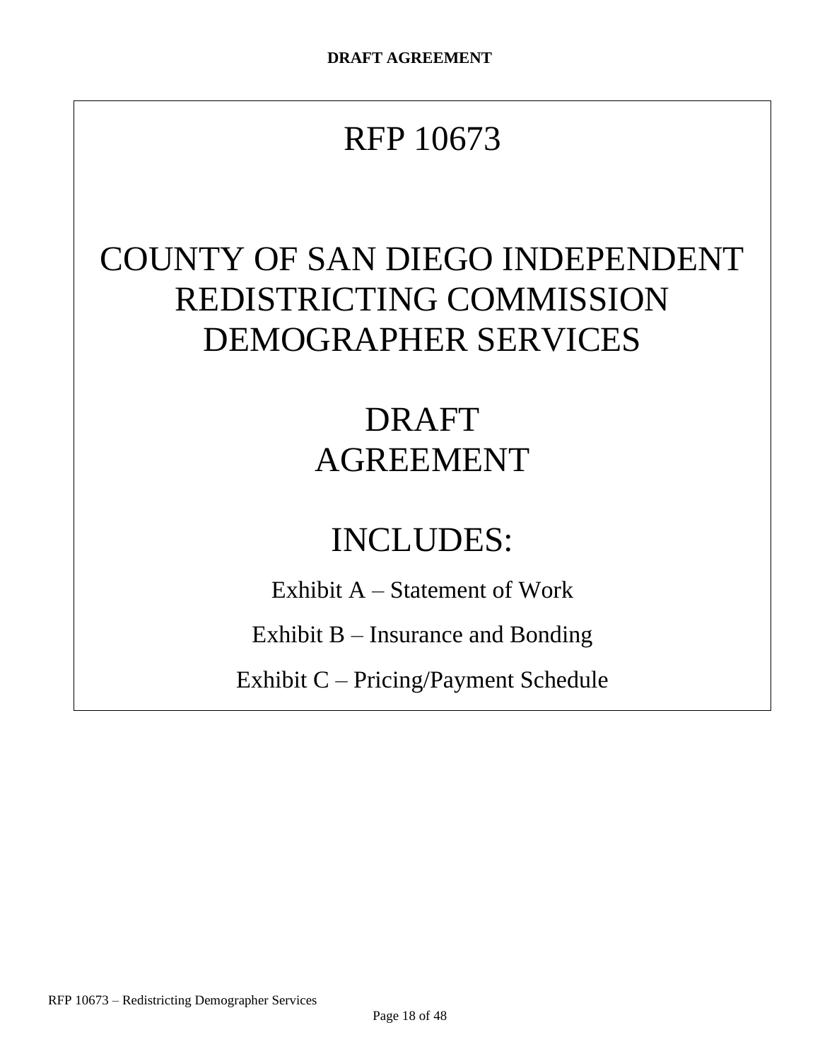# RFP 10673

# COUNTY OF SAN DIEGO INDEPENDENT REDISTRICTING COMMISSION DEMOGRAPHER SERVICES

# DRAFT AGREEMENT

# INCLUDES:

Exhibit A – Statement of Work

Exhibit B – Insurance and Bonding

Exhibit C – Pricing/Payment Schedule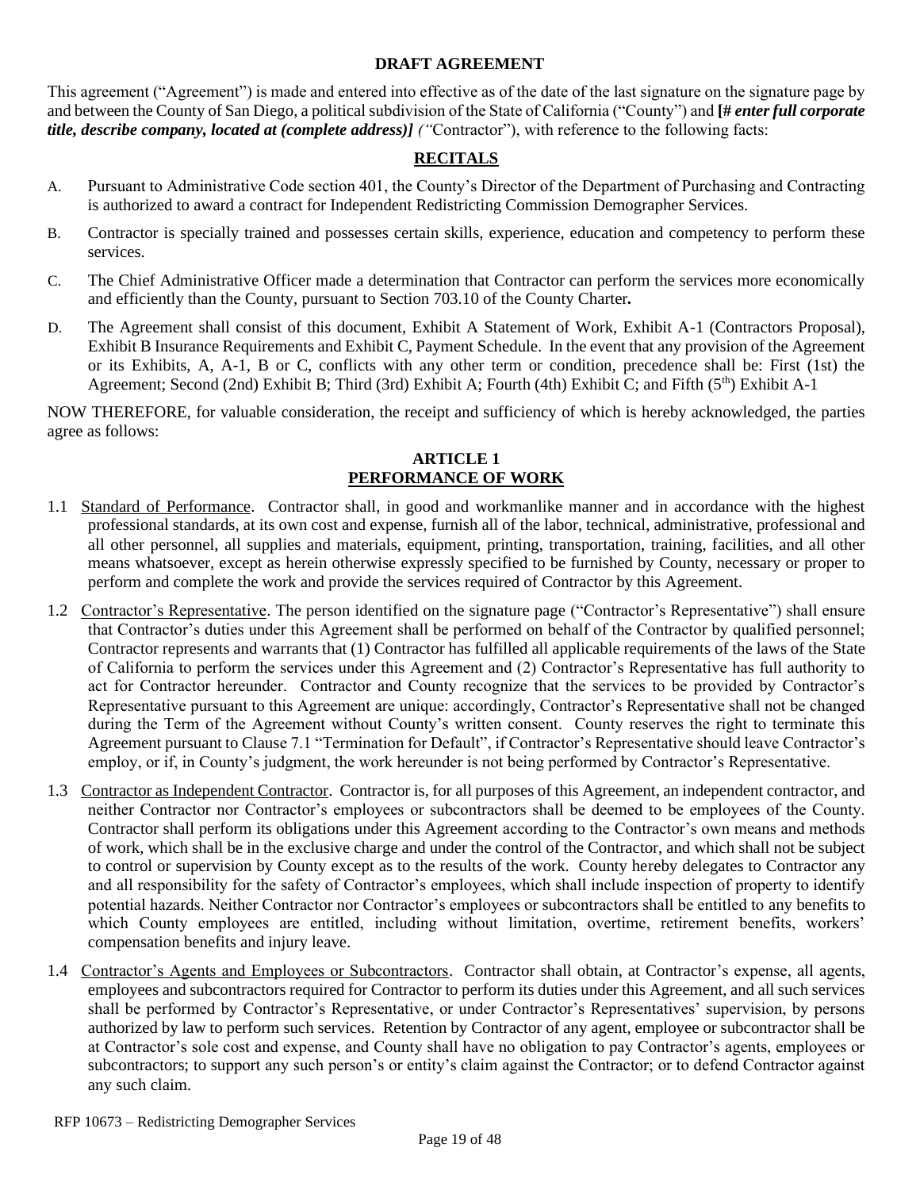**DRAFT AGREEMENT**

This agreement ("Agreement") is made and entered into effective as of the date of the last signature on the signature page by and between the County of San Diego, a political subdivision of the State of California ("County") and **[*# enter full corporate title, describe company, located at (complete address)*]** *("*Contractor"), with reference to the following facts:

## RECITALS

A. Pursuant to Administrative Code section 401, the County's Director of the Department of Purchasing and Contracting is authorized to award a contract for Independent Redistricting Commission Demographer Services.

B. Contractor is specially trained and possesses certain skills, experience, education and competency to perform these services.

C. The Chief Administrative Officer made a determination that Contractor can perform the services more economically and efficiently than the County, pursuant to Section 703.10 of the County Charter**.**

D. The Agreement shall consist of this document, Exhibit A Statement of Work, Exhibit A-1 (Contractors Proposal), Exhibit B Insurance Requirements and Exhibit C, Payment Schedule. In the event that any provision of the Agreement or its Exhibits, A, A-1, B or C, conflicts with any other term or condition, precedence shall be: First (1st) the Agreement; Second (2nd) Exhibit B; Third (3rd) Exhibit A; Fourth (4th) Exhibit C; and Fifth (5th) Exhibit A-1

NOW THEREFORE, for valuable consideration, the receipt and sufficiency of which is hereby acknowledged, the parties agree as follows:

## ARTICLE 1
## PERFORMANCE OF WORK

1.1 Standard of Performance. Contractor shall, in good and workmanlike manner and in accordance with the highest professional standards, at its own cost and expense, furnish all of the labor, technical, administrative, professional and all other personnel, all supplies and materials, equipment, printing, transportation, training, facilities, and all other means whatsoever, except as herein otherwise expressly specified to be furnished by County, necessary or proper to perform and complete the work and provide the services required of Contractor by this Agreement.

1.2 Contractor's Representative. The person identified on the signature page ("Contractor's Representative") shall ensure that Contractor's duties under this Agreement shall be performed on behalf of the Contractor by qualified personnel; Contractor represents and warrants that (1) Contractor has fulfilled all applicable requirements of the laws of the State of California to perform the services under this Agreement and (2) Contractor's Representative has full authority to act for Contractor hereunder. Contractor and County recognize that the services to be provided by Contractor's Representative pursuant to this Agreement are unique: accordingly, Contractor's Representative shall not be changed during the Term of the Agreement without County's written consent. County reserves the right to terminate this Agreement pursuant to Clause 7.1 "Termination for Default", if Contractor's Representative should leave Contractor's employ, or if, in County's judgment, the work hereunder is not being performed by Contractor's Representative.

1.3 Contractor as Independent Contractor. Contractor is, for all purposes of this Agreement, an independent contractor, and neither Contractor nor Contractor's employees or subcontractors shall be deemed to be employees of the County. Contractor shall perform its obligations under this Agreement according to the Contractor's own means and methods of work, which shall be in the exclusive charge and under the control of the Contractor, and which shall not be subject to control or supervision by County except as to the results of the work. County hereby delegates to Contractor any and all responsibility for the safety of Contractor's employees, which shall include inspection of property to identify potential hazards. Neither Contractor nor Contractor's employees or subcontractors shall be entitled to any benefits to which County employees are entitled, including without limitation, overtime, retirement benefits, workers' compensation benefits and injury leave.

1.4 Contractor's Agents and Employees or Subcontractors. Contractor shall obtain, at Contractor's expense, all agents, employees and subcontractors required for Contractor to perform its duties under this Agreement, and all such services shall be performed by Contractor's Representative, or under Contractor's Representatives' supervision, by persons authorized by law to perform such services. Retention by Contractor of any agent, employee or subcontractor shall be at Contractor's sole cost and expense, and County shall have no obligation to pay Contractor's agents, employees or subcontractors; to support any such person's or entity's claim against the Contractor; or to defend Contractor against any such claim.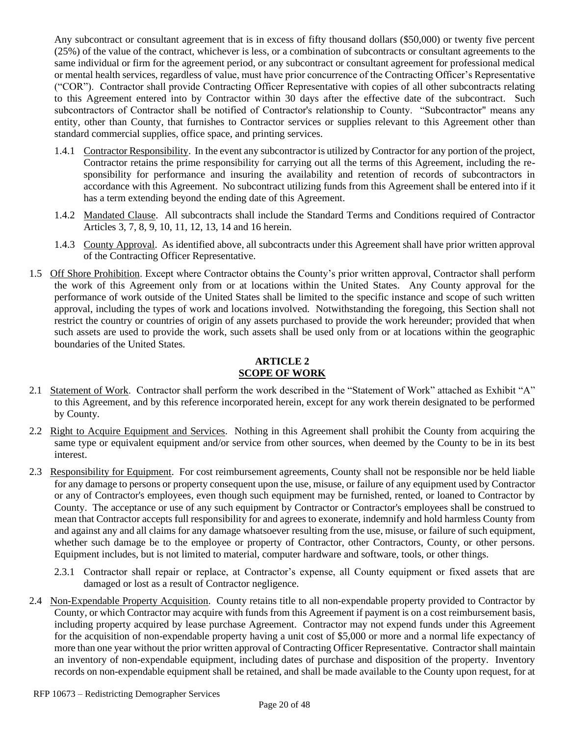Any subcontract or consultant agreement that is in excess of fifty thousand dollars ($50,000) or twenty five percent (25%) of the value of the contract, whichever is less, or a combination of subcontracts or consultant agreements to the same individual or firm for the agreement period, or any subcontract or consultant agreement for professional medical or mental health services, regardless of value, must have prior concurrence of the Contracting Officer's Representative ("COR"). Contractor shall provide Contracting Officer Representative with copies of all other subcontracts relating to this Agreement entered into by Contractor within 30 days after the effective date of the subcontract. Such subcontractors of Contractor shall be notified of Contractor's relationship to County. "Subcontractor" means any entity, other than County, that furnishes to Contractor services or supplies relevant to this Agreement other than standard commercial supplies, office space, and printing services.

1.4.1 Contractor Responsibility. In the event any subcontractor is utilized by Contractor for any portion of the project, Contractor retains the prime responsibility for carrying out all the terms of this Agreement, including the responsibility for performance and insuring the availability and retention of records of subcontractors in accordance with this Agreement. No subcontract utilizing funds from this Agreement shall be entered into if it has a term extending beyond the ending date of this Agreement.

1.4.2 Mandated Clause. All subcontracts shall include the Standard Terms and Conditions required of Contractor Articles 3, 7, 8, 9, 10, 11, 12, 13, 14 and 16 herein.

1.4.3 County Approval. As identified above, all subcontracts under this Agreement shall have prior written approval of the Contracting Officer Representative.

1.5 Off Shore Prohibition. Except where Contractor obtains the County's prior written approval, Contractor shall perform the work of this Agreement only from or at locations within the United States. Any County approval for the performance of work outside of the United States shall be limited to the specific instance and scope of such written approval, including the types of work and locations involved. Notwithstanding the foregoing, this Section shall not restrict the country or countries of origin of any assets purchased to provide the work hereunder; provided that when such assets are used to provide the work, such assets shall be used only from or at locations within the geographic boundaries of the United States.

## ARTICLE 2
## SCOPE OF WORK

2.1 Statement of Work. Contractor shall perform the work described in the "Statement of Work" attached as Exhibit "A" to this Agreement, and by this reference incorporated herein, except for any work therein designated to be performed by County.

2.2 Right to Acquire Equipment and Services. Nothing in this Agreement shall prohibit the County from acquiring the same type or equivalent equipment and/or service from other sources, when deemed by the County to be in its best interest.

2.3 Responsibility for Equipment. For cost reimbursement agreements, County shall not be responsible nor be held liable for any damage to persons or property consequent upon the use, misuse, or failure of any equipment used by Contractor or any of Contractor's employees, even though such equipment may be furnished, rented, or loaned to Contractor by County. The acceptance or use of any such equipment by Contractor or Contractor's employees shall be construed to mean that Contractor accepts full responsibility for and agrees to exonerate, indemnify and hold harmless County from and against any and all claims for any damage whatsoever resulting from the use, misuse, or failure of such equipment, whether such damage be to the employee or property of Contractor, other Contractors, County, or other persons. Equipment includes, but is not limited to material, computer hardware and software, tools, or other things.

2.3.1 Contractor shall repair or replace, at Contractor's expense, all County equipment or fixed assets that are damaged or lost as a result of Contractor negligence.

2.4 Non-Expendable Property Acquisition. County retains title to all non-expendable property provided to Contractor by County, or which Contractor may acquire with funds from this Agreement if payment is on a cost reimbursement basis, including property acquired by lease purchase Agreement. Contractor may not expend funds under this Agreement for the acquisition of non-expendable property having a unit cost of $5,000 or more and a normal life expectancy of more than one year without the prior written approval of Contracting Officer Representative. Contractor shall maintain an inventory of non-expendable equipment, including dates of purchase and disposition of the property. Inventory records on non-expendable equipment shall be retained, and shall be made available to the County upon request, for at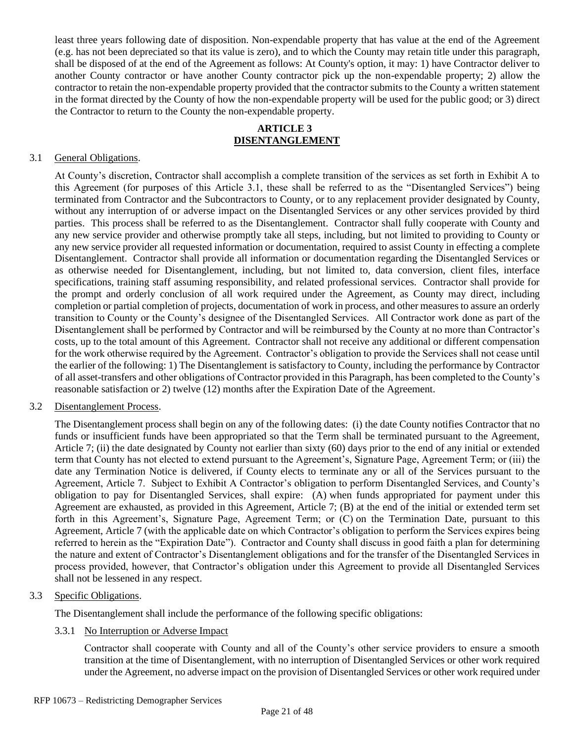least three years following date of disposition. Non-expendable property that has value at the end of the Agreement (e.g. has not been depreciated so that its value is zero), and to which the County may retain title under this paragraph, shall be disposed of at the end of the Agreement as follows: At County's option, it may: 1) have Contractor deliver to another County contractor or have another County contractor pick up the non-expendable property; 2) allow the contractor to retain the non-expendable property provided that the contractor submits to the County a written statement in the format directed by the County of how the non-expendable property will be used for the public good; or 3) direct the Contractor to return to the County the non-expendable property.

## ARTICLE 3
## DISENTANGLEMENT

3.1 General Obligations.

At County's discretion, Contractor shall accomplish a complete transition of the services as set forth in Exhibit A to this Agreement (for purposes of this Article 3.1, these shall be referred to as the "Disentangled Services") being terminated from Contractor and the Subcontractors to County, or to any replacement provider designated by County, without any interruption of or adverse impact on the Disentangled Services or any other services provided by third parties. This process shall be referred to as the Disentanglement. Contractor shall fully cooperate with County and any new service provider and otherwise promptly take all steps, including, but not limited to providing to County or any new service provider all requested information or documentation, required to assist County in effecting a complete Disentanglement. Contractor shall provide all information or documentation regarding the Disentangled Services or as otherwise needed for Disentanglement, including, but not limited to, data conversion, client files, interface specifications, training staff assuming responsibility, and related professional services. Contractor shall provide for the prompt and orderly conclusion of all work required under the Agreement, as County may direct, including completion or partial completion of projects, documentation of work in process, and other measures to assure an orderly transition to County or the County's designee of the Disentangled Services. All Contractor work done as part of the Disentanglement shall be performed by Contractor and will be reimbursed by the County at no more than Contractor's costs, up to the total amount of this Agreement. Contractor shall not receive any additional or different compensation for the work otherwise required by the Agreement. Contractor's obligation to provide the Services shall not cease until the earlier of the following: 1) The Disentanglement is satisfactory to County, including the performance by Contractor of all asset-transfers and other obligations of Contractor provided in this Paragraph, has been completed to the County's reasonable satisfaction or 2) twelve (12) months after the Expiration Date of the Agreement.

3.2 Disentanglement Process.

The Disentanglement process shall begin on any of the following dates: (i) the date County notifies Contractor that no funds or insufficient funds have been appropriated so that the Term shall be terminated pursuant to the Agreement, Article 7; (ii) the date designated by County not earlier than sixty (60) days prior to the end of any initial or extended term that County has not elected to extend pursuant to the Agreement's, Signature Page, Agreement Term; or (iii) the date any Termination Notice is delivered, if County elects to terminate any or all of the Services pursuant to the Agreement, Article 7. Subject to Exhibit A Contractor's obligation to perform Disentangled Services, and County's obligation to pay for Disentangled Services, shall expire: (A) when funds appropriated for payment under this Agreement are exhausted, as provided in this Agreement, Article 7; (B) at the end of the initial or extended term set forth in this Agreement's, Signature Page, Agreement Term; or (C) on the Termination Date, pursuant to this Agreement, Article 7 (with the applicable date on which Contractor's obligation to perform the Services expires being referred to herein as the "Expiration Date"). Contractor and County shall discuss in good faith a plan for determining the nature and extent of Contractor's Disentanglement obligations and for the transfer of the Disentangled Services in process provided, however, that Contractor's obligation under this Agreement to provide all Disentangled Services shall not be lessened in any respect.

3.3 Specific Obligations.

The Disentanglement shall include the performance of the following specific obligations:

3.3.1 No Interruption or Adverse Impact

Contractor shall cooperate with County and all of the County's other service providers to ensure a smooth transition at the time of Disentanglement, with no interruption of Disentangled Services or other work required under the Agreement, no adverse impact on the provision of Disentangled Services or other work required under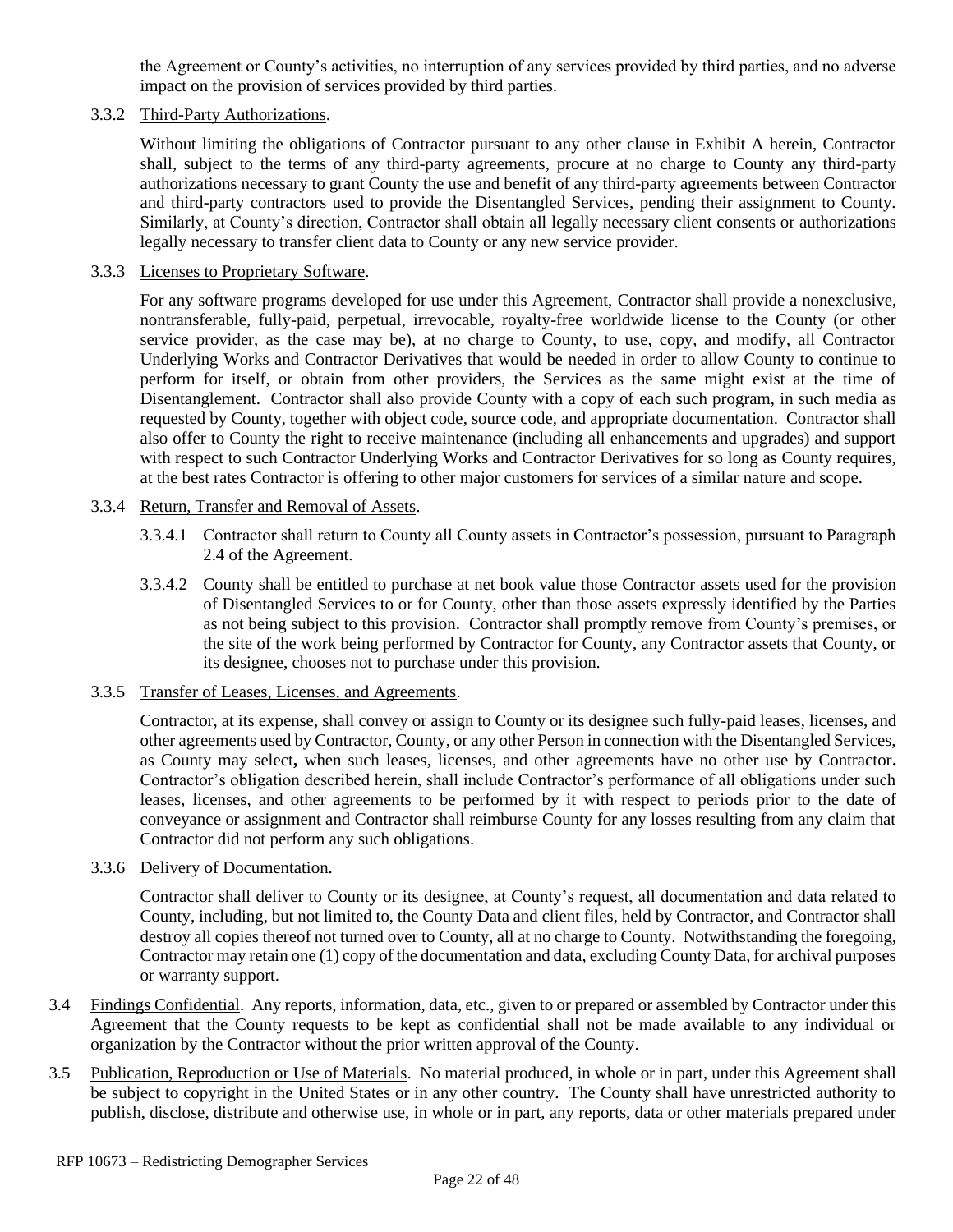the Agreement or County's activities, no interruption of any services provided by third parties, and no adverse impact on the provision of services provided by third parties.

3.3.2 Third-Party Authorizations.

Without limiting the obligations of Contractor pursuant to any other clause in Exhibit A herein, Contractor shall, subject to the terms of any third-party agreements, procure at no charge to County any third-party authorizations necessary to grant County the use and benefit of any third-party agreements between Contractor and third-party contractors used to provide the Disentangled Services, pending their assignment to County. Similarly, at County's direction, Contractor shall obtain all legally necessary client consents or authorizations legally necessary to transfer client data to County or any new service provider.

3.3.3 Licenses to Proprietary Software.

For any software programs developed for use under this Agreement, Contractor shall provide a nonexclusive, nontransferable, fully-paid, perpetual, irrevocable, royalty-free worldwide license to the County (or other service provider, as the case may be), at no charge to County, to use, copy, and modify, all Contractor Underlying Works and Contractor Derivatives that would be needed in order to allow County to continue to perform for itself, or obtain from other providers, the Services as the same might exist at the time of Disentanglement. Contractor shall also provide County with a copy of each such program, in such media as requested by County, together with object code, source code, and appropriate documentation. Contractor shall also offer to County the right to receive maintenance (including all enhancements and upgrades) and support with respect to such Contractor Underlying Works and Contractor Derivatives for so long as County requires, at the best rates Contractor is offering to other major customers for services of a similar nature and scope.

3.3.4 Return, Transfer and Removal of Assets.

3.3.4.1 Contractor shall return to County all County assets in Contractor's possession, pursuant to Paragraph 2.4 of the Agreement.

3.3.4.2 County shall be entitled to purchase at net book value those Contractor assets used for the provision of Disentangled Services to or for County, other than those assets expressly identified by the Parties as not being subject to this provision. Contractor shall promptly remove from County's premises, or the site of the work being performed by Contractor for County, any Contractor assets that County, or its designee, chooses not to purchase under this provision.

3.3.5 Transfer of Leases, Licenses, and Agreements.

Contractor, at its expense, shall convey or assign to County or its designee such fully-paid leases, licenses, and other agreements used by Contractor, County, or any other Person in connection with the Disentangled Services, as County may select**,** when such leases, licenses, and other agreements have no other use by Contractor**.** Contractor's obligation described herein, shall include Contractor's performance of all obligations under such leases, licenses, and other agreements to be performed by it with respect to periods prior to the date of conveyance or assignment and Contractor shall reimburse County for any losses resulting from any claim that Contractor did not perform any such obligations.

3.3.6 Delivery of Documentation.

Contractor shall deliver to County or its designee, at County's request, all documentation and data related to County, including, but not limited to, the County Data and client files, held by Contractor, and Contractor shall destroy all copies thereof not turned over to County, all at no charge to County. Notwithstanding the foregoing, Contractor may retain one (1) copy of the documentation and data, excluding County Data, for archival purposes or warranty support.

3.4 Findings Confidential. Any reports, information, data, etc., given to or prepared or assembled by Contractor under this Agreement that the County requests to be kept as confidential shall not be made available to any individual or organization by the Contractor without the prior written approval of the County.

3.5 Publication, Reproduction or Use of Materials. No material produced, in whole or in part, under this Agreement shall be subject to copyright in the United States or in any other country. The County shall have unrestricted authority to publish, disclose, distribute and otherwise use, in whole or in part, any reports, data or other materials prepared under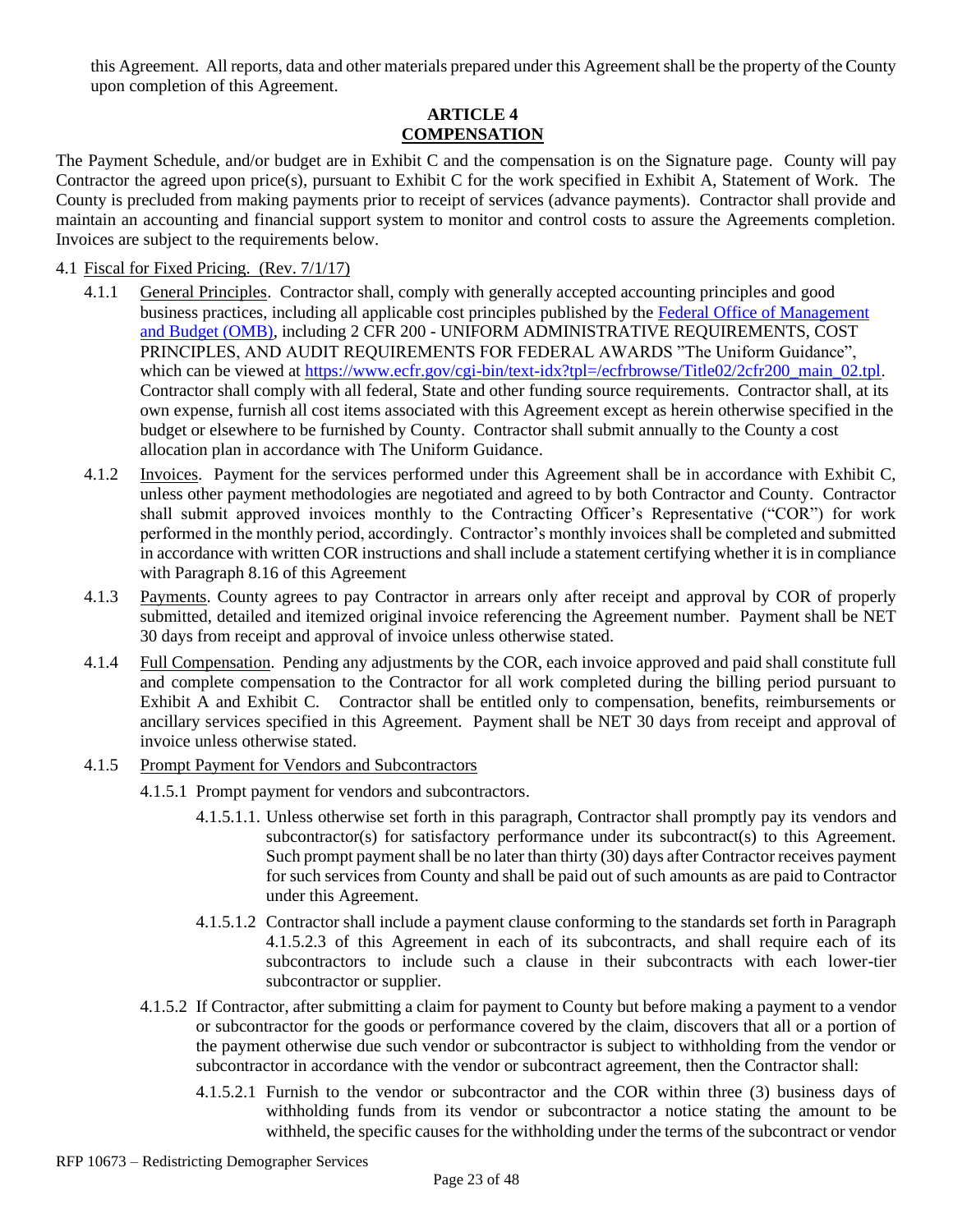this Agreement. All reports, data and other materials prepared under this Agreement shall be the property of the County upon completion of this Agreement.

## ARTICLE 4
## COMPENSATION

The Payment Schedule, and/or budget are in Exhibit C and the compensation is on the Signature page. County will pay Contractor the agreed upon price(s), pursuant to Exhibit C for the work specified in Exhibit A, Statement of Work. The County is precluded from making payments prior to receipt of services (advance payments). Contractor shall provide and maintain an accounting and financial support system to monitor and control costs to assure the Agreements completion. Invoices are subject to the requirements below.

4.1 Fiscal for Fixed Pricing. (Rev. 7/1/17)

4.1.1 General Principles. Contractor shall, comply with generally accepted accounting principles and good business practices, including all applicable cost principles published by the Federal Office of Management and Budget (OMB), including 2 CFR 200 - UNIFORM ADMINISTRATIVE REQUIREMENTS, COST PRINCIPLES, AND AUDIT REQUIREMENTS FOR FEDERAL AWARDS "The Uniform Guidance", which can be viewed at https://www.ecfr.gov/cgi-bin/text-idx?tpl=/ecfrbrowse/Title02/2cfr200_main_02.tpl. Contractor shall comply with all federal, State and other funding source requirements. Contractor shall, at its own expense, furnish all cost items associated with this Agreement except as herein otherwise specified in the budget or elsewhere to be furnished by County. Contractor shall submit annually to the County a cost allocation plan in accordance with The Uniform Guidance.

4.1.2 Invoices. Payment for the services performed under this Agreement shall be in accordance with Exhibit C, unless other payment methodologies are negotiated and agreed to by both Contractor and County. Contractor shall submit approved invoices monthly to the Contracting Officer's Representative ("COR") for work performed in the monthly period, accordingly. Contractor's monthly invoices shall be completed and submitted in accordance with written COR instructions and shall include a statement certifying whether it is in compliance with Paragraph 8.16 of this Agreement

4.1.3 Payments. County agrees to pay Contractor in arrears only after receipt and approval by COR of properly submitted, detailed and itemized original invoice referencing the Agreement number. Payment shall be NET 30 days from receipt and approval of invoice unless otherwise stated.

4.1.4 Full Compensation. Pending any adjustments by the COR, each invoice approved and paid shall constitute full and complete compensation to the Contractor for all work completed during the billing period pursuant to Exhibit A and Exhibit C. Contractor shall be entitled only to compensation, benefits, reimbursements or ancillary services specified in this Agreement. Payment shall be NET 30 days from receipt and approval of invoice unless otherwise stated.

4.1.5 Prompt Payment for Vendors and Subcontractors

4.1.5.1 Prompt payment for vendors and subcontractors.

4.1.5.1.1. Unless otherwise set forth in this paragraph, Contractor shall promptly pay its vendors and subcontractor(s) for satisfactory performance under its subcontract(s) to this Agreement. Such prompt payment shall be no later than thirty (30) days after Contractor receives payment for such services from County and shall be paid out of such amounts as are paid to Contractor under this Agreement.

4.1.5.1.2 Contractor shall include a payment clause conforming to the standards set forth in Paragraph 4.1.5.2.3 of this Agreement in each of its subcontracts, and shall require each of its subcontractors to include such a clause in their subcontracts with each lower-tier subcontractor or supplier.

4.1.5.2 If Contractor, after submitting a claim for payment to County but before making a payment to a vendor or subcontractor for the goods or performance covered by the claim, discovers that all or a portion of the payment otherwise due such vendor or subcontractor is subject to withholding from the vendor or subcontractor in accordance with the vendor or subcontract agreement, then the Contractor shall:

4.1.5.2.1 Furnish to the vendor or subcontractor and the COR within three (3) business days of withholding funds from its vendor or subcontractor a notice stating the amount to be withheld, the specific causes for the withholding under the terms of the subcontract or vendor

RFP 10673 – Redistricting Demographer Services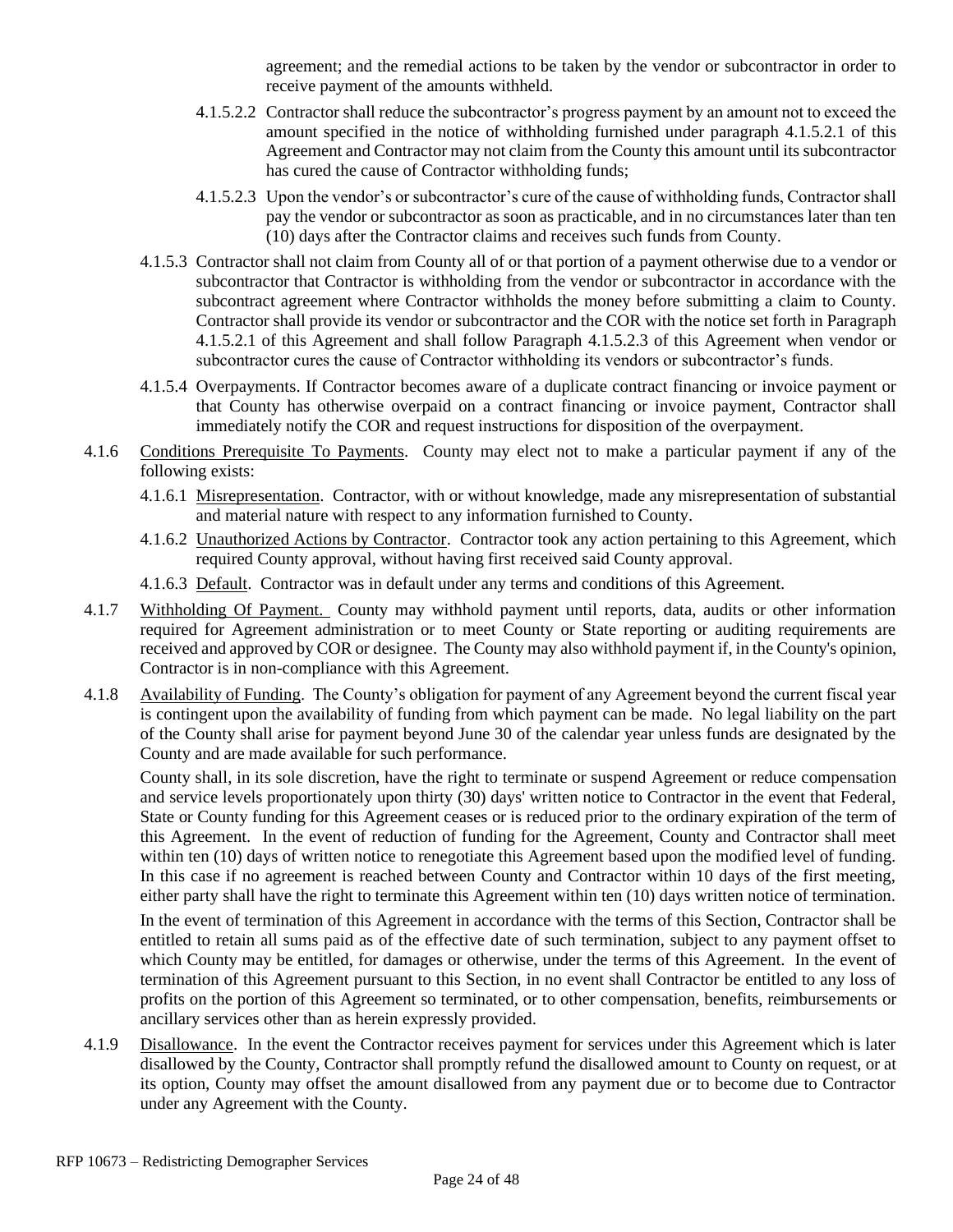agreement; and the remedial actions to be taken by the vendor or subcontractor in order to receive payment of the amounts withheld.

4.1.5.2.2 Contractor shall reduce the subcontractor's progress payment by an amount not to exceed the amount specified in the notice of withholding furnished under paragraph 4.1.5.2.1 of this Agreement and Contractor may not claim from the County this amount until its subcontractor has cured the cause of Contractor withholding funds;

4.1.5.2.3 Upon the vendor's or subcontractor's cure of the cause of withholding funds, Contractor shall pay the vendor or subcontractor as soon as practicable, and in no circumstances later than ten (10) days after the Contractor claims and receives such funds from County.

4.1.5.3 Contractor shall not claim from County all of or that portion of a payment otherwise due to a vendor or subcontractor that Contractor is withholding from the vendor or subcontractor in accordance with the subcontract agreement where Contractor withholds the money before submitting a claim to County. Contractor shall provide its vendor or subcontractor and the COR with the notice set forth in Paragraph 4.1.5.2.1 of this Agreement and shall follow Paragraph 4.1.5.2.3 of this Agreement when vendor or subcontractor cures the cause of Contractor withholding its vendors or subcontractor's funds.

4.1.5.4 Overpayments. If Contractor becomes aware of a duplicate contract financing or invoice payment or that County has otherwise overpaid on a contract financing or invoice payment, Contractor shall immediately notify the COR and request instructions for disposition of the overpayment.

4.1.6 Conditions Prerequisite To Payments. County may elect not to make a particular payment if any of the following exists:

4.1.6.1 Misrepresentation. Contractor, with or without knowledge, made any misrepresentation of substantial and material nature with respect to any information furnished to County.

4.1.6.2 Unauthorized Actions by Contractor. Contractor took any action pertaining to this Agreement, which required County approval, without having first received said County approval.

4.1.6.3 Default. Contractor was in default under any terms and conditions of this Agreement.

4.1.7 Withholding Of Payment. County may withhold payment until reports, data, audits or other information required for Agreement administration or to meet County or State reporting or auditing requirements are received and approved by COR or designee. The County may also withhold payment if, in the County's opinion, Contractor is in non-compliance with this Agreement.

4.1.8 Availability of Funding. The County's obligation for payment of any Agreement beyond the current fiscal year is contingent upon the availability of funding from which payment can be made. No legal liability on the part of the County shall arise for payment beyond June 30 of the calendar year unless funds are designated by the County and are made available for such performance.

County shall, in its sole discretion, have the right to terminate or suspend Agreement or reduce compensation and service levels proportionately upon thirty (30) days' written notice to Contractor in the event that Federal, State or County funding for this Agreement ceases or is reduced prior to the ordinary expiration of the term of this Agreement. In the event of reduction of funding for the Agreement, County and Contractor shall meet within ten (10) days of written notice to renegotiate this Agreement based upon the modified level of funding. In this case if no agreement is reached between County and Contractor within 10 days of the first meeting, either party shall have the right to terminate this Agreement within ten (10) days written notice of termination.

In the event of termination of this Agreement in accordance with the terms of this Section, Contractor shall be entitled to retain all sums paid as of the effective date of such termination, subject to any payment offset to which County may be entitled, for damages or otherwise, under the terms of this Agreement. In the event of termination of this Agreement pursuant to this Section, in no event shall Contractor be entitled to any loss of profits on the portion of this Agreement so terminated, or to other compensation, benefits, reimbursements or ancillary services other than as herein expressly provided.

4.1.9 Disallowance. In the event the Contractor receives payment for services under this Agreement which is later disallowed by the County, Contractor shall promptly refund the disallowed amount to County on request, or at its option, County may offset the amount disallowed from any payment due or to become due to Contractor under any Agreement with the County.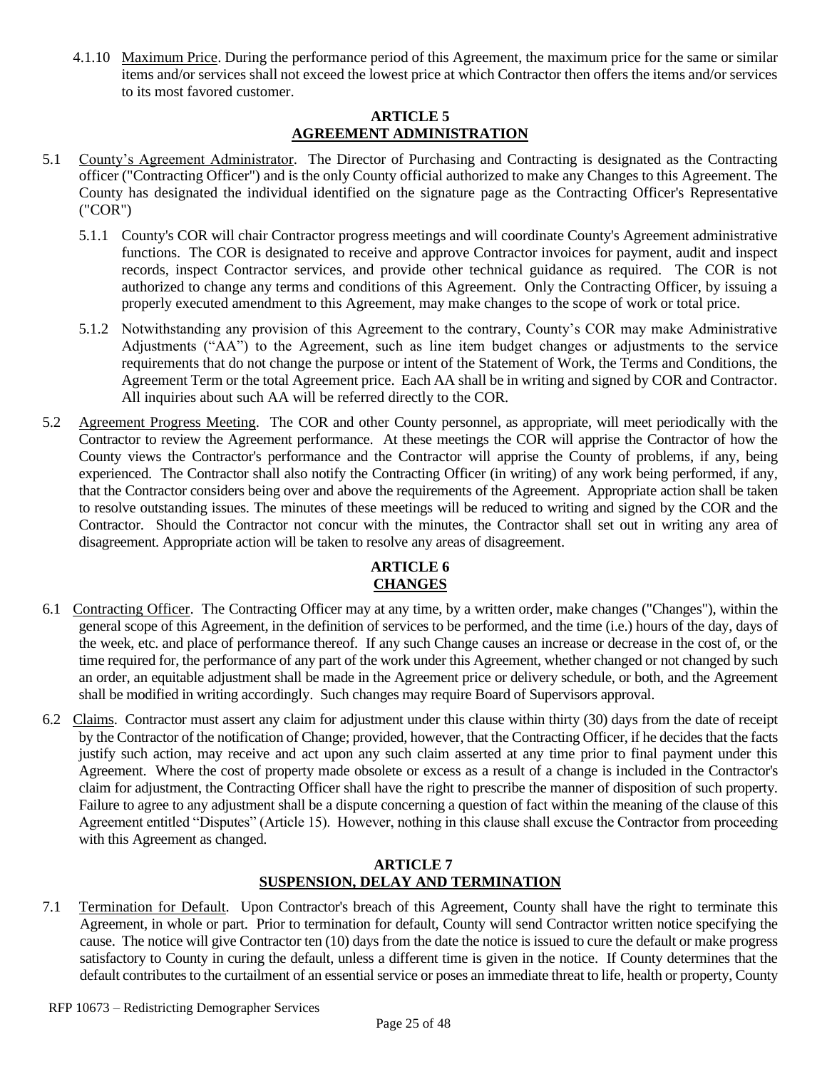4.1.10 Maximum Price. During the performance period of this Agreement, the maximum price for the same or similar items and/or services shall not exceed the lowest price at which Contractor then offers the items and/or services to its most favored customer.

## ARTICLE 5
## AGREEMENT ADMINISTRATION

5.1 County's Agreement Administrator. The Director of Purchasing and Contracting is designated as the Contracting officer ("Contracting Officer") and is the only County official authorized to make any Changes to this Agreement. The County has designated the individual identified on the signature page as the Contracting Officer's Representative ("COR")

5.1.1 County's COR will chair Contractor progress meetings and will coordinate County's Agreement administrative functions. The COR is designated to receive and approve Contractor invoices for payment, audit and inspect records, inspect Contractor services, and provide other technical guidance as required. The COR is not authorized to change any terms and conditions of this Agreement. Only the Contracting Officer, by issuing a properly executed amendment to this Agreement, may make changes to the scope of work or total price.

5.1.2 Notwithstanding any provision of this Agreement to the contrary, County's COR may make Administrative Adjustments ("AA") to the Agreement, such as line item budget changes or adjustments to the service requirements that do not change the purpose or intent of the Statement of Work, the Terms and Conditions, the Agreement Term or the total Agreement price. Each AA shall be in writing and signed by COR and Contractor. All inquiries about such AA will be referred directly to the COR.

5.2 Agreement Progress Meeting. The COR and other County personnel, as appropriate, will meet periodically with the Contractor to review the Agreement performance. At these meetings the COR will apprise the Contractor of how the County views the Contractor's performance and the Contractor will apprise the County of problems, if any, being experienced. The Contractor shall also notify the Contracting Officer (in writing) of any work being performed, if any, that the Contractor considers being over and above the requirements of the Agreement. Appropriate action shall be taken to resolve outstanding issues. The minutes of these meetings will be reduced to writing and signed by the COR and the Contractor. Should the Contractor not concur with the minutes, the Contractor shall set out in writing any area of disagreement. Appropriate action will be taken to resolve any areas of disagreement.

## ARTICLE 6
## CHANGES

6.1 Contracting Officer. The Contracting Officer may at any time, by a written order, make changes ("Changes"), within the general scope of this Agreement, in the definition of services to be performed, and the time (i.e.) hours of the day, days of the week, etc. and place of performance thereof. If any such Change causes an increase or decrease in the cost of, or the time required for, the performance of any part of the work under this Agreement, whether changed or not changed by such an order, an equitable adjustment shall be made in the Agreement price or delivery schedule, or both, and the Agreement shall be modified in writing accordingly. Such changes may require Board of Supervisors approval.

6.2 Claims. Contractor must assert any claim for adjustment under this clause within thirty (30) days from the date of receipt by the Contractor of the notification of Change; provided, however, that the Contracting Officer, if he decides that the facts justify such action, may receive and act upon any such claim asserted at any time prior to final payment under this Agreement. Where the cost of property made obsolete or excess as a result of a change is included in the Contractor's claim for adjustment, the Contracting Officer shall have the right to prescribe the manner of disposition of such property. Failure to agree to any adjustment shall be a dispute concerning a question of fact within the meaning of the clause of this Agreement entitled "Disputes" (Article 15). However, nothing in this clause shall excuse the Contractor from proceeding with this Agreement as changed.

## ARTICLE 7
## SUSPENSION, DELAY AND TERMINATION

7.1 Termination for Default. Upon Contractor's breach of this Agreement, County shall have the right to terminate this Agreement, in whole or part. Prior to termination for default, County will send Contractor written notice specifying the cause. The notice will give Contractor ten (10) days from the date the notice is issued to cure the default or make progress satisfactory to County in curing the default, unless a different time is given in the notice. If County determines that the default contributes to the curtailment of an essential service or poses an immediate threat to life, health or property, County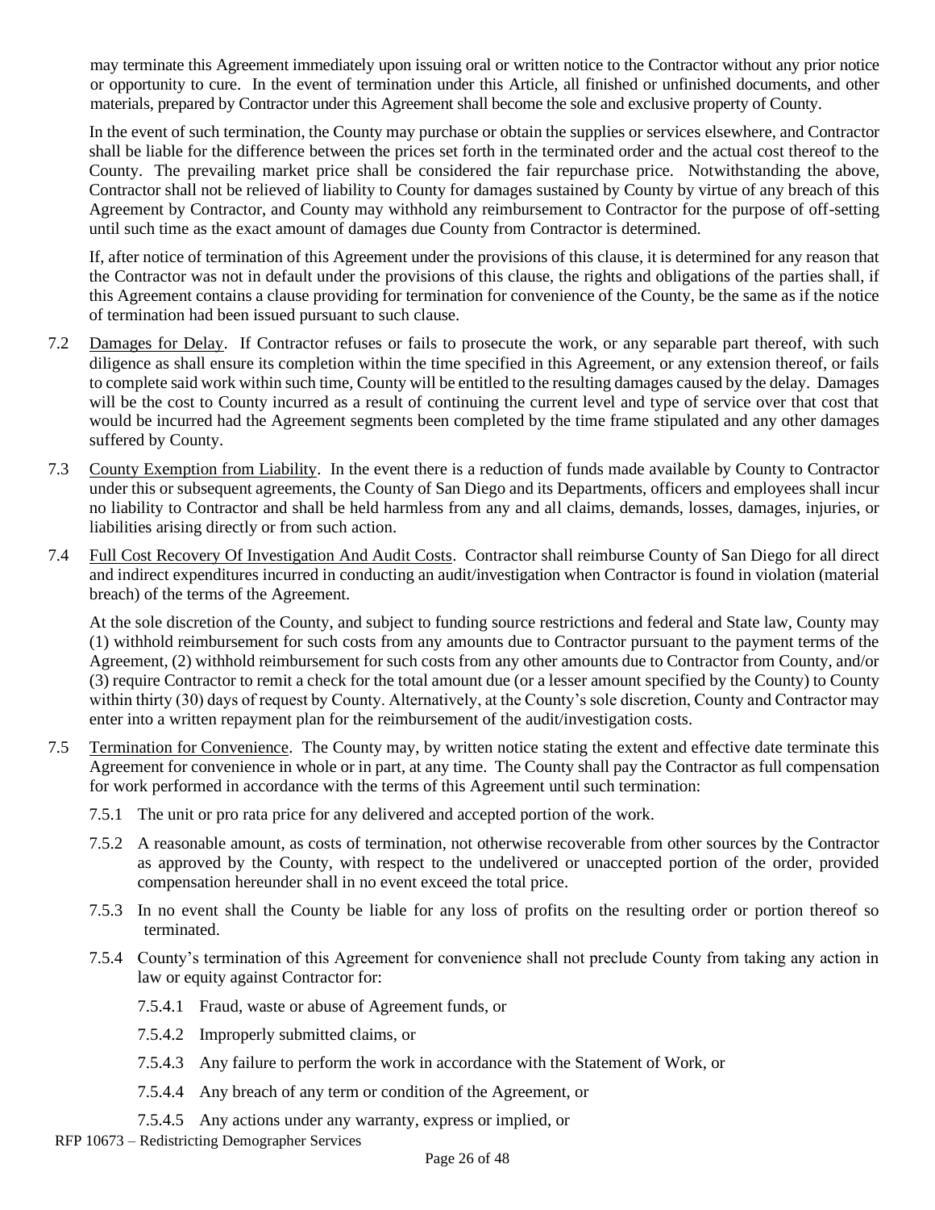may terminate this Agreement immediately upon issuing oral or written notice to the Contractor without any prior notice or opportunity to cure. In the event of termination under this Article, all finished or unfinished documents, and other materials, prepared by Contractor under this Agreement shall become the sole and exclusive property of County.

In the event of such termination, the County may purchase or obtain the supplies or services elsewhere, and Contractor shall be liable for the difference between the prices set forth in the terminated order and the actual cost thereof to the County. The prevailing market price shall be considered the fair repurchase price. Notwithstanding the above, Contractor shall not be relieved of liability to County for damages sustained by County by virtue of any breach of this Agreement by Contractor, and County may withhold any reimbursement to Contractor for the purpose of off-setting until such time as the exact amount of damages due County from Contractor is determined.

If, after notice of termination of this Agreement under the provisions of this clause, it is determined for any reason that the Contractor was not in default under the provisions of this clause, the rights and obligations of the parties shall, if this Agreement contains a clause providing for termination for convenience of the County, be the same as if the notice of termination had been issued pursuant to such clause.

7.2 Damages for Delay. If Contractor refuses or fails to prosecute the work, or any separable part thereof, with such diligence as shall ensure its completion within the time specified in this Agreement, or any extension thereof, or fails to complete said work within such time, County will be entitled to the resulting damages caused by the delay. Damages will be the cost to County incurred as a result of continuing the current level and type of service over that cost that would be incurred had the Agreement segments been completed by the time frame stipulated and any other damages suffered by County.

7.3 County Exemption from Liability. In the event there is a reduction of funds made available by County to Contractor under this or subsequent agreements, the County of San Diego and its Departments, officers and employees shall incur no liability to Contractor and shall be held harmless from any and all claims, demands, losses, damages, injuries, or liabilities arising directly or from such action.

7.4 Full Cost Recovery Of Investigation And Audit Costs. Contractor shall reimburse County of San Diego for all direct and indirect expenditures incurred in conducting an audit/investigation when Contractor is found in violation (material breach) of the terms of the Agreement.

At the sole discretion of the County, and subject to funding source restrictions and federal and State law, County may (1) withhold reimbursement for such costs from any amounts due to Contractor pursuant to the payment terms of the Agreement, (2) withhold reimbursement for such costs from any other amounts due to Contractor from County, and/or (3) require Contractor to remit a check for the total amount due (or a lesser amount specified by the County) to County within thirty (30) days of request by County. Alternatively, at the County's sole discretion, County and Contractor may enter into a written repayment plan for the reimbursement of the audit/investigation costs.

7.5 Termination for Convenience. The County may, by written notice stating the extent and effective date terminate this Agreement for convenience in whole or in part, at any time. The County shall pay the Contractor as full compensation for work performed in accordance with the terms of this Agreement until such termination:

7.5.1 The unit or pro rata price for any delivered and accepted portion of the work.

7.5.2 A reasonable amount, as costs of termination, not otherwise recoverable from other sources by the Contractor as approved by the County, with respect to the undelivered or unaccepted portion of the order, provided compensation hereunder shall in no event exceed the total price.

7.5.3 In no event shall the County be liable for any loss of profits on the resulting order or portion thereof so terminated.

7.5.4 County's termination of this Agreement for convenience shall not preclude County from taking any action in law or equity against Contractor for:

7.5.4.1 Fraud, waste or abuse of Agreement funds, or

7.5.4.2 Improperly submitted claims, or

7.5.4.3 Any failure to perform the work in accordance with the Statement of Work, or

7.5.4.4 Any breach of any term or condition of the Agreement, or

7.5.4.5 Any actions under any warranty, express or implied, or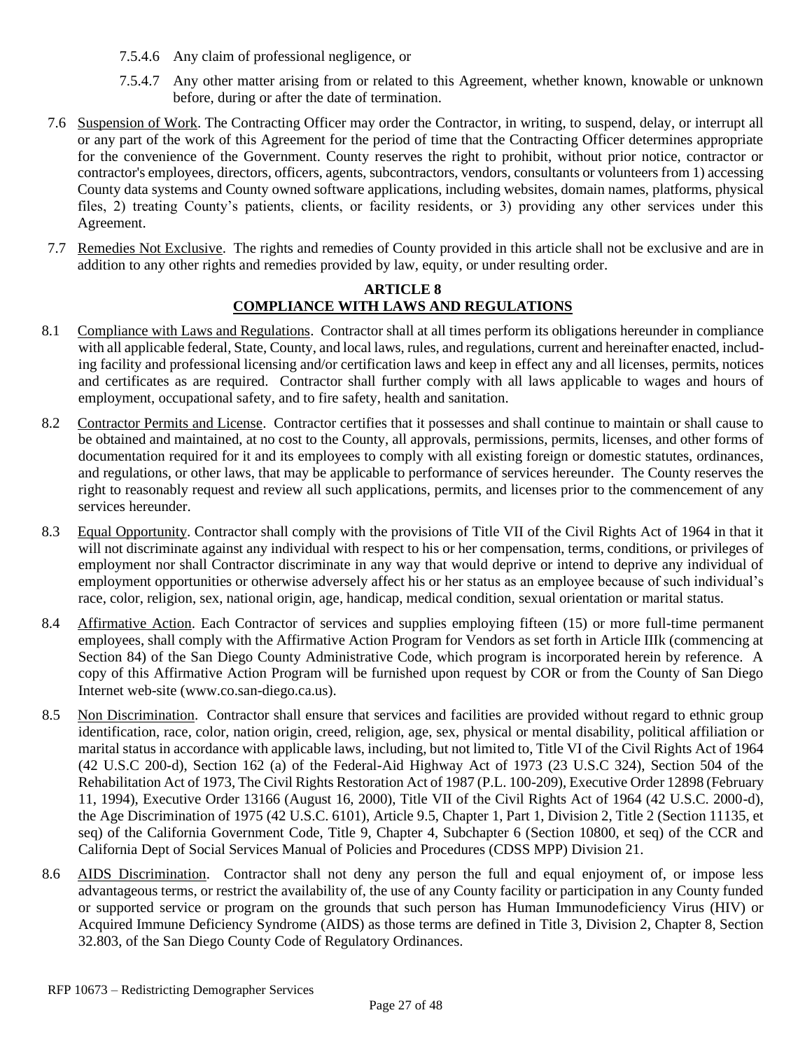7.5.4.6 Any claim of professional negligence, or

7.5.4.7 Any other matter arising from or related to this Agreement, whether known, knowable or unknown before, during or after the date of termination.

7.6 Suspension of Work. The Contracting Officer may order the Contractor, in writing, to suspend, delay, or interrupt all or any part of the work of this Agreement for the period of time that the Contracting Officer determines appropriate for the convenience of the Government. County reserves the right to prohibit, without prior notice, contractor or contractor's employees, directors, officers, agents, subcontractors, vendors, consultants or volunteers from 1) accessing County data systems and County owned software applications, including websites, domain names, platforms, physical files, 2) treating County's patients, clients, or facility residents, or 3) providing any other services under this Agreement.

7.7 Remedies Not Exclusive. The rights and remedies of County provided in this article shall not be exclusive and are in addition to any other rights and remedies provided by law, equity, or under resulting order.

## ARTICLE 8
## COMPLIANCE WITH LAWS AND REGULATIONS

8.1 Compliance with Laws and Regulations. Contractor shall at all times perform its obligations hereunder in compliance with all applicable federal, State, County, and local laws, rules, and regulations, current and hereinafter enacted, including facility and professional licensing and/or certification laws and keep in effect any and all licenses, permits, notices and certificates as are required. Contractor shall further comply with all laws applicable to wages and hours of employment, occupational safety, and to fire safety, health and sanitation.

8.2 Contractor Permits and License. Contractor certifies that it possesses and shall continue to maintain or shall cause to be obtained and maintained, at no cost to the County, all approvals, permissions, permits, licenses, and other forms of documentation required for it and its employees to comply with all existing foreign or domestic statutes, ordinances, and regulations, or other laws, that may be applicable to performance of services hereunder. The County reserves the right to reasonably request and review all such applications, permits, and licenses prior to the commencement of any services hereunder.

8.3 Equal Opportunity. Contractor shall comply with the provisions of Title VII of the Civil Rights Act of 1964 in that it will not discriminate against any individual with respect to his or her compensation, terms, conditions, or privileges of employment nor shall Contractor discriminate in any way that would deprive or intend to deprive any individual of employment opportunities or otherwise adversely affect his or her status as an employee because of such individual's race, color, religion, sex, national origin, age, handicap, medical condition, sexual orientation or marital status.

8.4 Affirmative Action. Each Contractor of services and supplies employing fifteen (15) or more full-time permanent employees, shall comply with the Affirmative Action Program for Vendors as set forth in Article IIIk (commencing at Section 84) of the San Diego County Administrative Code, which program is incorporated herein by reference. A copy of this Affirmative Action Program will be furnished upon request by COR or from the County of San Diego Internet web-site (www.co.san-diego.ca.us).

8.5 Non Discrimination. Contractor shall ensure that services and facilities are provided without regard to ethnic group identification, race, color, nation origin, creed, religion, age, sex, physical or mental disability, political affiliation or marital status in accordance with applicable laws, including, but not limited to, Title VI of the Civil Rights Act of 1964 (42 U.S.C 200-d), Section 162 (a) of the Federal-Aid Highway Act of 1973 (23 U.S.C 324), Section 504 of the Rehabilitation Act of 1973, The Civil Rights Restoration Act of 1987 (P.L. 100-209), Executive Order 12898 (February 11, 1994), Executive Order 13166 (August 16, 2000), Title VII of the Civil Rights Act of 1964 (42 U.S.C. 2000-d), the Age Discrimination of 1975 (42 U.S.C. 6101), Article 9.5, Chapter 1, Part 1, Division 2, Title 2 (Section 11135, et seq) of the California Government Code, Title 9, Chapter 4, Subchapter 6 (Section 10800, et seq) of the CCR and California Dept of Social Services Manual of Policies and Procedures (CDSS MPP) Division 21.

8.6 AIDS Discrimination. Contractor shall not deny any person the full and equal enjoyment of, or impose less advantageous terms, or restrict the availability of, the use of any County facility or participation in any County funded or supported service or program on the grounds that such person has Human Immunodeficiency Virus (HIV) or Acquired Immune Deficiency Syndrome (AIDS) as those terms are defined in Title 3, Division 2, Chapter 8, Section 32.803, of the San Diego County Code of Regulatory Ordinances.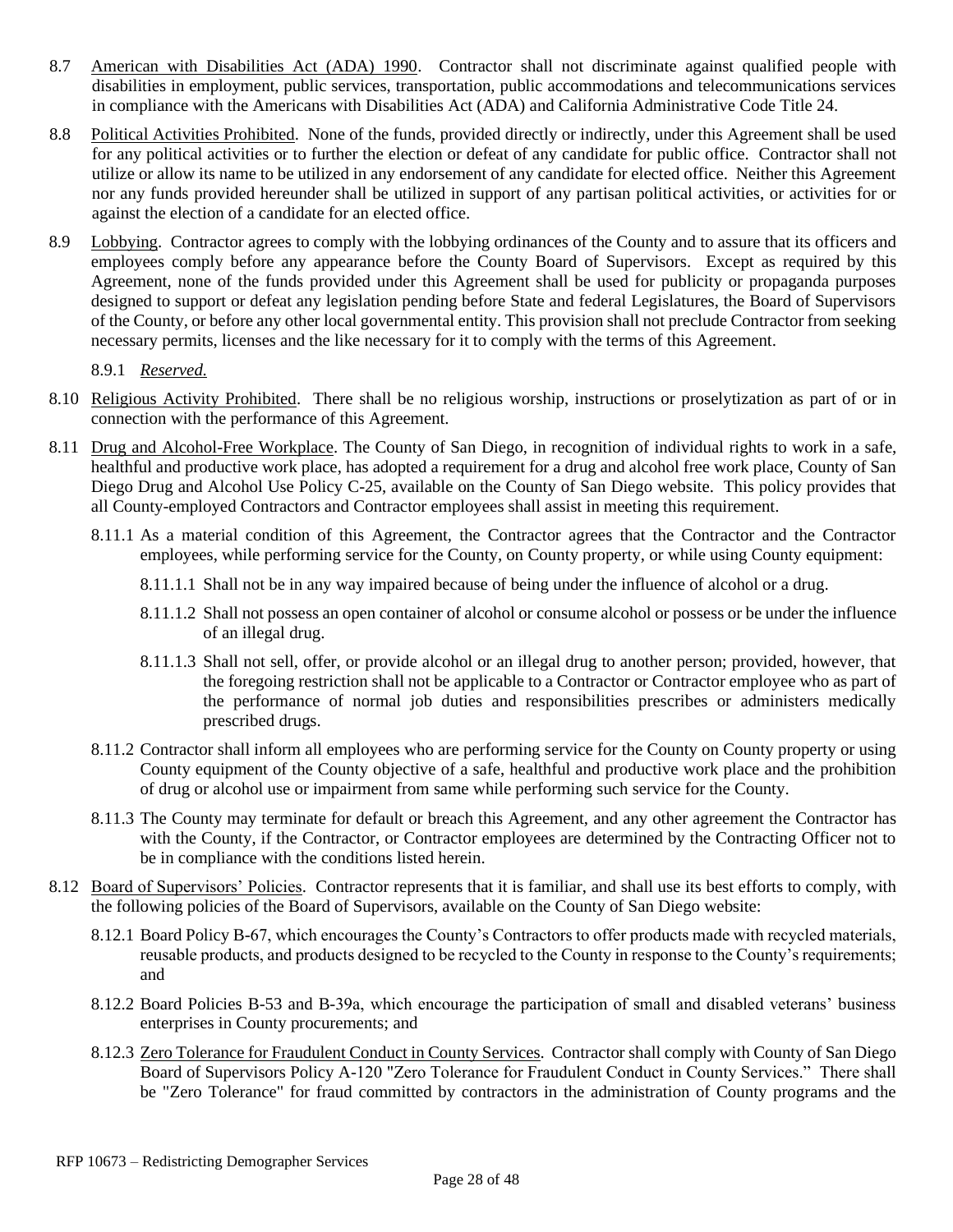8.7 American with Disabilities Act (ADA) 1990. Contractor shall not discriminate against qualified people with disabilities in employment, public services, transportation, public accommodations and telecommunications services in compliance with the Americans with Disabilities Act (ADA) and California Administrative Code Title 24.

8.8 Political Activities Prohibited. None of the funds, provided directly or indirectly, under this Agreement shall be used for any political activities or to further the election or defeat of any candidate for public office. Contractor shall not utilize or allow its name to be utilized in any endorsement of any candidate for elected office. Neither this Agreement nor any funds provided hereunder shall be utilized in support of any partisan political activities, or activities for or against the election of a candidate for an elected office.

8.9 Lobbying. Contractor agrees to comply with the lobbying ordinances of the County and to assure that its officers and employees comply before any appearance before the County Board of Supervisors. Except as required by this Agreement, none of the funds provided under this Agreement shall be used for publicity or propaganda purposes designed to support or defeat any legislation pending before State and federal Legislatures, the Board of Supervisors of the County, or before any other local governmental entity. This provision shall not preclude Contractor from seeking necessary permits, licenses and the like necessary for it to comply with the terms of this Agreement.

8.9.1 *Reserved.*

8.10 Religious Activity Prohibited. There shall be no religious worship, instructions or proselytization as part of or in connection with the performance of this Agreement.

8.11 Drug and Alcohol-Free Workplace. The County of San Diego, in recognition of individual rights to work in a safe, healthful and productive work place, has adopted a requirement for a drug and alcohol free work place, County of San Diego Drug and Alcohol Use Policy C-25, available on the County of San Diego website. This policy provides that all County-employed Contractors and Contractor employees shall assist in meeting this requirement.

8.11.1 As a material condition of this Agreement, the Contractor agrees that the Contractor and the Contractor employees, while performing service for the County, on County property, or while using County equipment:

8.11.1.1 Shall not be in any way impaired because of being under the influence of alcohol or a drug.

8.11.1.2 Shall not possess an open container of alcohol or consume alcohol or possess or be under the influence of an illegal drug.

8.11.1.3 Shall not sell, offer, or provide alcohol or an illegal drug to another person; provided, however, that the foregoing restriction shall not be applicable to a Contractor or Contractor employee who as part of the performance of normal job duties and responsibilities prescribes or administers medically prescribed drugs.

8.11.2 Contractor shall inform all employees who are performing service for the County on County property or using County equipment of the County objective of a safe, healthful and productive work place and the prohibition of drug or alcohol use or impairment from same while performing such service for the County.

8.11.3 The County may terminate for default or breach this Agreement, and any other agreement the Contractor has with the County, if the Contractor, or Contractor employees are determined by the Contracting Officer not to be in compliance with the conditions listed herein.

8.12 Board of Supervisors' Policies. Contractor represents that it is familiar, and shall use its best efforts to comply, with the following policies of the Board of Supervisors, available on the County of San Diego website:

8.12.1 Board Policy B-67, which encourages the County's Contractors to offer products made with recycled materials, reusable products, and products designed to be recycled to the County in response to the County's requirements; and

8.12.2 Board Policies B-53 and B-39a, which encourage the participation of small and disabled veterans' business enterprises in County procurements; and

8.12.3 Zero Tolerance for Fraudulent Conduct in County Services. Contractor shall comply with County of San Diego Board of Supervisors Policy A-120 "Zero Tolerance for Fraudulent Conduct in County Services." There shall be "Zero Tolerance" for fraud committed by contractors in the administration of County programs and the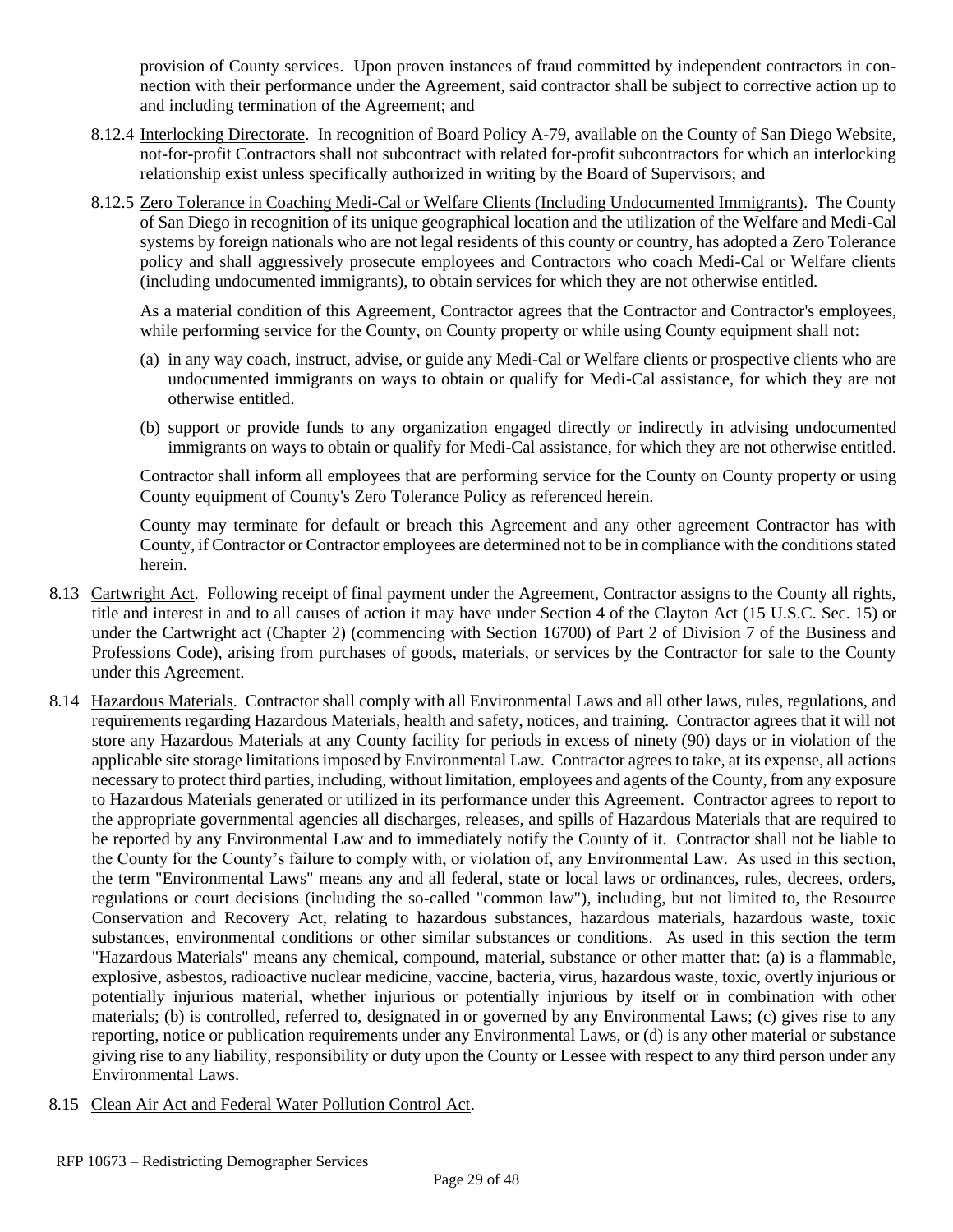provision of County services. Upon proven instances of fraud committed by independent contractors in connection with their performance under the Agreement, said contractor shall be subject to corrective action up to and including termination of the Agreement; and

8.12.4 <u>Interlocking Directorate</u>. In recognition of Board Policy A-79, available on the County of San Diego Website, not-for-profit Contractors shall not subcontract with related for-profit subcontractors for which an interlocking relationship exist unless specifically authorized in writing by the Board of Supervisors; and

8.12.5 <u>Zero Tolerance in Coaching Medi-Cal or Welfare Clients (Including Undocumented Immigrants)</u>. The County of San Diego in recognition of its unique geographical location and the utilization of the Welfare and Medi-Cal systems by foreign nationals who are not legal residents of this county or country, has adopted a Zero Tolerance policy and shall aggressively prosecute employees and Contractors who coach Medi-Cal or Welfare clients (including undocumented immigrants), to obtain services for which they are not otherwise entitled.

As a material condition of this Agreement, Contractor agrees that the Contractor and Contractor's employees, while performing service for the County, on County property or while using County equipment shall not:

(a) in any way coach, instruct, advise, or guide any Medi-Cal or Welfare clients or prospective clients who are undocumented immigrants on ways to obtain or qualify for Medi-Cal assistance, for which they are not otherwise entitled.

(b) support or provide funds to any organization engaged directly or indirectly in advising undocumented immigrants on ways to obtain or qualify for Medi-Cal assistance, for which they are not otherwise entitled.

Contractor shall inform all employees that are performing service for the County on County property or using County equipment of County's Zero Tolerance Policy as referenced herein.

County may terminate for default or breach this Agreement and any other agreement Contractor has with County, if Contractor or Contractor employees are determined not to be in compliance with the conditions stated herein.

8.13 <u>Cartwright Act</u>. Following receipt of final payment under the Agreement, Contractor assigns to the County all rights, title and interest in and to all causes of action it may have under Section 4 of the Clayton Act (15 U.S.C. Sec. 15) or under the Cartwright act (Chapter 2) (commencing with Section 16700) of Part 2 of Division 7 of the Business and Professions Code), arising from purchases of goods, materials, or services by the Contractor for sale to the County under this Agreement.

8.14 <u>Hazardous Materials</u>. Contractor shall comply with all Environmental Laws and all other laws, rules, regulations, and requirements regarding Hazardous Materials, health and safety, notices, and training. Contractor agrees that it will not store any Hazardous Materials at any County facility for periods in excess of ninety (90) days or in violation of the applicable site storage limitations imposed by Environmental Law. Contractor agrees to take, at its expense, all actions necessary to protect third parties, including, without limitation, employees and agents of the County, from any exposure to Hazardous Materials generated or utilized in its performance under this Agreement. Contractor agrees to report to the appropriate governmental agencies all discharges, releases, and spills of Hazardous Materials that are required to be reported by any Environmental Law and to immediately notify the County of it. Contractor shall not be liable to the County for the County's failure to comply with, or violation of, any Environmental Law. As used in this section, the term "Environmental Laws" means any and all federal, state or local laws or ordinances, rules, decrees, orders, regulations or court decisions (including the so-called "common law"), including, but not limited to, the Resource Conservation and Recovery Act, relating to hazardous substances, hazardous materials, hazardous waste, toxic substances, environmental conditions or other similar substances or conditions. As used in this section the term "Hazardous Materials" means any chemical, compound, material, substance or other matter that: (a) is a flammable, explosive, asbestos, radioactive nuclear medicine, vaccine, bacteria, virus, hazardous waste, toxic, overtly injurious or potentially injurious material, whether injurious or potentially injurious by itself or in combination with other materials; (b) is controlled, referred to, designated in or governed by any Environmental Laws; (c) gives rise to any reporting, notice or publication requirements under any Environmental Laws, or (d) is any other material or substance giving rise to any liability, responsibility or duty upon the County or Lessee with respect to any third person under any Environmental Laws.

8.15 <u>Clean Air Act and Federal Water Pollution Control Act</u>.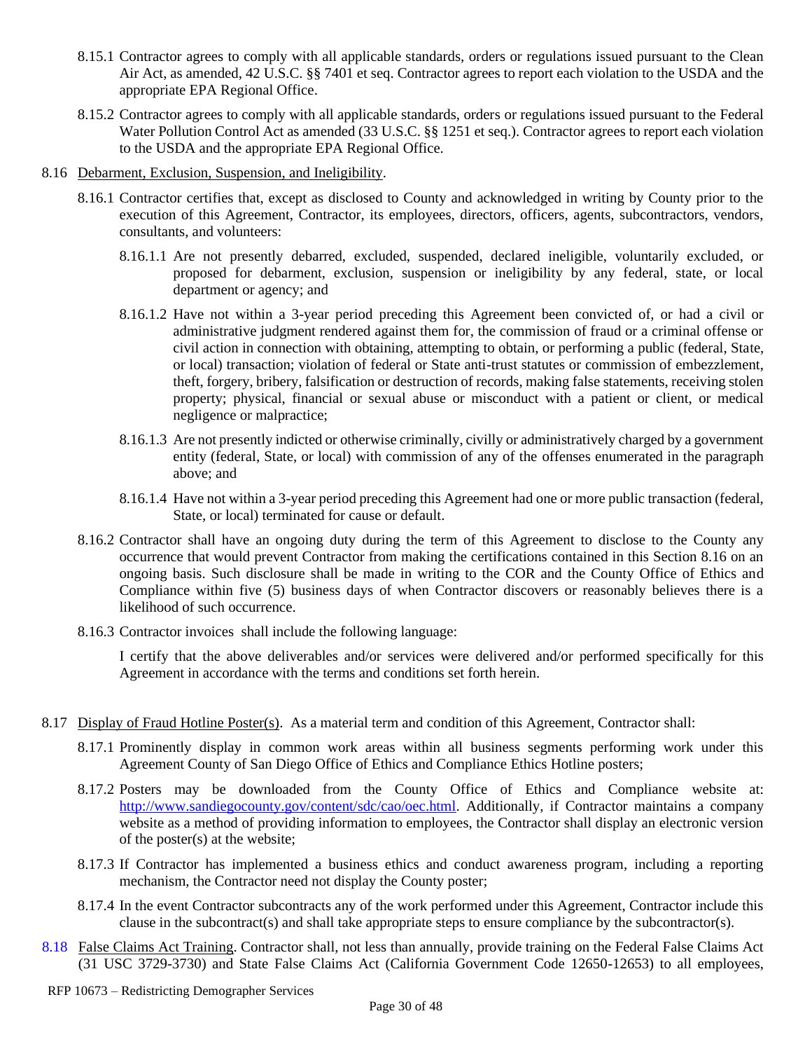8.15.1 Contractor agrees to comply with all applicable standards, orders or regulations issued pursuant to the Clean Air Act, as amended, 42 U.S.C. §§ 7401 et seq. Contractor agrees to report each violation to the USDA and the appropriate EPA Regional Office.

8.15.2 Contractor agrees to comply with all applicable standards, orders or regulations issued pursuant to the Federal Water Pollution Control Act as amended (33 U.S.C. §§ 1251 et seq.). Contractor agrees to report each violation to the USDA and the appropriate EPA Regional Office.

8.16 Debarment, Exclusion, Suspension, and Ineligibility.

8.16.1 Contractor certifies that, except as disclosed to County and acknowledged in writing by County prior to the execution of this Agreement, Contractor, its employees, directors, officers, agents, subcontractors, vendors, consultants, and volunteers:

8.16.1.1 Are not presently debarred, excluded, suspended, declared ineligible, voluntarily excluded, or proposed for debarment, exclusion, suspension or ineligibility by any federal, state, or local department or agency; and

8.16.1.2 Have not within a 3-year period preceding this Agreement been convicted of, or had a civil or administrative judgment rendered against them for, the commission of fraud or a criminal offense or civil action in connection with obtaining, attempting to obtain, or performing a public (federal, State, or local) transaction; violation of federal or State anti-trust statutes or commission of embezzlement, theft, forgery, bribery, falsification or destruction of records, making false statements, receiving stolen property; physical, financial or sexual abuse or misconduct with a patient or client, or medical negligence or malpractice;

8.16.1.3 Are not presently indicted or otherwise criminally, civilly or administratively charged by a government entity (federal, State, or local) with commission of any of the offenses enumerated in the paragraph above; and

8.16.1.4 Have not within a 3-year period preceding this Agreement had one or more public transaction (federal, State, or local) terminated for cause or default.

8.16.2 Contractor shall have an ongoing duty during the term of this Agreement to disclose to the County any occurrence that would prevent Contractor from making the certifications contained in this Section 8.16 on an ongoing basis. Such disclosure shall be made in writing to the COR and the County Office of Ethics and Compliance within five (5) business days of when Contractor discovers or reasonably believes there is a likelihood of such occurrence.

8.16.3 Contractor invoices shall include the following language:

I certify that the above deliverables and/or services were delivered and/or performed specifically for this Agreement in accordance with the terms and conditions set forth herein.

8.17 Display of Fraud Hotline Poster(s). As a material term and condition of this Agreement, Contractor shall:

8.17.1 Prominently display in common work areas within all business segments performing work under this Agreement County of San Diego Office of Ethics and Compliance Ethics Hotline posters;

8.17.2 Posters may be downloaded from the County Office of Ethics and Compliance website at: http://www.sandiegocounty.gov/content/sdc/cao/oec.html. Additionally, if Contractor maintains a company website as a method of providing information to employees, the Contractor shall display an electronic version of the poster(s) at the website;

8.17.3 If Contractor has implemented a business ethics and conduct awareness program, including a reporting mechanism, the Contractor need not display the County poster;

8.17.4 In the event Contractor subcontracts any of the work performed under this Agreement, Contractor include this clause in the subcontract(s) and shall take appropriate steps to ensure compliance by the subcontractor(s).

8.18 False Claims Act Training. Contractor shall, not less than annually, provide training on the Federal False Claims Act (31 USC 3729-3730) and State False Claims Act (California Government Code 12650-12653) to all employees,

RFP 10673 – Redistricting Demographer Services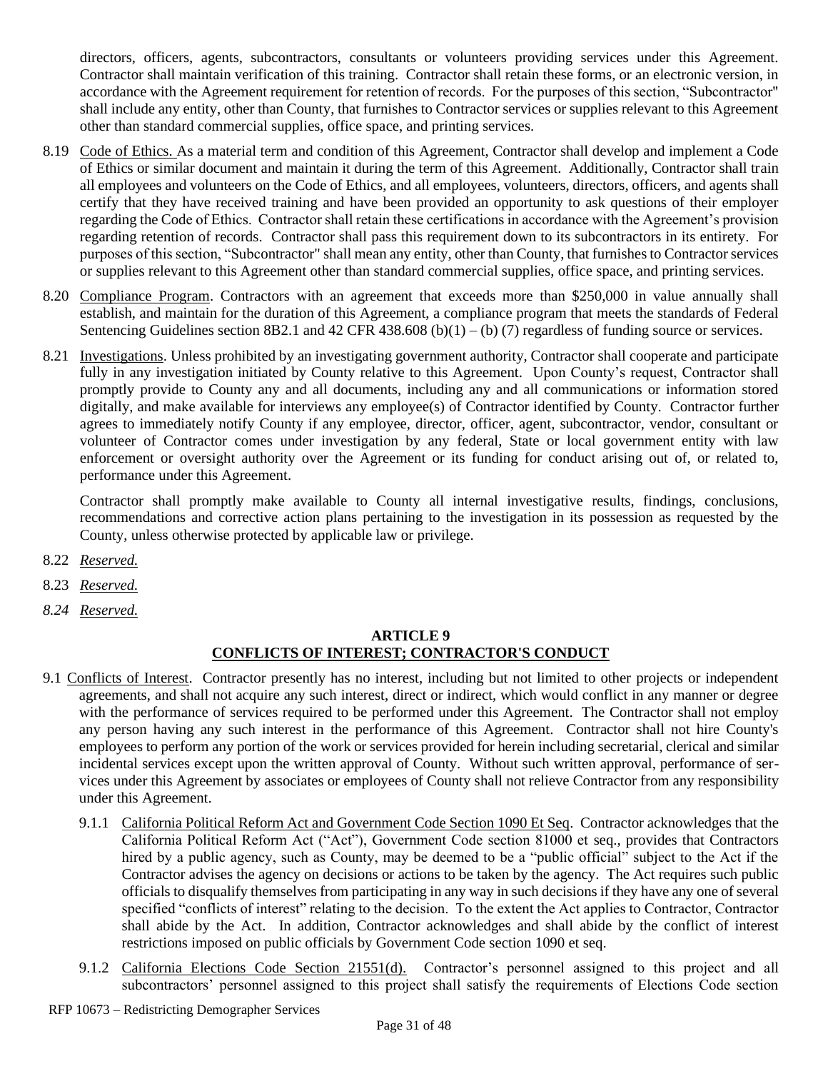directors, officers, agents, subcontractors, consultants or volunteers providing services under this Agreement. Contractor shall maintain verification of this training. Contractor shall retain these forms, or an electronic version, in accordance with the Agreement requirement for retention of records. For the purposes of this section, "Subcontractor" shall include any entity, other than County, that furnishes to Contractor services or supplies relevant to this Agreement other than standard commercial supplies, office space, and printing services.

8.19 Code of Ethics. As a material term and condition of this Agreement, Contractor shall develop and implement a Code of Ethics or similar document and maintain it during the term of this Agreement. Additionally, Contractor shall train all employees and volunteers on the Code of Ethics, and all employees, volunteers, directors, officers, and agents shall certify that they have received training and have been provided an opportunity to ask questions of their employer regarding the Code of Ethics. Contractor shall retain these certifications in accordance with the Agreement's provision regarding retention of records. Contractor shall pass this requirement down to its subcontractors in its entirety. For purposes of this section, "Subcontractor" shall mean any entity, other than County, that furnishes to Contractor services or supplies relevant to this Agreement other than standard commercial supplies, office space, and printing services.

8.20 Compliance Program. Contractors with an agreement that exceeds more than $250,000 in value annually shall establish, and maintain for the duration of this Agreement, a compliance program that meets the standards of Federal Sentencing Guidelines section 8B2.1 and 42 CFR 438.608 (b)(1) – (b) (7) regardless of funding source or services.

8.21 Investigations. Unless prohibited by an investigating government authority, Contractor shall cooperate and participate fully in any investigation initiated by County relative to this Agreement. Upon County's request, Contractor shall promptly provide to County any and all documents, including any and all communications or information stored digitally, and make available for interviews any employee(s) of Contractor identified by County. Contractor further agrees to immediately notify County if any employee, director, officer, agent, subcontractor, vendor, consultant or volunteer of Contractor comes under investigation by any federal, State or local government entity with law enforcement or oversight authority over the Agreement or its funding for conduct arising out of, or related to, performance under this Agreement.

Contractor shall promptly make available to County all internal investigative results, findings, conclusions, recommendations and corrective action plans pertaining to the investigation in its possession as requested by the County, unless otherwise protected by applicable law or privilege.

8.22 *Reserved.*

8.23 *Reserved.*

*8.24 Reserved.*

## ARTICLE 9
## CONFLICTS OF INTEREST; CONTRACTOR'S CONDUCT

9.1 Conflicts of Interest. Contractor presently has no interest, including but not limited to other projects or independent agreements, and shall not acquire any such interest, direct or indirect, which would conflict in any manner or degree with the performance of services required to be performed under this Agreement. The Contractor shall not employ any person having any such interest in the performance of this Agreement. Contractor shall not hire County's employees to perform any portion of the work or services provided for herein including secretarial, clerical and similar incidental services except upon the written approval of County. Without such written approval, performance of services under this Agreement by associates or employees of County shall not relieve Contractor from any responsibility under this Agreement.

9.1.1 California Political Reform Act and Government Code Section 1090 Et Seq. Contractor acknowledges that the California Political Reform Act ("Act"), Government Code section 81000 et seq., provides that Contractors hired by a public agency, such as County, may be deemed to be a "public official" subject to the Act if the Contractor advises the agency on decisions or actions to be taken by the agency. The Act requires such public officials to disqualify themselves from participating in any way in such decisions if they have any one of several specified "conflicts of interest" relating to the decision. To the extent the Act applies to Contractor, Contractor shall abide by the Act. In addition, Contractor acknowledges and shall abide by the conflict of interest restrictions imposed on public officials by Government Code section 1090 et seq.

9.1.2 California Elections Code Section 21551(d). Contractor's personnel assigned to this project and all subcontractors' personnel assigned to this project shall satisfy the requirements of Elections Code section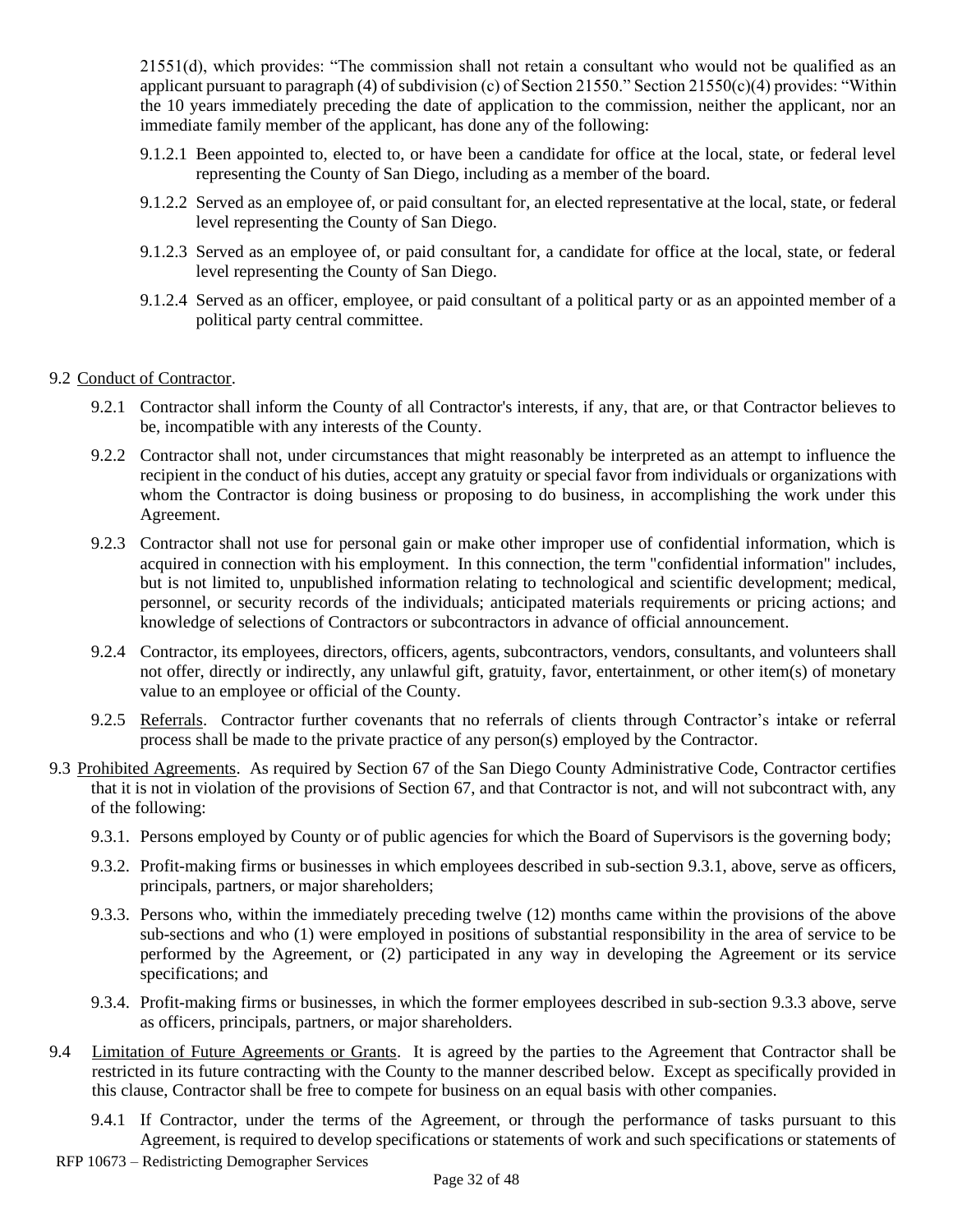21551(d), which provides: "The commission shall not retain a consultant who would not be qualified as an applicant pursuant to paragraph (4) of subdivision (c) of Section 21550." Section 21550(c)(4) provides: "Within the 10 years immediately preceding the date of application to the commission, neither the applicant, nor an immediate family member of the applicant, has done any of the following:

- 9.1.2.1 Been appointed to, elected to, or have been a candidate for office at the local, state, or federal level representing the County of San Diego, including as a member of the board.
- 9.1.2.2 Served as an employee of, or paid consultant for, an elected representative at the local, state, or federal level representing the County of San Diego.
- 9.1.2.3 Served as an employee of, or paid consultant for, a candidate for office at the local, state, or federal level representing the County of San Diego.
- 9.1.2.4 Served as an officer, employee, or paid consultant of a political party or as an appointed member of a political party central committee.

9.2 Conduct of Contractor.

- 9.2.1 Contractor shall inform the County of all Contractor's interests, if any, that are, or that Contractor believes to be, incompatible with any interests of the County.
- 9.2.2 Contractor shall not, under circumstances that might reasonably be interpreted as an attempt to influence the recipient in the conduct of his duties, accept any gratuity or special favor from individuals or organizations with whom the Contractor is doing business or proposing to do business, in accomplishing the work under this Agreement.
- 9.2.3 Contractor shall not use for personal gain or make other improper use of confidential information, which is acquired in connection with his employment. In this connection, the term "confidential information" includes, but is not limited to, unpublished information relating to technological and scientific development; medical, personnel, or security records of the individuals; anticipated materials requirements or pricing actions; and knowledge of selections of Contractors or subcontractors in advance of official announcement.
- 9.2.4 Contractor, its employees, directors, officers, agents, subcontractors, vendors, consultants, and volunteers shall not offer, directly or indirectly, any unlawful gift, gratuity, favor, entertainment, or other item(s) of monetary value to an employee or official of the County.
- 9.2.5 Referrals. Contractor further covenants that no referrals of clients through Contractor's intake or referral process shall be made to the private practice of any person(s) employed by the Contractor.

9.3 Prohibited Agreements. As required by Section 67 of the San Diego County Administrative Code, Contractor certifies that it is not in violation of the provisions of Section 67, and that Contractor is not, and will not subcontract with, any of the following:

- 9.3.1. Persons employed by County or of public agencies for which the Board of Supervisors is the governing body;
- 9.3.2. Profit-making firms or businesses in which employees described in sub-section 9.3.1, above, serve as officers, principals, partners, or major shareholders;
- 9.3.3. Persons who, within the immediately preceding twelve (12) months came within the provisions of the above sub-sections and who (1) were employed in positions of substantial responsibility in the area of service to be performed by the Agreement, or (2) participated in any way in developing the Agreement or its service specifications; and
- 9.3.4. Profit-making firms or businesses, in which the former employees described in sub-section 9.3.3 above, serve as officers, principals, partners, or major shareholders.

9.4 Limitation of Future Agreements or Grants. It is agreed by the parties to the Agreement that Contractor shall be restricted in its future contracting with the County to the manner described below. Except as specifically provided in this clause, Contractor shall be free to compete for business on an equal basis with other companies.

- 9.4.1 If Contractor, under the terms of the Agreement, or through the performance of tasks pursuant to this Agreement, is required to develop specifications or statements of work and such specifications or statements of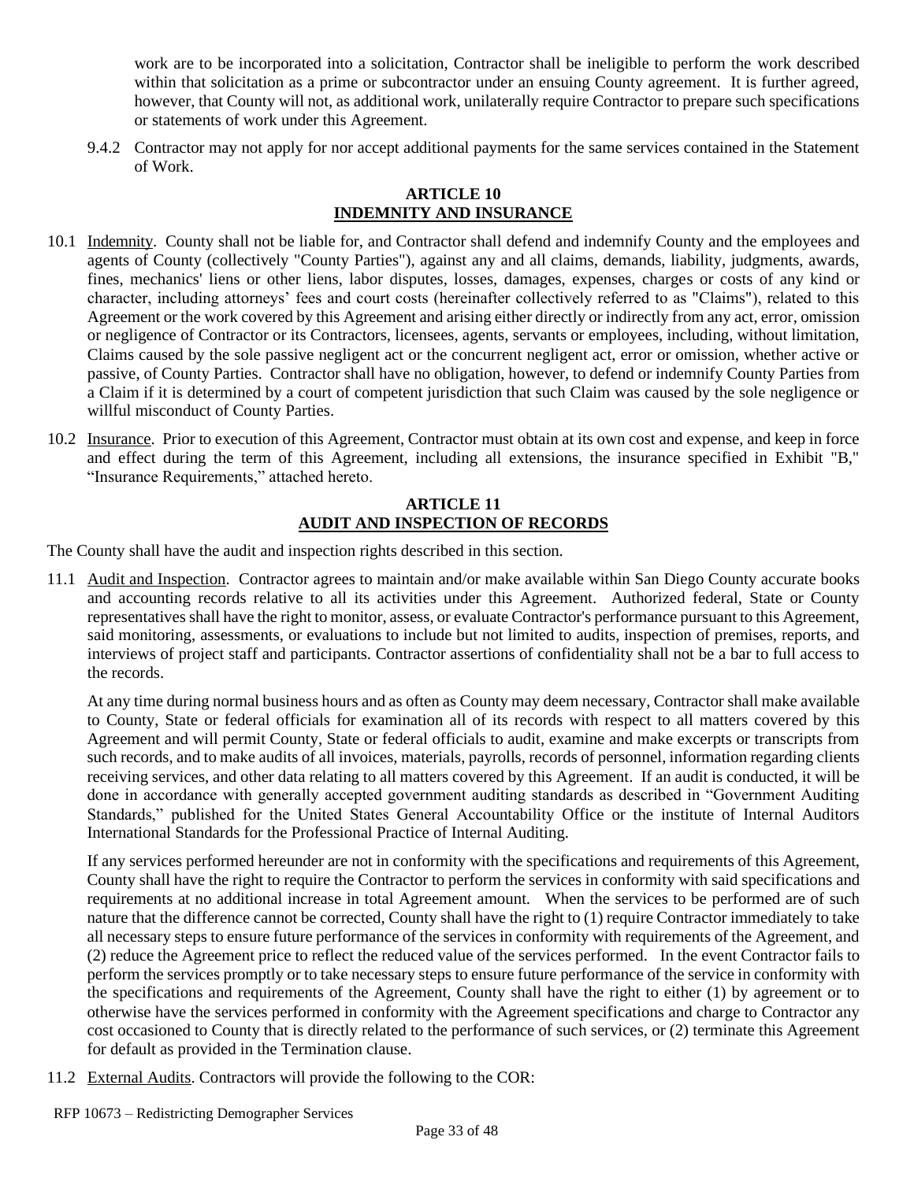work are to be incorporated into a solicitation, Contractor shall be ineligible to perform the work described within that solicitation as a prime or subcontractor under an ensuing County agreement. It is further agreed, however, that County will not, as additional work, unilaterally require Contractor to prepare such specifications or statements of work under this Agreement.

9.4.2 Contractor may not apply for nor accept additional payments for the same services contained in the Statement of Work.

## ARTICLE 10
## INDEMNITY AND INSURANCE

10.1 Indemnity. County shall not be liable for, and Contractor shall defend and indemnify County and the employees and agents of County (collectively "County Parties"), against any and all claims, demands, liability, judgments, awards, fines, mechanics' liens or other liens, labor disputes, losses, damages, expenses, charges or costs of any kind or character, including attorneys' fees and court costs (hereinafter collectively referred to as "Claims"), related to this Agreement or the work covered by this Agreement and arising either directly or indirectly from any act, error, omission or negligence of Contractor or its Contractors, licensees, agents, servants or employees, including, without limitation, Claims caused by the sole passive negligent act or the concurrent negligent act, error or omission, whether active or passive, of County Parties. Contractor shall have no obligation, however, to defend or indemnify County Parties from a Claim if it is determined by a court of competent jurisdiction that such Claim was caused by the sole negligence or willful misconduct of County Parties.

10.2 Insurance. Prior to execution of this Agreement, Contractor must obtain at its own cost and expense, and keep in force and effect during the term of this Agreement, including all extensions, the insurance specified in Exhibit "B," "Insurance Requirements," attached hereto.

## ARTICLE 11
## AUDIT AND INSPECTION OF RECORDS

The County shall have the audit and inspection rights described in this section.

11.1 Audit and Inspection. Contractor agrees to maintain and/or make available within San Diego County accurate books and accounting records relative to all its activities under this Agreement. Authorized federal, State or County representatives shall have the right to monitor, assess, or evaluate Contractor's performance pursuant to this Agreement, said monitoring, assessments, or evaluations to include but not limited to audits, inspection of premises, reports, and interviews of project staff and participants. Contractor assertions of confidentiality shall not be a bar to full access to the records.

At any time during normal business hours and as often as County may deem necessary, Contractor shall make available to County, State or federal officials for examination all of its records with respect to all matters covered by this Agreement and will permit County, State or federal officials to audit, examine and make excerpts or transcripts from such records, and to make audits of all invoices, materials, payrolls, records of personnel, information regarding clients receiving services, and other data relating to all matters covered by this Agreement. If an audit is conducted, it will be done in accordance with generally accepted government auditing standards as described in "Government Auditing Standards," published for the United States General Accountability Office or the institute of Internal Auditors International Standards for the Professional Practice of Internal Auditing.

If any services performed hereunder are not in conformity with the specifications and requirements of this Agreement, County shall have the right to require the Contractor to perform the services in conformity with said specifications and requirements at no additional increase in total Agreement amount. When the services to be performed are of such nature that the difference cannot be corrected, County shall have the right to (1) require Contractor immediately to take all necessary steps to ensure future performance of the services in conformity with requirements of the Agreement, and (2) reduce the Agreement price to reflect the reduced value of the services performed. In the event Contractor fails to perform the services promptly or to take necessary steps to ensure future performance of the service in conformity with the specifications and requirements of the Agreement, County shall have the right to either (1) by agreement or to otherwise have the services performed in conformity with the Agreement specifications and charge to Contractor any cost occasioned to County that is directly related to the performance of such services, or (2) terminate this Agreement for default as provided in the Termination clause.

11.2 External Audits. Contractors will provide the following to the COR: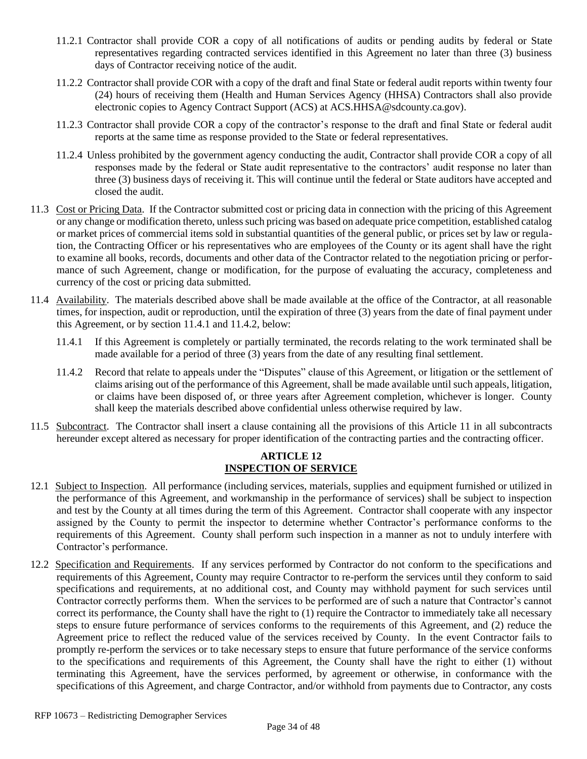11.2.1 Contractor shall provide COR a copy of all notifications of audits or pending audits by federal or State representatives regarding contracted services identified in this Agreement no later than three (3) business days of Contractor receiving notice of the audit.

11.2.2 Contractor shall provide COR with a copy of the draft and final State or federal audit reports within twenty four (24) hours of receiving them (Health and Human Services Agency (HHSA) Contractors shall also provide electronic copies to Agency Contract Support (ACS) at ACS.HHSA@sdcounty.ca.gov).

11.2.3 Contractor shall provide COR a copy of the contractor's response to the draft and final State or federal audit reports at the same time as response provided to the State or federal representatives.

11.2.4 Unless prohibited by the government agency conducting the audit, Contractor shall provide COR a copy of all responses made by the federal or State audit representative to the contractors' audit response no later than three (3) business days of receiving it. This will continue until the federal or State auditors have accepted and closed the audit.

11.3 Cost or Pricing Data. If the Contractor submitted cost or pricing data in connection with the pricing of this Agreement or any change or modification thereto, unless such pricing was based on adequate price competition, established catalog or market prices of commercial items sold in substantial quantities of the general public, or prices set by law or regulation, the Contracting Officer or his representatives who are employees of the County or its agent shall have the right to examine all books, records, documents and other data of the Contractor related to the negotiation pricing or performance of such Agreement, change or modification, for the purpose of evaluating the accuracy, completeness and currency of the cost or pricing data submitted.

11.4 Availability. The materials described above shall be made available at the office of the Contractor, at all reasonable times, for inspection, audit or reproduction, until the expiration of three (3) years from the date of final payment under this Agreement, or by section 11.4.1 and 11.4.2, below:

11.4.1 If this Agreement is completely or partially terminated, the records relating to the work terminated shall be made available for a period of three (3) years from the date of any resulting final settlement.

11.4.2 Record that relate to appeals under the "Disputes" clause of this Agreement, or litigation or the settlement of claims arising out of the performance of this Agreement, shall be made available until such appeals, litigation, or claims have been disposed of, or three years after Agreement completion, whichever is longer. County shall keep the materials described above confidential unless otherwise required by law.

11.5 Subcontract. The Contractor shall insert a clause containing all the provisions of this Article 11 in all subcontracts hereunder except altered as necessary for proper identification of the contracting parties and the contracting officer.

## ARTICLE 12
## INSPECTION OF SERVICE

12.1 Subject to Inspection. All performance (including services, materials, supplies and equipment furnished or utilized in the performance of this Agreement, and workmanship in the performance of services) shall be subject to inspection and test by the County at all times during the term of this Agreement. Contractor shall cooperate with any inspector assigned by the County to permit the inspector to determine whether Contractor's performance conforms to the requirements of this Agreement. County shall perform such inspection in a manner as not to unduly interfere with Contractor's performance.

12.2 Specification and Requirements. If any services performed by Contractor do not conform to the specifications and requirements of this Agreement, County may require Contractor to re-perform the services until they conform to said specifications and requirements, at no additional cost, and County may withhold payment for such services until Contractor correctly performs them. When the services to be performed are of such a nature that Contractor's cannot correct its performance, the County shall have the right to (1) require the Contractor to immediately take all necessary steps to ensure future performance of services conforms to the requirements of this Agreement, and (2) reduce the Agreement price to reflect the reduced value of the services received by County. In the event Contractor fails to promptly re-perform the services or to take necessary steps to ensure that future performance of the service conforms to the specifications and requirements of this Agreement, the County shall have the right to either (1) without terminating this Agreement, have the services performed, by agreement or otherwise, in conformance with the specifications of this Agreement, and charge Contractor, and/or withhold from payments due to Contractor, any costs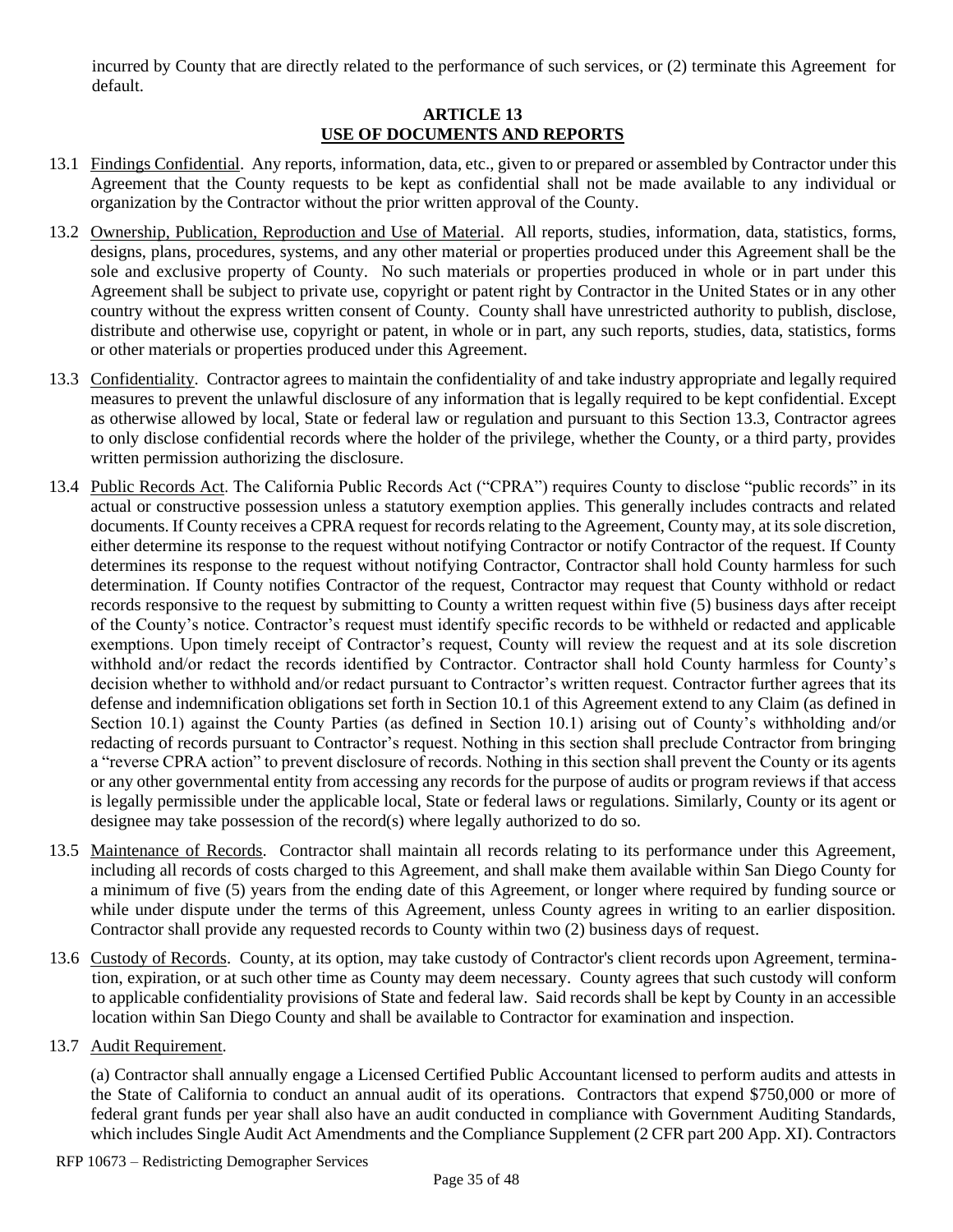incurred by County that are directly related to the performance of such services, or (2) terminate this Agreement for default.

## ARTICLE 13
## USE OF DOCUMENTS AND REPORTS

13.1 Findings Confidential. Any reports, information, data, etc., given to or prepared or assembled by Contractor under this Agreement that the County requests to be kept as confidential shall not be made available to any individual or organization by the Contractor without the prior written approval of the County.

13.2 Ownership, Publication, Reproduction and Use of Material. All reports, studies, information, data, statistics, forms, designs, plans, procedures, systems, and any other material or properties produced under this Agreement shall be the sole and exclusive property of County. No such materials or properties produced in whole or in part under this Agreement shall be subject to private use, copyright or patent right by Contractor in the United States or in any other country without the express written consent of County. County shall have unrestricted authority to publish, disclose, distribute and otherwise use, copyright or patent, in whole or in part, any such reports, studies, data, statistics, forms or other materials or properties produced under this Agreement.

13.3 Confidentiality. Contractor agrees to maintain the confidentiality of and take industry appropriate and legally required measures to prevent the unlawful disclosure of any information that is legally required to be kept confidential. Except as otherwise allowed by local, State or federal law or regulation and pursuant to this Section 13.3, Contractor agrees to only disclose confidential records where the holder of the privilege, whether the County, or a third party, provides written permission authorizing the disclosure.

13.4 Public Records Act. The California Public Records Act ("CPRA") requires County to disclose "public records" in its actual or constructive possession unless a statutory exemption applies. This generally includes contracts and related documents. If County receives a CPRA request for records relating to the Agreement, County may, at its sole discretion, either determine its response to the request without notifying Contractor or notify Contractor of the request. If County determines its response to the request without notifying Contractor, Contractor shall hold County harmless for such determination. If County notifies Contractor of the request, Contractor may request that County withhold or redact records responsive to the request by submitting to County a written request within five (5) business days after receipt of the County's notice. Contractor's request must identify specific records to be withheld or redacted and applicable exemptions. Upon timely receipt of Contractor's request, County will review the request and at its sole discretion withhold and/or redact the records identified by Contractor. Contractor shall hold County harmless for County's decision whether to withhold and/or redact pursuant to Contractor's written request. Contractor further agrees that its defense and indemnification obligations set forth in Section 10.1 of this Agreement extend to any Claim (as defined in Section 10.1) against the County Parties (as defined in Section 10.1) arising out of County's withholding and/or redacting of records pursuant to Contractor's request. Nothing in this section shall preclude Contractor from bringing a "reverse CPRA action" to prevent disclosure of records. Nothing in this section shall prevent the County or its agents or any other governmental entity from accessing any records for the purpose of audits or program reviews if that access is legally permissible under the applicable local, State or federal laws or regulations. Similarly, County or its agent or designee may take possession of the record(s) where legally authorized to do so.

13.5 Maintenance of Records. Contractor shall maintain all records relating to its performance under this Agreement, including all records of costs charged to this Agreement, and shall make them available within San Diego County for a minimum of five (5) years from the ending date of this Agreement, or longer where required by funding source or while under dispute under the terms of this Agreement, unless County agrees in writing to an earlier disposition. Contractor shall provide any requested records to County within two (2) business days of request.

13.6 Custody of Records. County, at its option, may take custody of Contractor's client records upon Agreement, termination, expiration, or at such other time as County may deem necessary. County agrees that such custody will conform to applicable confidentiality provisions of State and federal law. Said records shall be kept by County in an accessible location within San Diego County and shall be available to Contractor for examination and inspection.

13.7 Audit Requirement.

(a) Contractor shall annually engage a Licensed Certified Public Accountant licensed to perform audits and attests in the State of California to conduct an annual audit of its operations. Contractors that expend $750,000 or more of federal grant funds per year shall also have an audit conducted in compliance with Government Auditing Standards, which includes Single Audit Act Amendments and the Compliance Supplement (2 CFR part 200 App. XI). Contractors

RFP 10673 – Redistricting Demographer Services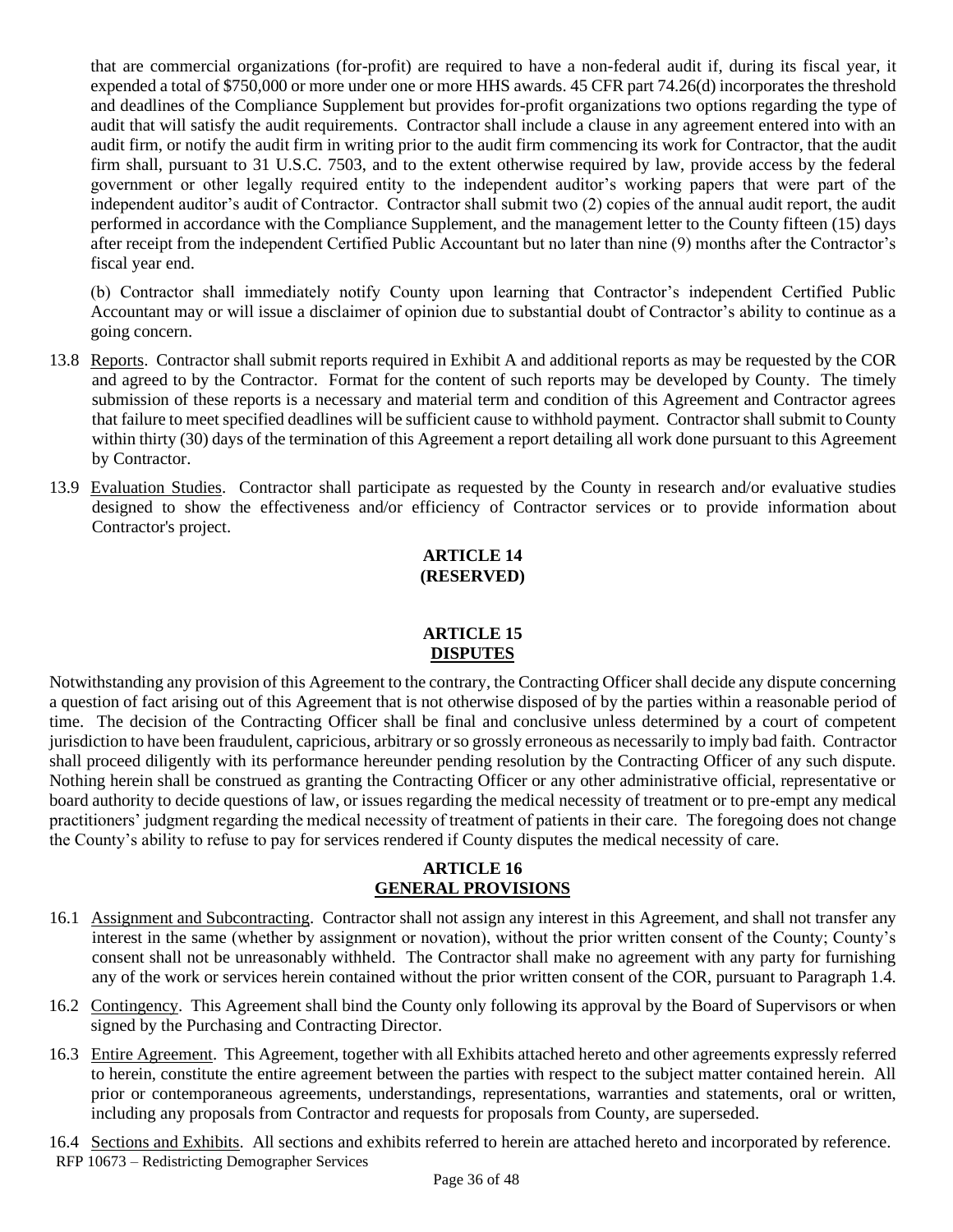that are commercial organizations (for-profit) are required to have a non-federal audit if, during its fiscal year, it expended a total of $750,000 or more under one or more HHS awards. 45 CFR part 74.26(d) incorporates the threshold and deadlines of the Compliance Supplement but provides for-profit organizations two options regarding the type of audit that will satisfy the audit requirements. Contractor shall include a clause in any agreement entered into with an audit firm, or notify the audit firm in writing prior to the audit firm commencing its work for Contractor, that the audit firm shall, pursuant to 31 U.S.C. 7503, and to the extent otherwise required by law, provide access by the federal government or other legally required entity to the independent auditor's working papers that were part of the independent auditor's audit of Contractor. Contractor shall submit two (2) copies of the annual audit report, the audit performed in accordance with the Compliance Supplement, and the management letter to the County fifteen (15) days after receipt from the independent Certified Public Accountant but no later than nine (9) months after the Contractor's fiscal year end.

(b) Contractor shall immediately notify County upon learning that Contractor's independent Certified Public Accountant may or will issue a disclaimer of opinion due to substantial doubt of Contractor's ability to continue as a going concern.

13.8 Reports. Contractor shall submit reports required in Exhibit A and additional reports as may be requested by the COR and agreed to by the Contractor. Format for the content of such reports may be developed by County. The timely submission of these reports is a necessary and material term and condition of this Agreement and Contractor agrees that failure to meet specified deadlines will be sufficient cause to withhold payment. Contractor shall submit to County within thirty (30) days of the termination of this Agreement a report detailing all work done pursuant to this Agreement by Contractor.

13.9 Evaluation Studies. Contractor shall participate as requested by the County in research and/or evaluative studies designed to show the effectiveness and/or efficiency of Contractor services or to provide information about Contractor's project.

## ARTICLE 14
## (RESERVED)

## ARTICLE 15
## DISPUTES

Notwithstanding any provision of this Agreement to the contrary, the Contracting Officer shall decide any dispute concerning a question of fact arising out of this Agreement that is not otherwise disposed of by the parties within a reasonable period of time. The decision of the Contracting Officer shall be final and conclusive unless determined by a court of competent jurisdiction to have been fraudulent, capricious, arbitrary or so grossly erroneous as necessarily to imply bad faith. Contractor shall proceed diligently with its performance hereunder pending resolution by the Contracting Officer of any such dispute. Nothing herein shall be construed as granting the Contracting Officer or any other administrative official, representative or board authority to decide questions of law, or issues regarding the medical necessity of treatment or to pre-empt any medical practitioners' judgment regarding the medical necessity of treatment of patients in their care. The foregoing does not change the County's ability to refuse to pay for services rendered if County disputes the medical necessity of care.

## ARTICLE 16
## GENERAL PROVISIONS

16.1 Assignment and Subcontracting. Contractor shall not assign any interest in this Agreement, and shall not transfer any interest in the same (whether by assignment or novation), without the prior written consent of the County; County's consent shall not be unreasonably withheld. The Contractor shall make no agreement with any party for furnishing any of the work or services herein contained without the prior written consent of the COR, pursuant to Paragraph 1.4.

16.2 Contingency. This Agreement shall bind the County only following its approval by the Board of Supervisors or when signed by the Purchasing and Contracting Director.

16.3 Entire Agreement. This Agreement, together with all Exhibits attached hereto and other agreements expressly referred to herein, constitute the entire agreement between the parties with respect to the subject matter contained herein. All prior or contemporaneous agreements, understandings, representations, warranties and statements, oral or written, including any proposals from Contractor and requests for proposals from County, are superseded.

16.4 Sections and Exhibits. All sections and exhibits referred to herein are attached hereto and incorporated by reference.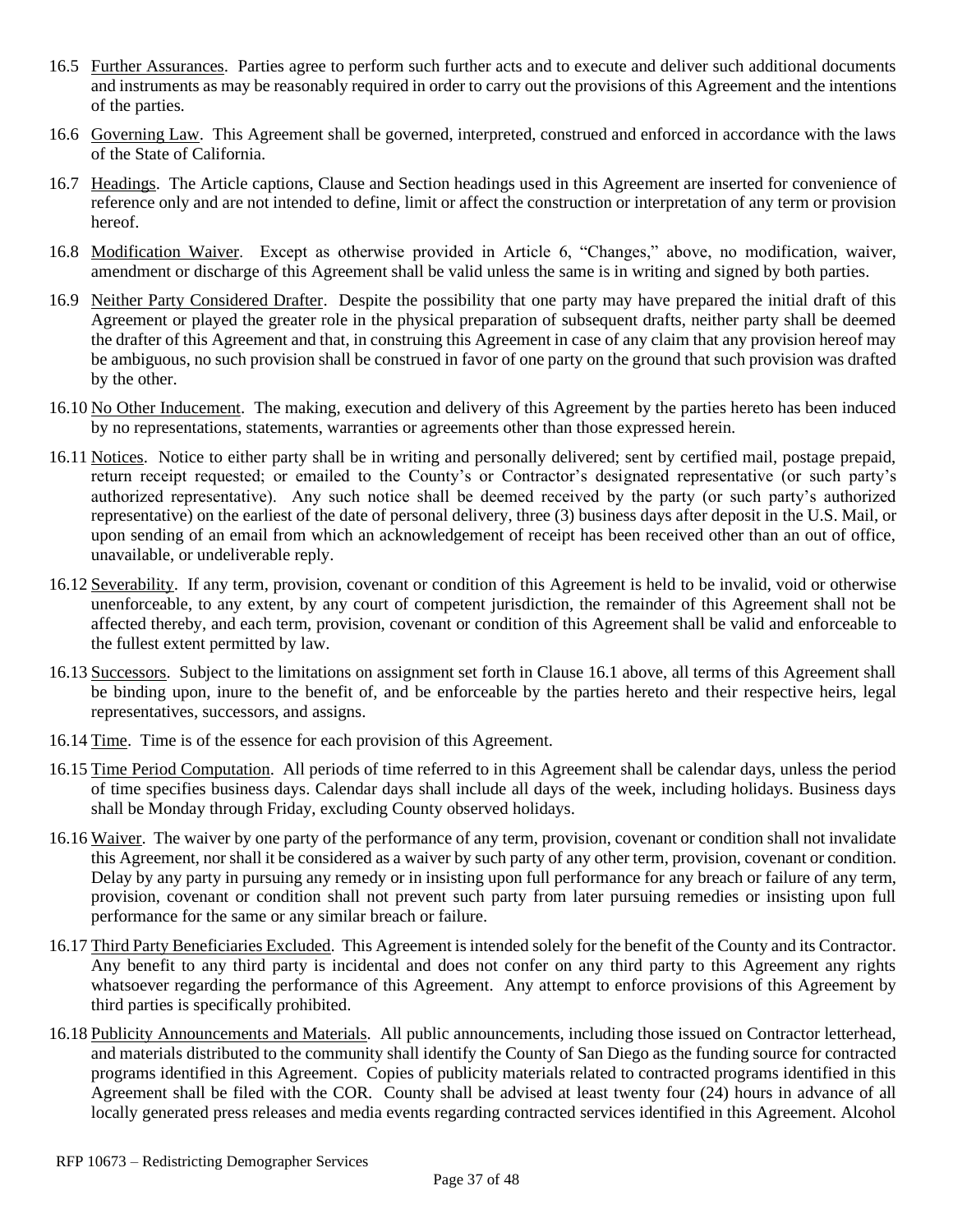16.5 Further Assurances. Parties agree to perform such further acts and to execute and deliver such additional documents and instruments as may be reasonably required in order to carry out the provisions of this Agreement and the intentions of the parties.

16.6 Governing Law. This Agreement shall be governed, interpreted, construed and enforced in accordance with the laws of the State of California.

16.7 Headings. The Article captions, Clause and Section headings used in this Agreement are inserted for convenience of reference only and are not intended to define, limit or affect the construction or interpretation of any term or provision hereof.

16.8 Modification Waiver. Except as otherwise provided in Article 6, "Changes," above, no modification, waiver, amendment or discharge of this Agreement shall be valid unless the same is in writing and signed by both parties.

16.9 Neither Party Considered Drafter. Despite the possibility that one party may have prepared the initial draft of this Agreement or played the greater role in the physical preparation of subsequent drafts, neither party shall be deemed the drafter of this Agreement and that, in construing this Agreement in case of any claim that any provision hereof may be ambiguous, no such provision shall be construed in favor of one party on the ground that such provision was drafted by the other.

16.10 No Other Inducement. The making, execution and delivery of this Agreement by the parties hereto has been induced by no representations, statements, warranties or agreements other than those expressed herein.

16.11 Notices. Notice to either party shall be in writing and personally delivered; sent by certified mail, postage prepaid, return receipt requested; or emailed to the County's or Contractor's designated representative (or such party's authorized representative). Any such notice shall be deemed received by the party (or such party's authorized representative) on the earliest of the date of personal delivery, three (3) business days after deposit in the U.S. Mail, or upon sending of an email from which an acknowledgement of receipt has been received other than an out of office, unavailable, or undeliverable reply.

16.12 Severability. If any term, provision, covenant or condition of this Agreement is held to be invalid, void or otherwise unenforceable, to any extent, by any court of competent jurisdiction, the remainder of this Agreement shall not be affected thereby, and each term, provision, covenant or condition of this Agreement shall be valid and enforceable to the fullest extent permitted by law.

16.13 Successors. Subject to the limitations on assignment set forth in Clause 16.1 above, all terms of this Agreement shall be binding upon, inure to the benefit of, and be enforceable by the parties hereto and their respective heirs, legal representatives, successors, and assigns.

16.14 Time. Time is of the essence for each provision of this Agreement.

16.15 Time Period Computation. All periods of time referred to in this Agreement shall be calendar days, unless the period of time specifies business days. Calendar days shall include all days of the week, including holidays. Business days shall be Monday through Friday, excluding County observed holidays.

16.16 Waiver. The waiver by one party of the performance of any term, provision, covenant or condition shall not invalidate this Agreement, nor shall it be considered as a waiver by such party of any other term, provision, covenant or condition. Delay by any party in pursuing any remedy or in insisting upon full performance for any breach or failure of any term, provision, covenant or condition shall not prevent such party from later pursuing remedies or insisting upon full performance for the same or any similar breach or failure.

16.17 Third Party Beneficiaries Excluded. This Agreement is intended solely for the benefit of the County and its Contractor. Any benefit to any third party is incidental and does not confer on any third party to this Agreement any rights whatsoever regarding the performance of this Agreement. Any attempt to enforce provisions of this Agreement by third parties is specifically prohibited.

16.18 Publicity Announcements and Materials. All public announcements, including those issued on Contractor letterhead, and materials distributed to the community shall identify the County of San Diego as the funding source for contracted programs identified in this Agreement. Copies of publicity materials related to contracted programs identified in this Agreement shall be filed with the COR. County shall be advised at least twenty four (24) hours in advance of all locally generated press releases and media events regarding contracted services identified in this Agreement. Alcohol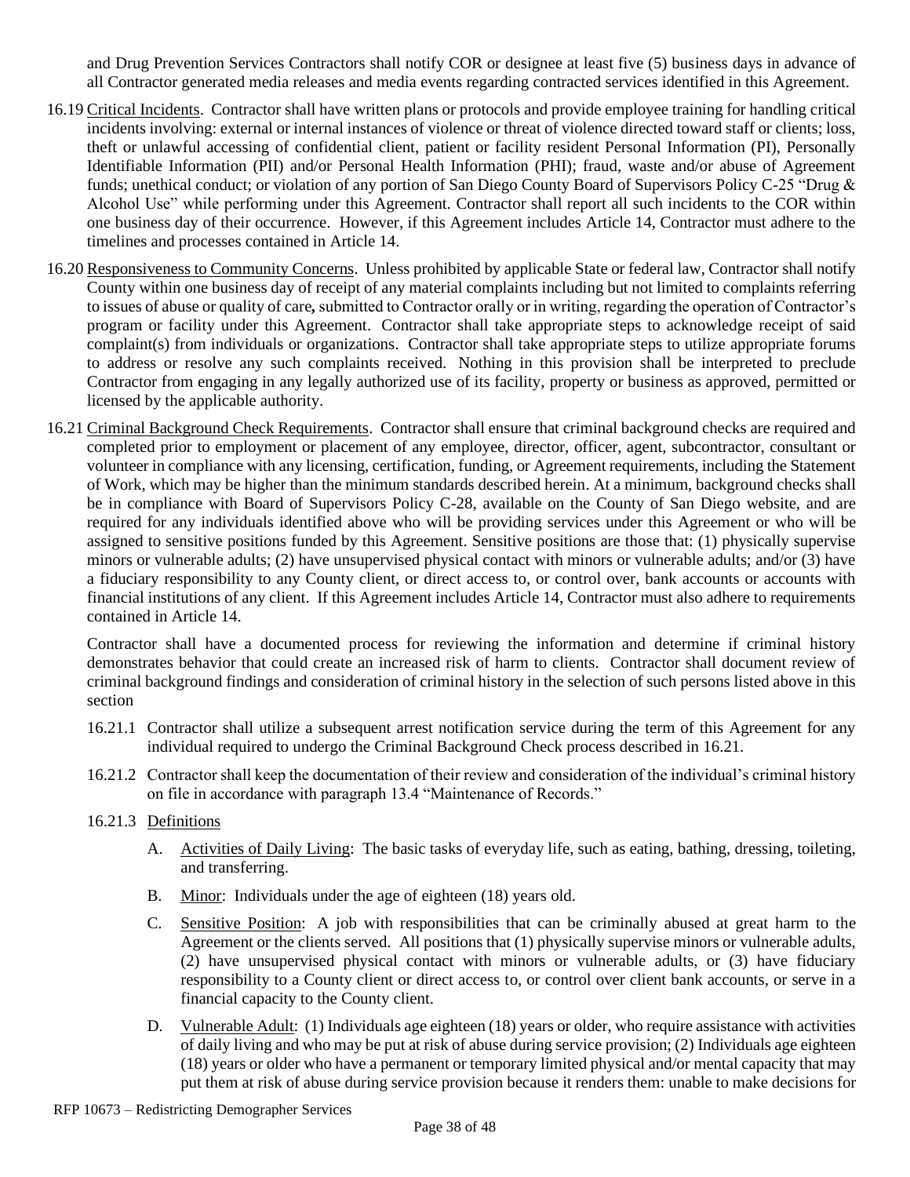and Drug Prevention Services Contractors shall notify COR or designee at least five (5) business days in advance of all Contractor generated media releases and media events regarding contracted services identified in this Agreement.

16.19 Critical Incidents. Contractor shall have written plans or protocols and provide employee training for handling critical incidents involving: external or internal instances of violence or threat of violence directed toward staff or clients; loss, theft or unlawful accessing of confidential client, patient or facility resident Personal Information (PI), Personally Identifiable Information (PII) and/or Personal Health Information (PHI); fraud, waste and/or abuse of Agreement funds; unethical conduct; or violation of any portion of San Diego County Board of Supervisors Policy C-25 "Drug & Alcohol Use" while performing under this Agreement. Contractor shall report all such incidents to the COR within one business day of their occurrence. However, if this Agreement includes Article 14, Contractor must adhere to the timelines and processes contained in Article 14.

16.20 Responsiveness to Community Concerns. Unless prohibited by applicable State or federal law, Contractor shall notify County within one business day of receipt of any material complaints including but not limited to complaints referring to issues of abuse or quality of care**,** submitted to Contractor orally or in writing, regarding the operation of Contractor's program or facility under this Agreement. Contractor shall take appropriate steps to acknowledge receipt of said complaint(s) from individuals or organizations. Contractor shall take appropriate steps to utilize appropriate forums to address or resolve any such complaints received. Nothing in this provision shall be interpreted to preclude Contractor from engaging in any legally authorized use of its facility, property or business as approved, permitted or licensed by the applicable authority.

16.21 Criminal Background Check Requirements. Contractor shall ensure that criminal background checks are required and completed prior to employment or placement of any employee, director, officer, agent, subcontractor, consultant or volunteer in compliance with any licensing, certification, funding, or Agreement requirements, including the Statement of Work, which may be higher than the minimum standards described herein. At a minimum, background checks shall be in compliance with Board of Supervisors Policy C-28, available on the County of San Diego website, and are required for any individuals identified above who will be providing services under this Agreement or who will be assigned to sensitive positions funded by this Agreement. Sensitive positions are those that: (1) physically supervise minors or vulnerable adults; (2) have unsupervised physical contact with minors or vulnerable adults; and/or (3) have a fiduciary responsibility to any County client, or direct access to, or control over, bank accounts or accounts with financial institutions of any client. If this Agreement includes Article 14, Contractor must also adhere to requirements contained in Article 14.

Contractor shall have a documented process for reviewing the information and determine if criminal history demonstrates behavior that could create an increased risk of harm to clients. Contractor shall document review of criminal background findings and consideration of criminal history in the selection of such persons listed above in this section

16.21.1 Contractor shall utilize a subsequent arrest notification service during the term of this Agreement for any individual required to undergo the Criminal Background Check process described in 16.21.

16.21.2 Contractor shall keep the documentation of their review and consideration of the individual's criminal history on file in accordance with paragraph 13.4 "Maintenance of Records."

16.21.3 Definitions

A. Activities of Daily Living: The basic tasks of everyday life, such as eating, bathing, dressing, toileting, and transferring.

B. Minor: Individuals under the age of eighteen (18) years old.

C. Sensitive Position: A job with responsibilities that can be criminally abused at great harm to the Agreement or the clients served. All positions that (1) physically supervise minors or vulnerable adults, (2) have unsupervised physical contact with minors or vulnerable adults, or (3) have fiduciary responsibility to a County client or direct access to, or control over client bank accounts, or serve in a financial capacity to the County client.

D. Vulnerable Adult: (1) Individuals age eighteen (18) years or older, who require assistance with activities of daily living and who may be put at risk of abuse during service provision; (2) Individuals age eighteen (18) years or older who have a permanent or temporary limited physical and/or mental capacity that may put them at risk of abuse during service provision because it renders them: unable to make decisions for

RFP 10673 – Redistricting Demographer Services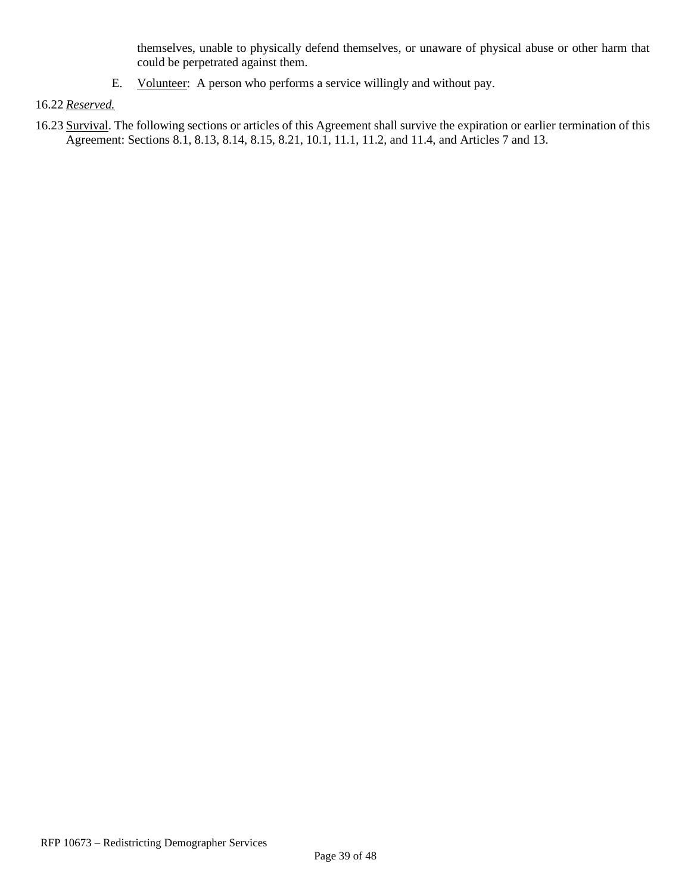themselves, unable to physically defend themselves, or unaware of physical abuse or other harm that could be perpetrated against them.

E. Volunteer: A person who performs a service willingly and without pay.

16.22 *Reserved.*

16.23 Survival. The following sections or articles of this Agreement shall survive the expiration or earlier termination of this Agreement: Sections 8.1, 8.13, 8.14, 8.15, 8.21, 10.1, 11.1, 11.2, and 11.4, and Articles 7 and 13.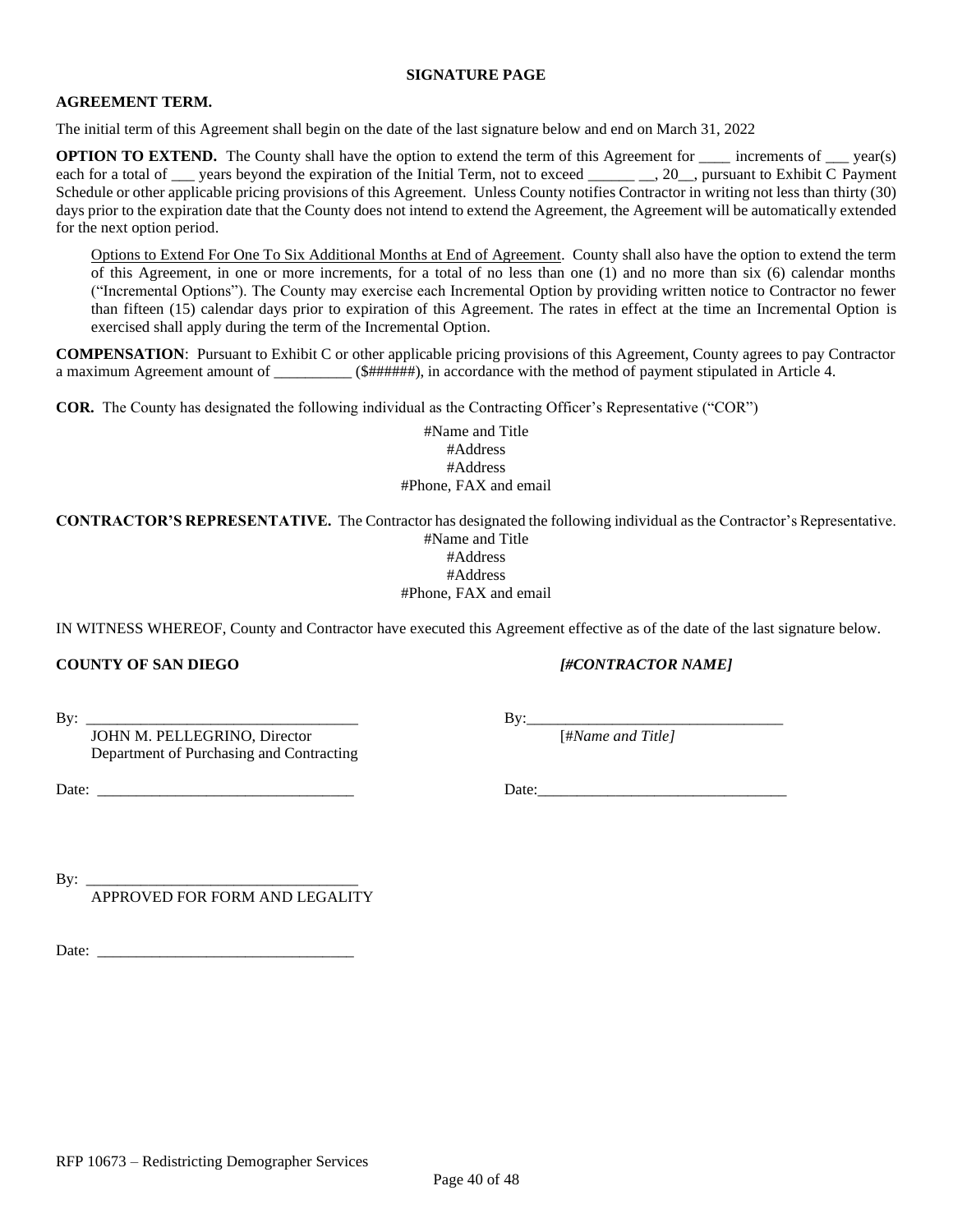**SIGNATURE PAGE**

**AGREEMENT TERM.**

The initial term of this Agreement shall begin on the date of the last signature below and end on March 31, 2022

**OPTION TO EXTEND.** The County shall have the option to extend the term of this Agreement for ____ increments of ___ year(s) each for a total of ___ years beyond the expiration of the Initial Term, not to exceed ______ __, 20__, pursuant to Exhibit C Payment Schedule or other applicable pricing provisions of this Agreement. Unless County notifies Contractor in writing not less than thirty (30) days prior to the expiration date that the County does not intend to extend the Agreement, the Agreement will be automatically extended for the next option period.

Options to Extend For One To Six Additional Months at End of Agreement. County shall also have the option to extend the term of this Agreement, in one or more increments, for a total of no less than one (1) and no more than six (6) calendar months ("Incremental Options"). The County may exercise each Incremental Option by providing written notice to Contractor no fewer than fifteen (15) calendar days prior to expiration of this Agreement. The rates in effect at the time an Incremental Option is exercised shall apply during the term of the Incremental Option.

**COMPENSATION**: Pursuant to Exhibit C or other applicable pricing provisions of this Agreement, County agrees to pay Contractor a maximum Agreement amount of __________ ($######), in accordance with the method of payment stipulated in Article 4.

**COR.** The County has designated the following individual as the Contracting Officer's Representative ("COR")

#Name and Title
#Address
#Address
#Phone, FAX and email

**CONTRACTOR'S REPRESENTATIVE.** The Contractor has designated the following individual as the Contractor's Representative.

#Name and Title
#Address
#Address
#Phone, FAX and email

IN WITNESS WHEREOF, County and Contractor have executed this Agreement effective as of the date of the last signature below.

**COUNTY OF SAN DIEGO**

By: ___________________________________
JOHN M. PELLEGRINO, Director
Department of Purchasing and Contracting

Date: _________________________________

***[#CONTRACTOR NAME]***

By:_________________________________
[#*Name and Title]*

Date:________________________________

By: ___________________________________
APPROVED FOR FORM AND LEGALITY

Date: _________________________________

RFP 10673 – Redistricting Demographer Services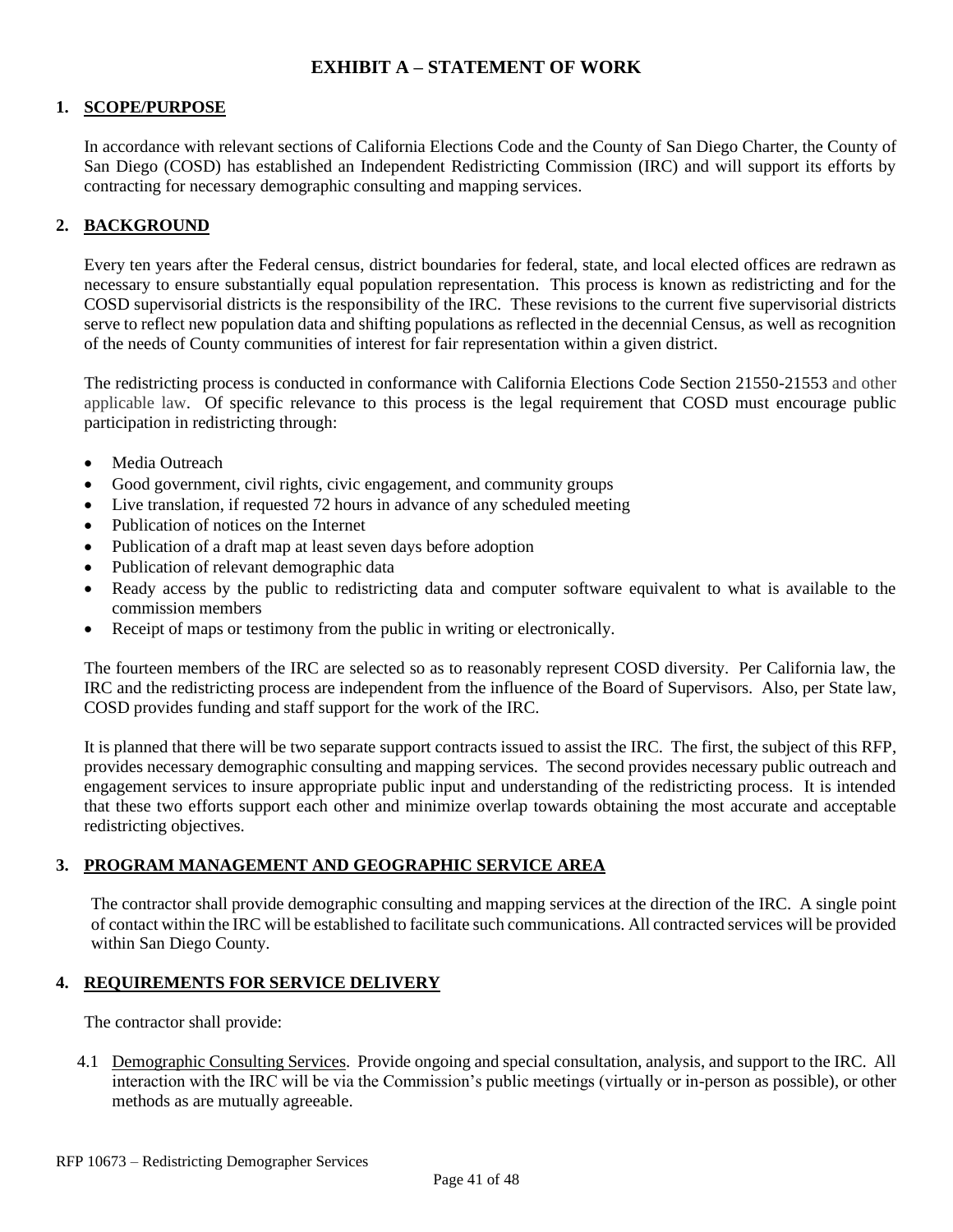# EXHIBIT A – STATEMENT OF WORK

## 1. SCOPE/PURPOSE

In accordance with relevant sections of California Elections Code and the County of San Diego Charter, the County of San Diego (COSD) has established an Independent Redistricting Commission (IRC) and will support its efforts by contracting for necessary demographic consulting and mapping services.

## 2. BACKGROUND

Every ten years after the Federal census, district boundaries for federal, state, and local elected offices are redrawn as necessary to ensure substantially equal population representation. This process is known as redistricting and for the COSD supervisorial districts is the responsibility of the IRC. These revisions to the current five supervisorial districts serve to reflect new population data and shifting populations as reflected in the decennial Census, as well as recognition of the needs of County communities of interest for fair representation within a given district.

The redistricting process is conducted in conformance with California Elections Code Section 21550-21553 and other applicable law. Of specific relevance to this process is the legal requirement that COSD must encourage public participation in redistricting through:

- Media Outreach
- Good government, civil rights, civic engagement, and community groups
- Live translation, if requested 72 hours in advance of any scheduled meeting
- Publication of notices on the Internet
- Publication of a draft map at least seven days before adoption
- Publication of relevant demographic data
- Ready access by the public to redistricting data and computer software equivalent to what is available to the commission members
- Receipt of maps or testimony from the public in writing or electronically.

The fourteen members of the IRC are selected so as to reasonably represent COSD diversity. Per California law, the IRC and the redistricting process are independent from the influence of the Board of Supervisors. Also, per State law, COSD provides funding and staff support for the work of the IRC.

It is planned that there will be two separate support contracts issued to assist the IRC. The first, the subject of this RFP, provides necessary demographic consulting and mapping services. The second provides necessary public outreach and engagement services to insure appropriate public input and understanding of the redistricting process. It is intended that these two efforts support each other and minimize overlap towards obtaining the most accurate and acceptable redistricting objectives.

## 3. PROGRAM MANAGEMENT AND GEOGRAPHIC SERVICE AREA

The contractor shall provide demographic consulting and mapping services at the direction of the IRC. A single point of contact within the IRC will be established to facilitate such communications. All contracted services will be provided within San Diego County.

## 4. REQUIREMENTS FOR SERVICE DELIVERY

The contractor shall provide:

4.1 Demographic Consulting Services. Provide ongoing and special consultation, analysis, and support to the IRC. All interaction with the IRC will be via the Commission's public meetings (virtually or in-person as possible), or other methods as are mutually agreeable.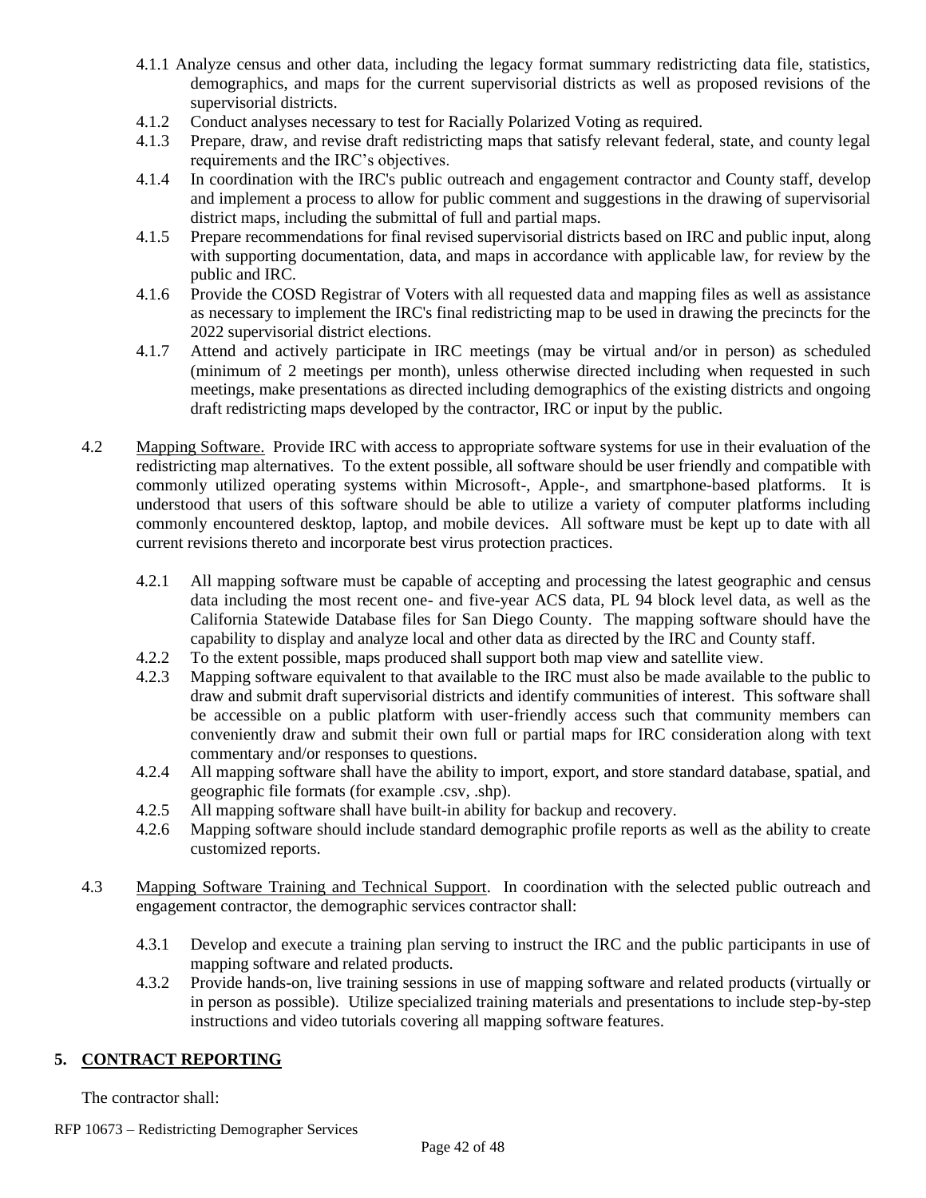4.1.1 Analyze census and other data, including the legacy format summary redistricting data file, statistics, demographics, and maps for the current supervisorial districts as well as proposed revisions of the supervisorial districts.

4.1.2 Conduct analyses necessary to test for Racially Polarized Voting as required.

4.1.3 Prepare, draw, and revise draft redistricting maps that satisfy relevant federal, state, and county legal requirements and the IRC's objectives.

4.1.4 In coordination with the IRC's public outreach and engagement contractor and County staff, develop and implement a process to allow for public comment and suggestions in the drawing of supervisorial district maps, including the submittal of full and partial maps.

4.1.5 Prepare recommendations for final revised supervisorial districts based on IRC and public input, along with supporting documentation, data, and maps in accordance with applicable law, for review by the public and IRC.

4.1.6 Provide the COSD Registrar of Voters with all requested data and mapping files as well as assistance as necessary to implement the IRC's final redistricting map to be used in drawing the precincts for the 2022 supervisorial district elections.

4.1.7 Attend and actively participate in IRC meetings (may be virtual and/or in person) as scheduled (minimum of 2 meetings per month), unless otherwise directed including when requested in such meetings, make presentations as directed including demographics of the existing districts and ongoing draft redistricting maps developed by the contractor, IRC or input by the public.

4.2 Mapping Software. Provide IRC with access to appropriate software systems for use in their evaluation of the redistricting map alternatives. To the extent possible, all software should be user friendly and compatible with commonly utilized operating systems within Microsoft-, Apple-, and smartphone-based platforms. It is understood that users of this software should be able to utilize a variety of computer platforms including commonly encountered desktop, laptop, and mobile devices. All software must be kept up to date with all current revisions thereto and incorporate best virus protection practices.

4.2.1 All mapping software must be capable of accepting and processing the latest geographic and census data including the most recent one- and five-year ACS data, PL 94 block level data, as well as the California Statewide Database files for San Diego County. The mapping software should have the capability to display and analyze local and other data as directed by the IRC and County staff.

4.2.2 To the extent possible, maps produced shall support both map view and satellite view.

4.2.3 Mapping software equivalent to that available to the IRC must also be made available to the public to draw and submit draft supervisorial districts and identify communities of interest. This software shall be accessible on a public platform with user-friendly access such that community members can conveniently draw and submit their own full or partial maps for IRC consideration along with text commentary and/or responses to questions.

4.2.4 All mapping software shall have the ability to import, export, and store standard database, spatial, and geographic file formats (for example .csv, .shp).

4.2.5 All mapping software shall have built-in ability for backup and recovery.

4.2.6 Mapping software should include standard demographic profile reports as well as the ability to create customized reports.

4.3 Mapping Software Training and Technical Support. In coordination with the selected public outreach and engagement contractor, the demographic services contractor shall:

4.3.1 Develop and execute a training plan serving to instruct the IRC and the public participants in use of mapping software and related products.

4.3.2 Provide hands-on, live training sessions in use of mapping software and related products (virtually or in person as possible). Utilize specialized training materials and presentations to include step-by-step instructions and video tutorials covering all mapping software features.

## 5. CONTRACT REPORTING

The contractor shall: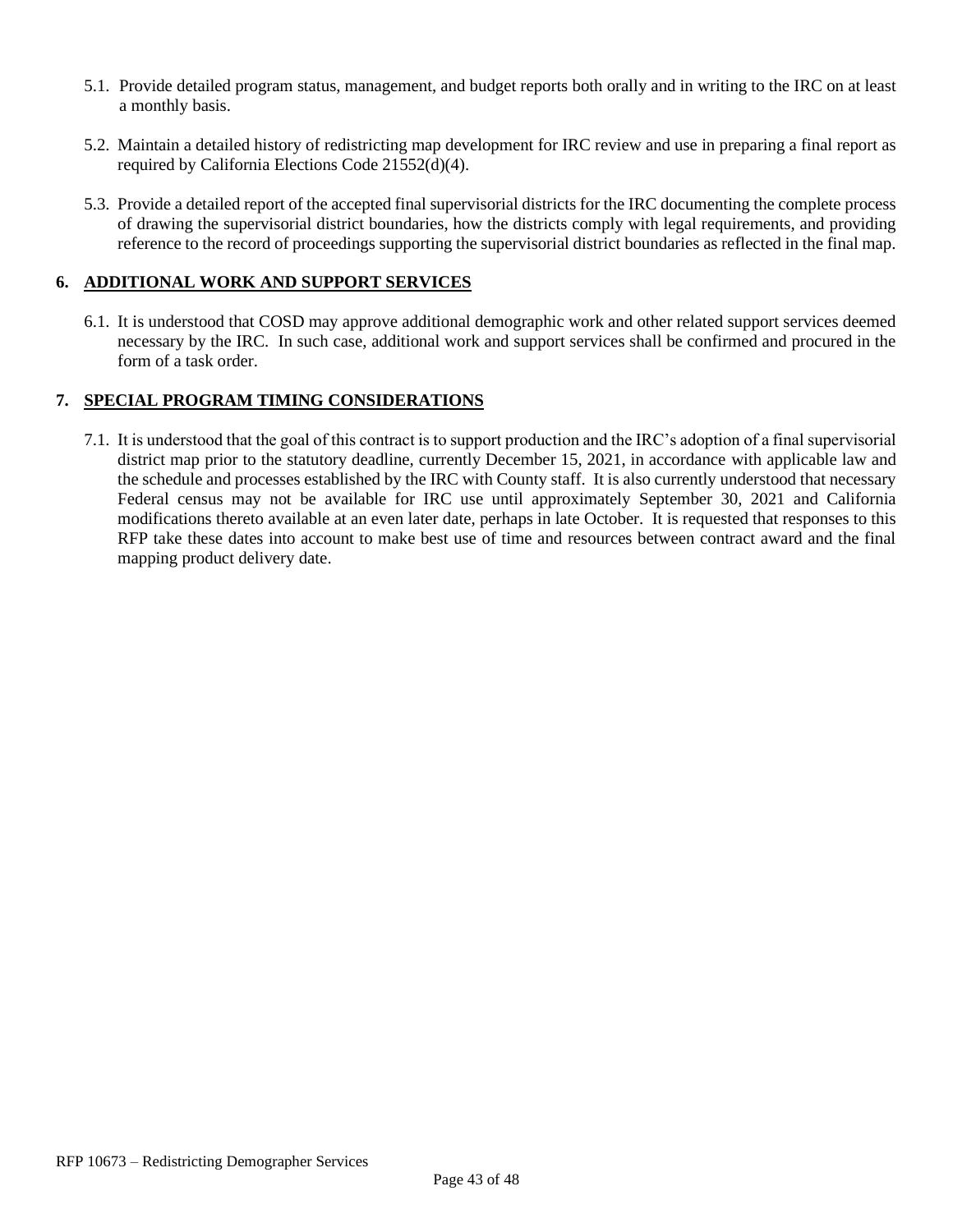5.1. Provide detailed program status, management, and budget reports both orally and in writing to the IRC on at least a monthly basis.

5.2. Maintain a detailed history of redistricting map development for IRC review and use in preparing a final report as required by California Elections Code 21552(d)(4).

5.3. Provide a detailed report of the accepted final supervisorial districts for the IRC documenting the complete process of drawing the supervisorial district boundaries, how the districts comply with legal requirements, and providing reference to the record of proceedings supporting the supervisorial district boundaries as reflected in the final map.

## 6. ADDITIONAL WORK AND SUPPORT SERVICES

6.1. It is understood that COSD may approve additional demographic work and other related support services deemed necessary by the IRC. In such case, additional work and support services shall be confirmed and procured in the form of a task order.

## 7. SPECIAL PROGRAM TIMING CONSIDERATIONS

7.1. It is understood that the goal of this contract is to support production and the IRC's adoption of a final supervisorial district map prior to the statutory deadline, currently December 15, 2021, in accordance with applicable law and the schedule and processes established by the IRC with County staff. It is also currently understood that necessary Federal census may not be available for IRC use until approximately September 30, 2021 and California modifications thereto available at an even later date, perhaps in late October. It is requested that responses to this RFP take these dates into account to make best use of time and resources between contract award and the final mapping product delivery date.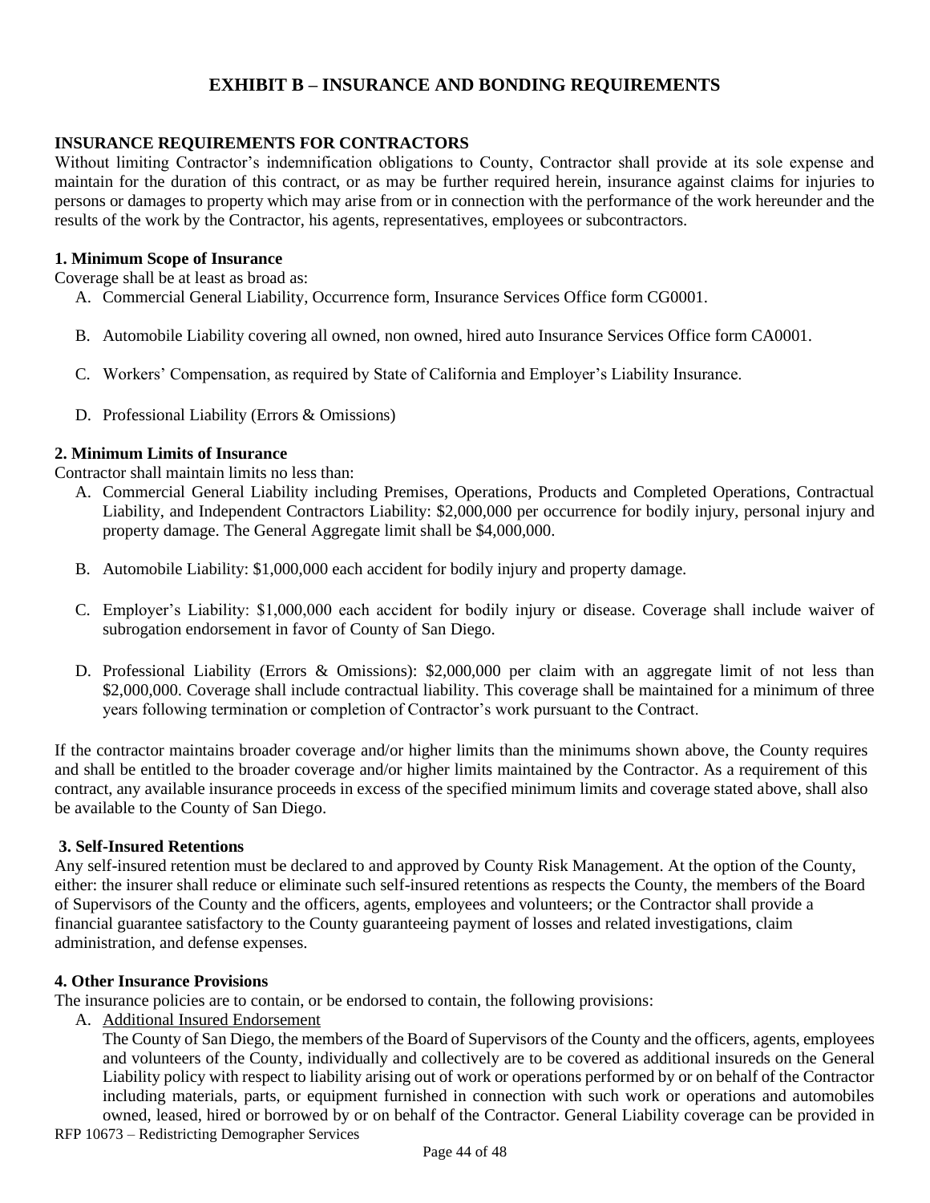# EXHIBIT B – INSURANCE AND BONDING REQUIREMENTS

## INSURANCE REQUIREMENTS FOR CONTRACTORS

Without limiting Contractor's indemnification obligations to County, Contractor shall provide at its sole expense and maintain for the duration of this contract, or as may be further required herein, insurance against claims for injuries to persons or damages to property which may arise from or in connection with the performance of the work hereunder and the results of the work by the Contractor, his agents, representatives, employees or subcontractors.

### 1. Minimum Scope of Insurance

Coverage shall be at least as broad as:

A. Commercial General Liability, Occurrence form, Insurance Services Office form CG0001.

B. Automobile Liability covering all owned, non owned, hired auto Insurance Services Office form CA0001.

C. Workers' Compensation, as required by State of California and Employer's Liability Insurance.

D. Professional Liability (Errors & Omissions)

### 2. Minimum Limits of Insurance

Contractor shall maintain limits no less than:

A. Commercial General Liability including Premises, Operations, Products and Completed Operations, Contractual Liability, and Independent Contractors Liability: $2,000,000 per occurrence for bodily injury, personal injury and property damage. The General Aggregate limit shall be $4,000,000.

B. Automobile Liability: $1,000,000 each accident for bodily injury and property damage.

C. Employer's Liability: $1,000,000 each accident for bodily injury or disease. Coverage shall include waiver of subrogation endorsement in favor of County of San Diego.

D. Professional Liability (Errors & Omissions): $2,000,000 per claim with an aggregate limit of not less than $2,000,000. Coverage shall include contractual liability. This coverage shall be maintained for a minimum of three years following termination or completion of Contractor's work pursuant to the Contract.

If the contractor maintains broader coverage and/or higher limits than the minimums shown above, the County requires and shall be entitled to the broader coverage and/or higher limits maintained by the Contractor. As a requirement of this contract, any available insurance proceeds in excess of the specified minimum limits and coverage stated above, shall also be available to the County of San Diego.

### 3. Self-Insured Retentions

Any self-insured retention must be declared to and approved by County Risk Management. At the option of the County, either: the insurer shall reduce or eliminate such self-insured retentions as respects the County, the members of the Board of Supervisors of the County and the officers, agents, employees and volunteers; or the Contractor shall provide a financial guarantee satisfactory to the County guaranteeing payment of losses and related investigations, claim administration, and defense expenses.

### 4. Other Insurance Provisions

The insurance policies are to contain, or be endorsed to contain, the following provisions:

A. Additional Insured Endorsement

The County of San Diego, the members of the Board of Supervisors of the County and the officers, agents, employees and volunteers of the County, individually and collectively are to be covered as additional insureds on the General Liability policy with respect to liability arising out of work or operations performed by or on behalf of the Contractor including materials, parts, or equipment furnished in connection with such work or operations and automobiles owned, leased, hired or borrowed by or on behalf of the Contractor. General Liability coverage can be provided in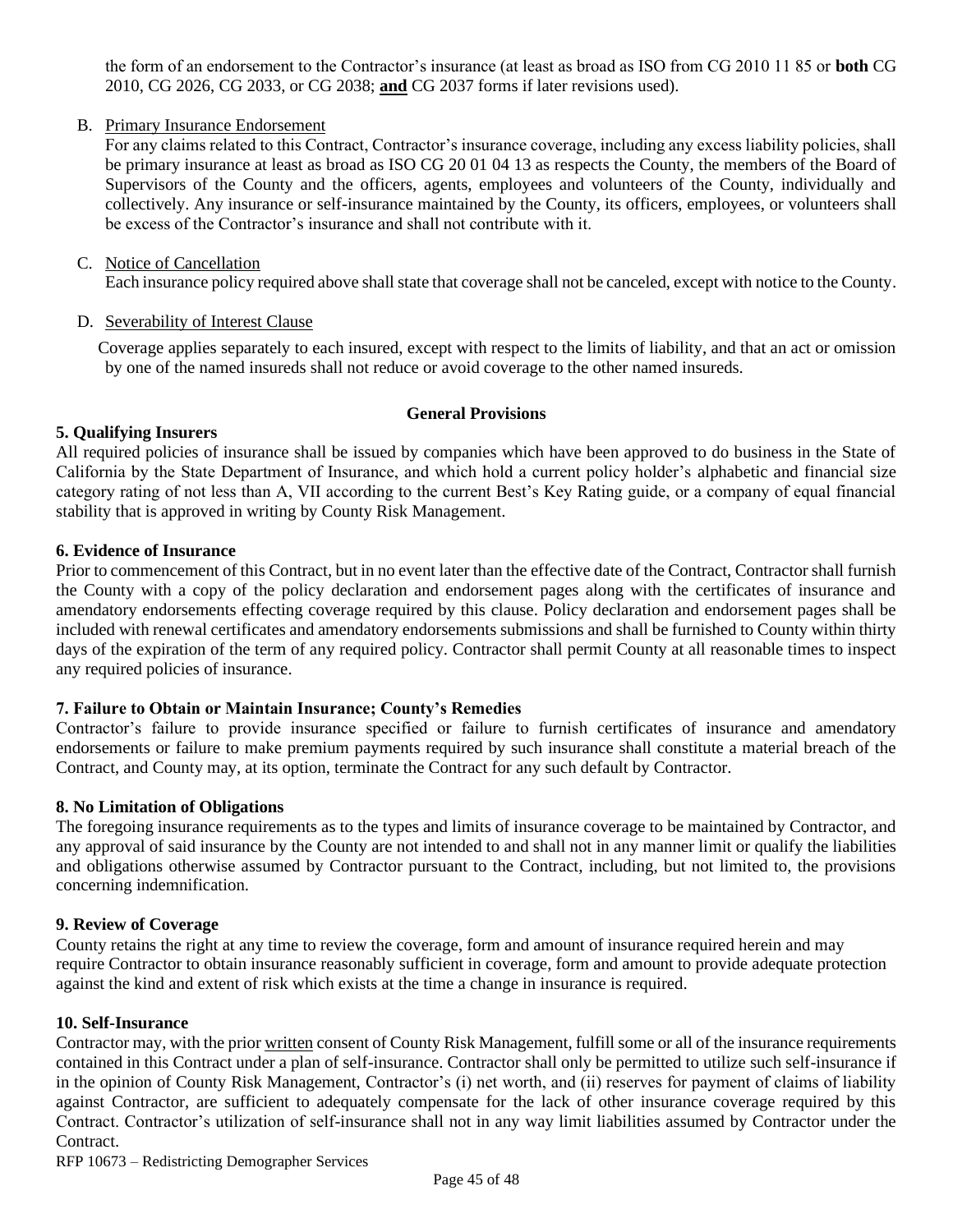the form of an endorsement to the Contractor's insurance (at least as broad as ISO from CG 2010 11 85 or **both** CG 2010, CG 2026, CG 2033, or CG 2038; **and** CG 2037 forms if later revisions used).

B. Primary Insurance Endorsement

For any claims related to this Contract, Contractor's insurance coverage, including any excess liability policies, shall be primary insurance at least as broad as ISO CG 20 01 04 13 as respects the County, the members of the Board of Supervisors of the County and the officers, agents, employees and volunteers of the County, individually and collectively. Any insurance or self-insurance maintained by the County, its officers, employees, or volunteers shall be excess of the Contractor's insurance and shall not contribute with it.

C. Notice of Cancellation

Each insurance policy required above shall state that coverage shall not be canceled, except with notice to the County.

D. Severability of Interest Clause

Coverage applies separately to each insured, except with respect to the limits of liability, and that an act or omission by one of the named insureds shall not reduce or avoid coverage to the other named insureds.

**General Provisions**

**5. Qualifying Insurers**

All required policies of insurance shall be issued by companies which have been approved to do business in the State of California by the State Department of Insurance, and which hold a current policy holder's alphabetic and financial size category rating of not less than A, VII according to the current Best's Key Rating guide, or a company of equal financial stability that is approved in writing by County Risk Management.

**6. Evidence of Insurance**

Prior to commencement of this Contract, but in no event later than the effective date of the Contract, Contractor shall furnish the County with a copy of the policy declaration and endorsement pages along with the certificates of insurance and amendatory endorsements effecting coverage required by this clause. Policy declaration and endorsement pages shall be included with renewal certificates and amendatory endorsements submissions and shall be furnished to County within thirty days of the expiration of the term of any required policy. Contractor shall permit County at all reasonable times to inspect any required policies of insurance.

**7. Failure to Obtain or Maintain Insurance; County's Remedies**

Contractor's failure to provide insurance specified or failure to furnish certificates of insurance and amendatory endorsements or failure to make premium payments required by such insurance shall constitute a material breach of the Contract, and County may, at its option, terminate the Contract for any such default by Contractor.

**8. No Limitation of Obligations**

The foregoing insurance requirements as to the types and limits of insurance coverage to be maintained by Contractor, and any approval of said insurance by the County are not intended to and shall not in any manner limit or qualify the liabilities and obligations otherwise assumed by Contractor pursuant to the Contract, including, but not limited to, the provisions concerning indemnification.

**9. Review of Coverage**

County retains the right at any time to review the coverage, form and amount of insurance required herein and may require Contractor to obtain insurance reasonably sufficient in coverage, form and amount to provide adequate protection against the kind and extent of risk which exists at the time a change in insurance is required.

**10. Self-Insurance**

Contractor may, with the prior written consent of County Risk Management, fulfill some or all of the insurance requirements contained in this Contract under a plan of self-insurance. Contractor shall only be permitted to utilize such self-insurance if in the opinion of County Risk Management, Contractor's (i) net worth, and (ii) reserves for payment of claims of liability against Contractor, are sufficient to adequately compensate for the lack of other insurance coverage required by this Contract. Contractor's utilization of self-insurance shall not in any way limit liabilities assumed by Contractor under the Contract.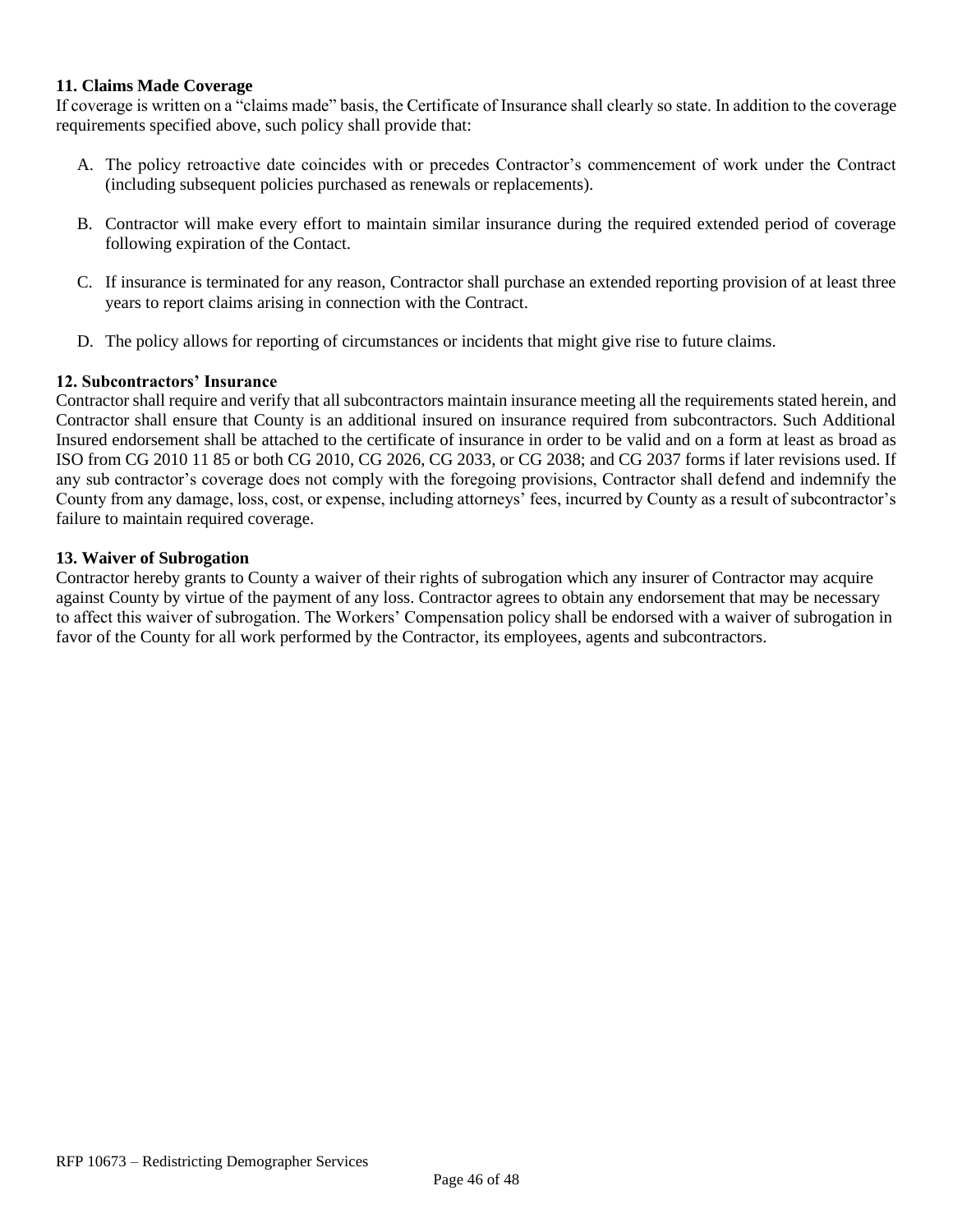**11. Claims Made Coverage**

If coverage is written on a "claims made" basis, the Certificate of Insurance shall clearly so state. In addition to the coverage requirements specified above, such policy shall provide that:

A. The policy retroactive date coincides with or precedes Contractor's commencement of work under the Contract (including subsequent policies purchased as renewals or replacements).

B. Contractor will make every effort to maintain similar insurance during the required extended period of coverage following expiration of the Contact.

C. If insurance is terminated for any reason, Contractor shall purchase an extended reporting provision of at least three years to report claims arising in connection with the Contract.

D. The policy allows for reporting of circumstances or incidents that might give rise to future claims.

**12. Subcontractors' Insurance**

Contractor shall require and verify that all subcontractors maintain insurance meeting all the requirements stated herein, and Contractor shall ensure that County is an additional insured on insurance required from subcontractors. Such Additional Insured endorsement shall be attached to the certificate of insurance in order to be valid and on a form at least as broad as ISO from CG 2010 11 85 or both CG 2010, CG 2026, CG 2033, or CG 2038; and CG 2037 forms if later revisions used. If any sub contractor's coverage does not comply with the foregoing provisions, Contractor shall defend and indemnify the County from any damage, loss, cost, or expense, including attorneys' fees, incurred by County as a result of subcontractor's failure to maintain required coverage.

**13. Waiver of Subrogation**

Contractor hereby grants to County a waiver of their rights of subrogation which any insurer of Contractor may acquire against County by virtue of the payment of any loss. Contractor agrees to obtain any endorsement that may be necessary to affect this waiver of subrogation. The Workers' Compensation policy shall be endorsed with a waiver of subrogation in favor of the County for all work performed by the Contractor, its employees, agents and subcontractors.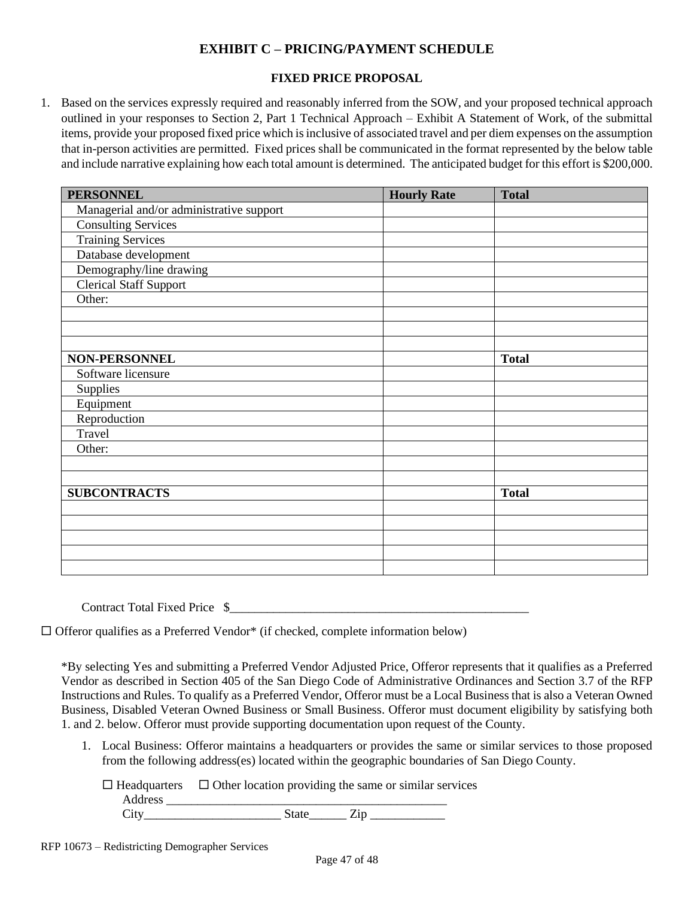## EXHIBIT C – PRICING/PAYMENT SCHEDULE

### FIXED PRICE PROPOSAL

1. Based on the services expressly required and reasonably inferred from the SOW, and your proposed technical approach outlined in your responses to Section 2, Part 1 Technical Approach – Exhibit A Statement of Work, of the submittal items, provide your proposed fixed price which is inclusive of associated travel and per diem expenses on the assumption that in-person activities are permitted. Fixed prices shall be communicated in the format represented by the below table and include narrative explaining how each total amount is determined. The anticipated budget for this effort is $200,000.

| **PERSONNEL** | **Hourly Rate** | **Total** |
|---|---|---|
| Managerial and/or administrative support | | |
| Consulting Services | | |
| Training Services | | |
| Database development | | |
| Demography/line drawing | | |
| Clerical Staff Support | | |
| Other: | | |
| | | |
| | | |
| | | |
| **NON-PERSONNEL** | | **Total** |
| Software licensure | | |
| Supplies | | |
| Equipment | | |
| Reproduction | | |
| Travel | | |
| Other: | | |
| | | |
| | | |
| **SUBCONTRACTS** | | **Total** |
| | | |
| | | |
| | | |
| | | |
| | | |

Contract Total Fixed Price $_______________________________________________

☐ Offeror qualifies as a Preferred Vendor* (if checked, complete information below)

*By selecting Yes and submitting a Preferred Vendor Adjusted Price, Offeror represents that it qualifies as a Preferred Vendor as described in Section 405 of the San Diego Code of Administrative Ordinances and Section 3.7 of the RFP Instructions and Rules. To qualify as a Preferred Vendor, Offeror must be a Local Business that is also a Veteran Owned Business, Disabled Veteran Owned Business or Small Business. Offeror must document eligibility by satisfying both 1. and 2. below. Offeror must provide supporting documentation upon request of the County.

1. Local Business: Offeror maintains a headquarters or provides the same or similar services to those proposed from the following address(es) located within the geographic boundaries of San Diego County.

   ☐ Headquarters ☐ Other location providing the same or similar services
   Address _____________________________________________
   City_____________________ State______ Zip ____________

RFP 10673 – Redistricting Demographer Services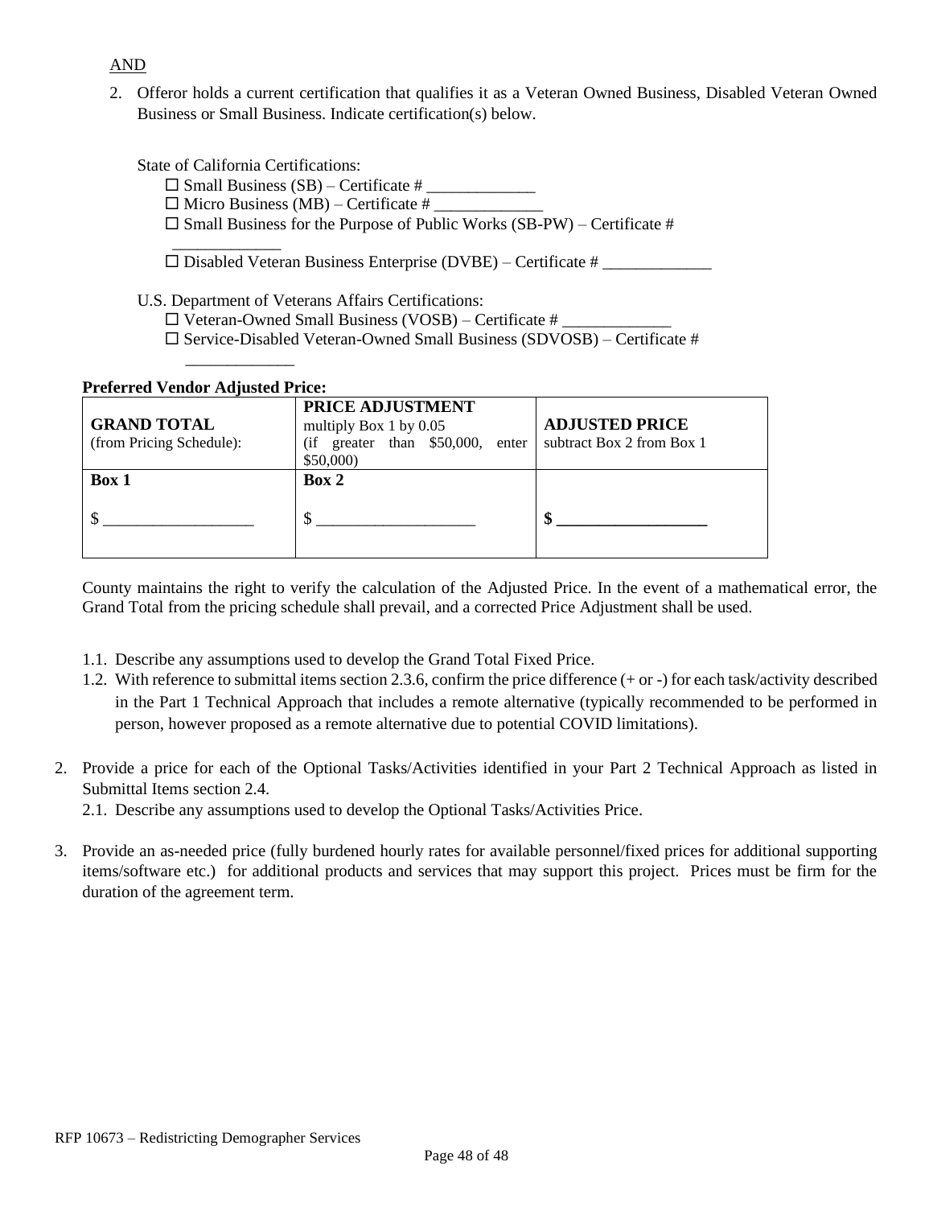AND

2. Offeror holds a current certification that qualifies it as a Veteran Owned Business, Disabled Veteran Owned Business or Small Business. Indicate certification(s) below.

   State of California Certifications:
   - ☐ Small Business (SB) – Certificate # _____________
   - ☐ Micro Business (MB) – Certificate # _____________
   - ☐ Small Business for the Purpose of Public Works (SB-PW) – Certificate # _____________
   - ☐ Disabled Veteran Business Enterprise (DVBE) – Certificate # _____________

   U.S. Department of Veterans Affairs Certifications:
   - ☐ Veteran-Owned Small Business (VOSB) – Certificate # _____________
   - ☐ Service-Disabled Veteran-Owned Small Business (SDVOSB) – Certificate # _____________

**Preferred Vendor Adjusted Price:**

| **GRAND TOTAL** (from Pricing Schedule): | **PRICE ADJUSTMENT** multiply Box 1 by 0.05 (if greater than $50,000, enter $50,000) | **ADJUSTED PRICE** subtract Box 2 from Box 1 |
|---|---|---|
| **Box 1**<br><br>$ __________________ | **Box 2**<br><br>$ ___________________ | **$ __________________** |

County maintains the right to verify the calculation of the Adjusted Price. In the event of a mathematical error, the Grand Total from the pricing schedule shall prevail, and a corrected Price Adjustment shall be used.

1.1. Describe any assumptions used to develop the Grand Total Fixed Price.

1.2. With reference to submittal items section 2.3.6, confirm the price difference (+ or -) for each task/activity described in the Part 1 Technical Approach that includes a remote alternative (typically recommended to be performed in person, however proposed as a remote alternative due to potential COVID limitations).

2. Provide a price for each of the Optional Tasks/Activities identified in your Part 2 Technical Approach as listed in Submittal Items section 2.4.

   2.1. Describe any assumptions used to develop the Optional Tasks/Activities Price.

3. Provide an as-needed price (fully burdened hourly rates for available personnel/fixed prices for additional supporting items/software etc.) for additional products and services that may support this project. Prices must be firm for the duration of the agreement term.